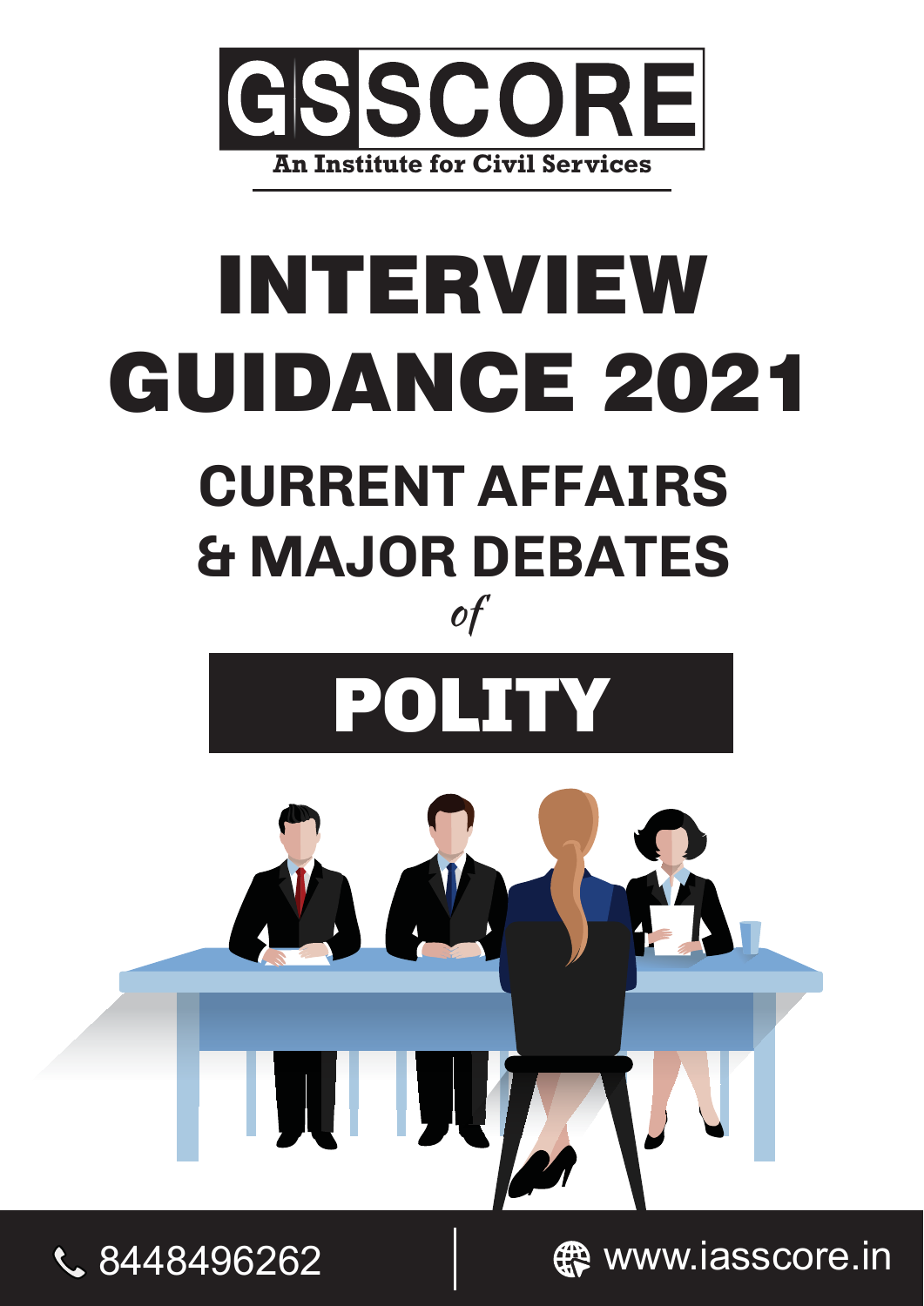# GSSCORE

An Institute for Civil Services

# INTERVIEW GUIDANCE 2021

## CURRENT AFFAIRS & MAJOR DEBATES

*of*

# POLITY

8448496262

www.iasscore.in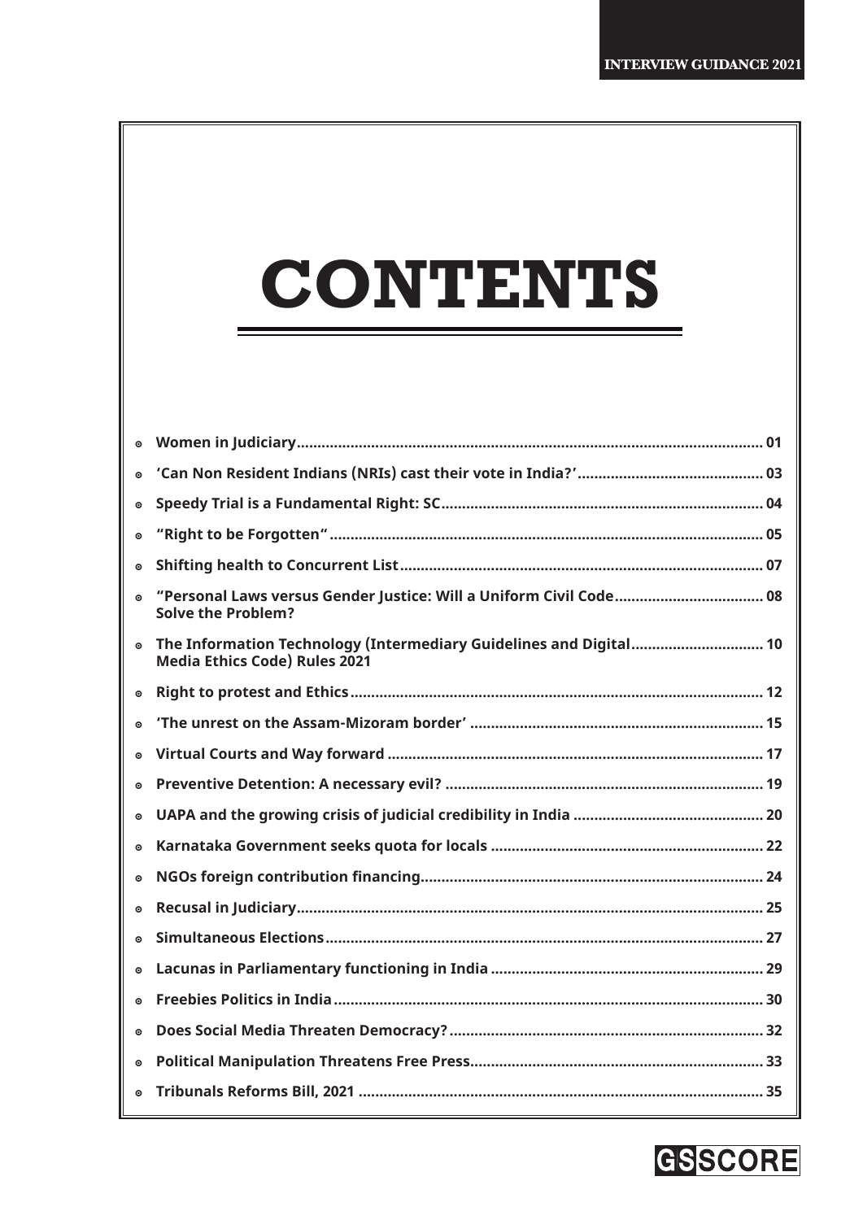# CONTENTS

- **Women in Judiciary** ........ 01
- **'Can Non Resident Indians (NRIs) cast their vote in India?'** ........ 03
- **Speedy Trial is a Fundamental Right: SC** ........ 04
- **"Right to be Forgotten"** ........ 05
- **Shifting health to Concurrent List** ........ 07
- **"Personal Laws versus Gender Justice: Will a Uniform Civil Code Solve the Problem?** ........ 08
- **The Information Technology (Intermediary Guidelines and Digital Media Ethics Code) Rules 2021** ........ 10
- **Right to protest and Ethics** ........ 12
- **'The unrest on the Assam-Mizoram border'** ........ 15
- **Virtual Courts and Way forward** ........ 17
- **Preventive Detention: A necessary evil?** ........ 19
- **UAPA and the growing crisis of judicial credibility in India** ........ 20
- **Karnataka Government seeks quota for locals** ........ 22
- **NGOs foreign contribution financing** ........ 24
- **Recusal in Judiciary** ........ 25
- **Simultaneous Elections** ........ 27
- **Lacunas in Parliamentary functioning in India** ........ 29
- **Freebies Politics in India** ........ 30
- **Does Social Media Threaten Democracy?** ........ 32
- **Political Manipulation Threatens Free Press** ........ 33
- **Tribunals Reforms Bill, 2021** ........ 35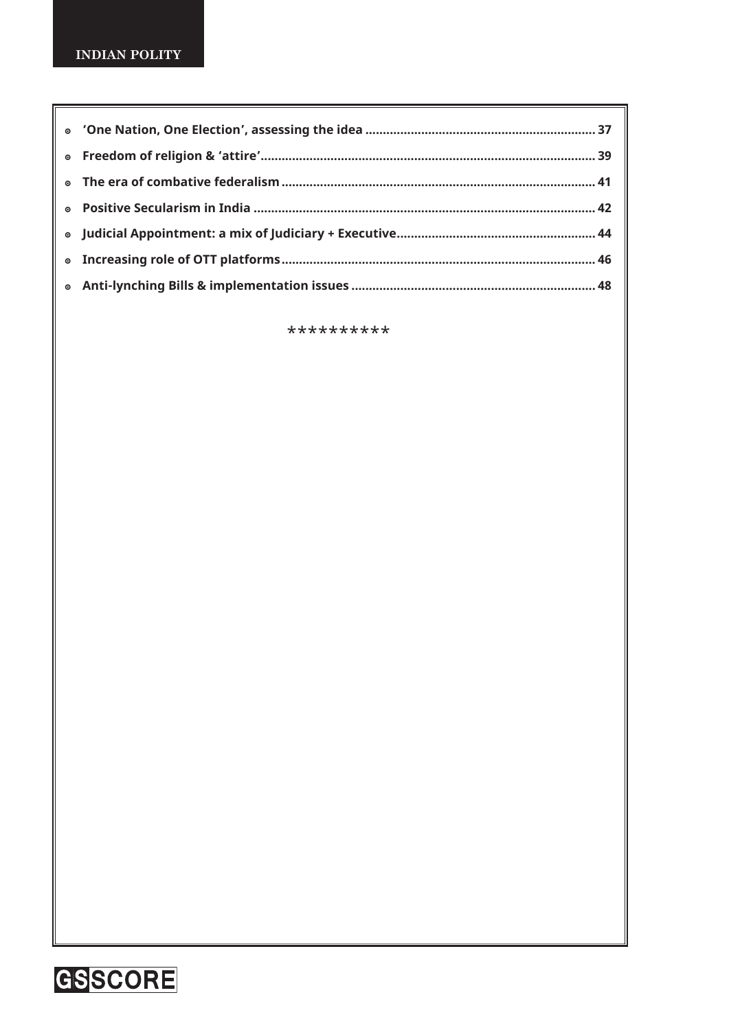- **'One Nation, One Election', assessing the idea ................................................................ 37**
- **Freedom of religion & 'attire' ................................................................................ 39**
- **The era of combative federalism ........................................................................... 41**
- **Positive Secularism in India .................................................................................. 42**
- **Judicial Appointment: a mix of Judiciary + Executive ........................................................ 44**
- **Increasing role of OTT platforms ........................................................................... 46**
- **Anti-lynching Bills & implementation issues ..................................................................... 48**

**********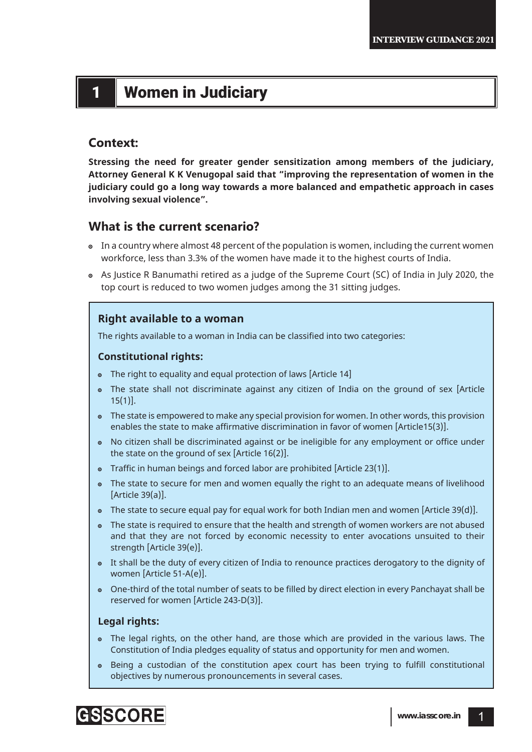# 1 Women in Judiciary

## Context:

**Stressing the need for greater gender sensitization among members of the judiciary, Attorney General K K Venugopal said that "improving the representation of women in the judiciary could go a long way towards a more balanced and empathetic approach in cases involving sexual violence".**

## What is the current scenario?

- In a country where almost 48 percent of the population is women, including the current women workforce, less than 3.3% of the women have made it to the highest courts of India.
- As Justice R Banumathi retired as a judge of the Supreme Court (SC) of India in July 2020, the top court is reduced to two women judges among the 31 sitting judges.

### Right available to a woman

The rights available to a woman in India can be classified into two categories:

#### Constitutional rights:

- The right to equality and equal protection of laws [Article 14]
- The state shall not discriminate against any citizen of India on the ground of sex [Article 15(1)].
- The state is empowered to make any special provision for women. In other words, this provision enables the state to make affirmative discrimination in favor of women [Article15(3)].
- No citizen shall be discriminated against or be ineligible for any employment or office under the state on the ground of sex [Article 16(2)].
- Traffic in human beings and forced labor are prohibited [Article 23(1)].
- The state to secure for men and women equally the right to an adequate means of livelihood [Article 39(a)].
- The state to secure equal pay for equal work for both Indian men and women [Article 39(d)].
- The state is required to ensure that the health and strength of women workers are not abused and that they are not forced by economic necessity to enter avocations unsuited to their strength [Article 39(e)].
- It shall be the duty of every citizen of India to renounce practices derogatory to the dignity of women [Article 51-A(e)].
- One-third of the total number of seats to be filled by direct election in every Panchayat shall be reserved for women [Article 243-D(3)].

#### Legal rights:

- The legal rights, on the other hand, are those which are provided in the various laws. The Constitution of India pledges equality of status and opportunity for men and women.
- Being a custodian of the constitution apex court has been trying to fulfill constitutional objectives by numerous pronouncements in several cases.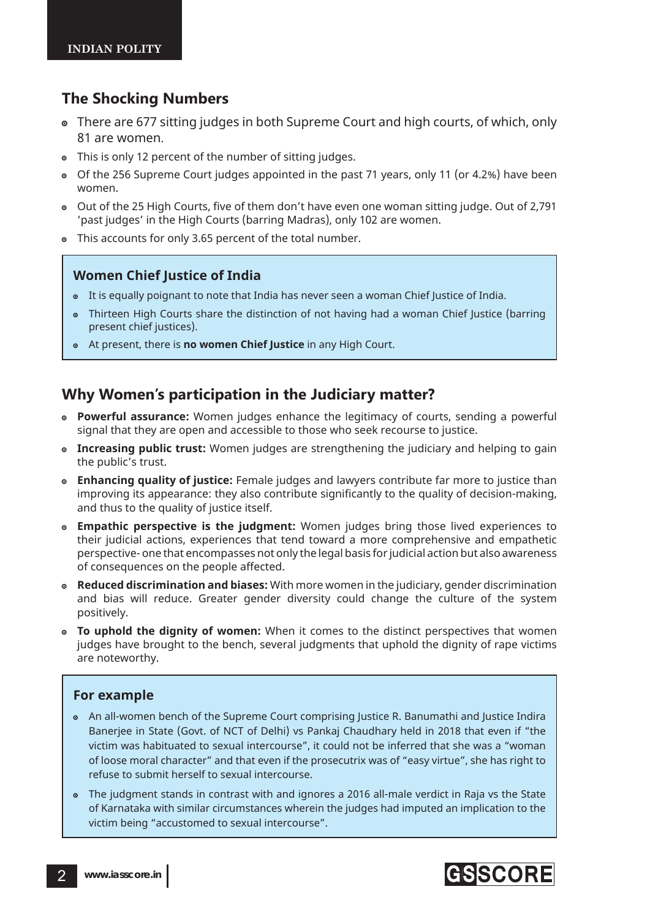## The Shocking Numbers

- There are 677 sitting judges in both Supreme Court and high courts, of which, only 81 are women.
- This is only 12 percent of the number of sitting judges.
- Of the 256 Supreme Court judges appointed in the past 71 years, only 11 (or 4.2%) have been women.
- Out of the 25 High Courts, five of them don't have even one woman sitting judge. Out of 2,791 'past judges' in the High Courts (barring Madras), only 102 are women.
- This accounts for only 3.65 percent of the total number.

### Women Chief Justice of India

- It is equally poignant to note that India has never seen a woman Chief Justice of India.
- Thirteen High Courts share the distinction of not having had a woman Chief Justice (barring present chief justices).
- At present, there is **no women Chief Justice** in any High Court.

## Why Women's participation in the Judiciary matter?

- **Powerful assurance:** Women judges enhance the legitimacy of courts, sending a powerful signal that they are open and accessible to those who seek recourse to justice.
- **Increasing public trust:** Women judges are strengthening the judiciary and helping to gain the public's trust.
- **Enhancing quality of justice:** Female judges and lawyers contribute far more to justice than improving its appearance: they also contribute significantly to the quality of decision-making, and thus to the quality of justice itself.
- **Empathic perspective is the judgment:** Women judges bring those lived experiences to their judicial actions, experiences that tend toward a more comprehensive and empathetic perspective- one that encompasses not only the legal basis for judicial action but also awareness of consequences on the people affected.
- **Reduced discrimination and biases:** With more women in the judiciary, gender discrimination and bias will reduce. Greater gender diversity could change the culture of the system positively.
- **To uphold the dignity of women:** When it comes to the distinct perspectives that women judges have brought to the bench, several judgments that uphold the dignity of rape victims are noteworthy.

### For example

- An all-women bench of the Supreme Court comprising Justice R. Banumathi and Justice Indira Banerjee in State (Govt. of NCT of Delhi) vs Pankaj Chaudhary held in 2018 that even if "the victim was habituated to sexual intercourse", it could not be inferred that she was a "woman of loose moral character" and that even if the prosecutrix was of "easy virtue", she has right to refuse to submit herself to sexual intercourse.
- The judgment stands in contrast with and ignores a 2016 all-male verdict in Raja vs the State of Karnataka with similar circumstances wherein the judges had imputed an implication to the victim being "accustomed to sexual intercourse".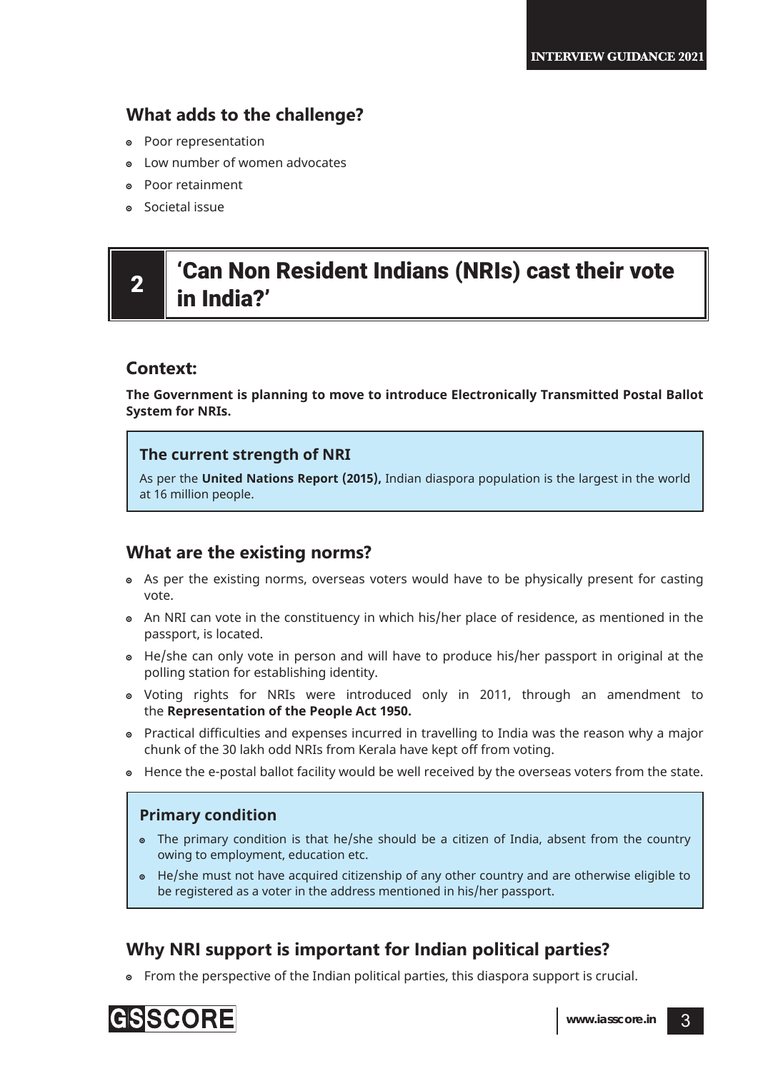### What adds to the challenge?

- Poor representation
- Low number of women advocates
- Poor retainment
- Societal issue

## 2 'Can Non Resident Indians (NRIs) cast their vote in India?'

### Context:

**The Government is planning to move to introduce Electronically Transmitted Postal Ballot System for NRIs.**

#### The current strength of NRI

As per the **United Nations Report (2015),** Indian diaspora population is the largest in the world at 16 million people.

### What are the existing norms?

- As per the existing norms, overseas voters would have to be physically present for casting vote.
- An NRI can vote in the constituency in which his/her place of residence, as mentioned in the passport, is located.
- He/she can only vote in person and will have to produce his/her passport in original at the polling station for establishing identity.
- Voting rights for NRIs were introduced only in 2011, through an amendment to the **Representation of the People Act 1950.**
- Practical difficulties and expenses incurred in travelling to India was the reason why a major chunk of the 30 lakh odd NRIs from Kerala have kept off from voting.
- Hence the e-postal ballot facility would be well received by the overseas voters from the state.

#### Primary condition

- The primary condition is that he/she should be a citizen of India, absent from the country owing to employment, education etc.
- He/she must not have acquired citizenship of any other country and are otherwise eligible to be registered as a voter in the address mentioned in his/her passport.

### Why NRI support is important for Indian political parties?

- From the perspective of the Indian political parties, this diaspora support is crucial.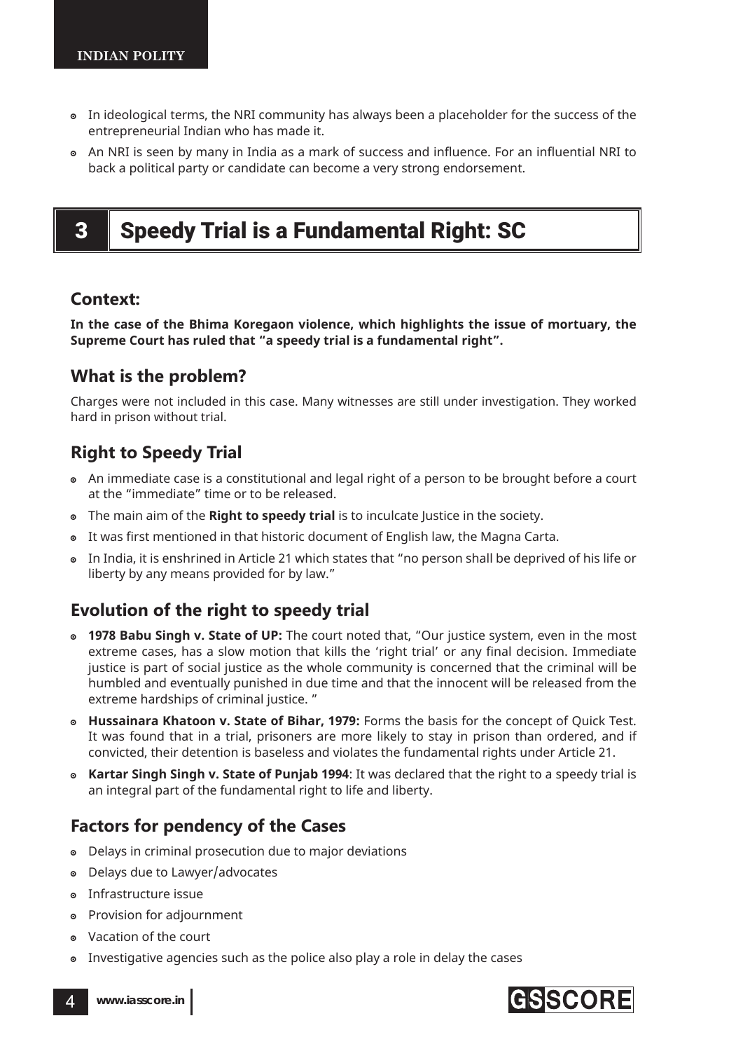- In ideological terms, the NRI community has always been a placeholder for the success of the entrepreneurial Indian who has made it.
- An NRI is seen by many in India as a mark of success and influence. For an influential NRI to back a political party or candidate can become a very strong endorsement.

## 3 Speedy Trial is a Fundamental Right: SC

### Context:

**In the case of the Bhima Koregaon violence, which highlights the issue of mortuary, the Supreme Court has ruled that "a speedy trial is a fundamental right".**

### What is the problem?

Charges were not included in this case. Many witnesses are still under investigation. They worked hard in prison without trial.

### Right to Speedy Trial

- An immediate case is a constitutional and legal right of a person to be brought before a court at the "immediate" time or to be released.
- The main aim of the **Right to speedy trial** is to inculcate Justice in the society.
- It was first mentioned in that historic document of English law, the Magna Carta.
- In India, it is enshrined in Article 21 which states that "no person shall be deprived of his life or liberty by any means provided for by law."

### Evolution of the right to speedy trial

- **1978 Babu Singh v. State of UP:** The court noted that, "Our justice system, even in the most extreme cases, has a slow motion that kills the 'right trial' or any final decision. Immediate justice is part of social justice as the whole community is concerned that the criminal will be humbled and eventually punished in due time and that the innocent will be released from the extreme hardships of criminal justice. "
- **Hussainara Khatoon v. State of Bihar, 1979:** Forms the basis for the concept of Quick Test. It was found that in a trial, prisoners are more likely to stay in prison than ordered, and if convicted, their detention is baseless and violates the fundamental rights under Article 21.
- **Kartar Singh Singh v. State of Punjab 1994**: It was declared that the right to a speedy trial is an integral part of the fundamental right to life and liberty.

### Factors for pendency of the Cases

- Delays in criminal prosecution due to major deviations
- Delays due to Lawyer/advocates
- Infrastructure issue
- Provision for adjournment
- Vacation of the court
- Investigative agencies such as the police also play a role in delay the cases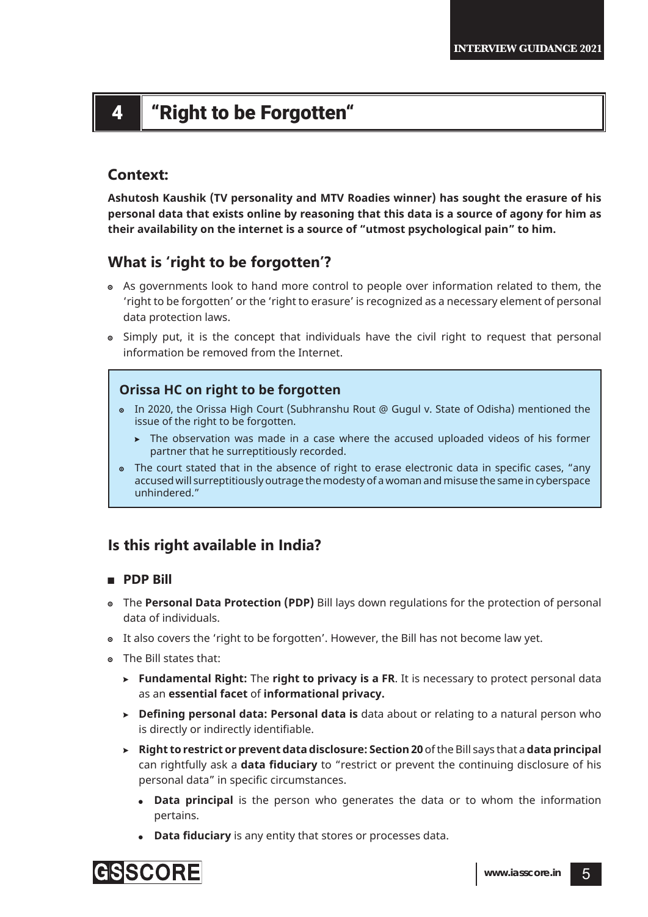## 4 "Right to be Forgotten"

### Context:

**Ashutosh Kaushik (TV personality and MTV Roadies winner) has sought the erasure of his personal data that exists online by reasoning that this data is a source of agony for him as their availability on the internet is a source of "utmost psychological pain" to him.**

### What is 'right to be forgotten'?

- As governments look to hand more control to people over information related to them, the 'right to be forgotten' or the 'right to erasure' is recognized as a necessary element of personal data protection laws.
- Simply put, it is the concept that individuals have the civil right to request that personal information be removed from the Internet.

> **Orissa HC on right to be forgotten**
>
> - In 2020, the Orissa High Court (Subhranshu Rout @ Gugul v. State of Odisha) mentioned the issue of the right to be forgotten.
>   - The observation was made in a case where the accused uploaded videos of his former partner that he surreptitiously recorded.
> - The court stated that in the absence of right to erase electronic data in specific cases, "any accused will surreptitiously outrage the modesty of a woman and misuse the same in cyberspace unhindered."

### Is this right available in India?

- **PDP Bill**

- The **Personal Data Protection (PDP)** Bill lays down regulations for the protection of personal data of individuals.
- It also covers the 'right to be forgotten'. However, the Bill has not become law yet.
- The Bill states that:
  - **Fundamental Right:** The **right to privacy is a FR**. It is necessary to protect personal data as an **essential facet** of **informational privacy.**
  - **Defining personal data: Personal data is** data about or relating to a natural person who is directly or indirectly identifiable.
  - **Right to restrict or prevent data disclosure: Section 20** of the Bill says that a **data principal** can rightfully ask a **data fiduciary** to "restrict or prevent the continuing disclosure of his personal data" in specific circumstances.
    - **Data principal** is the person who generates the data or to whom the information pertains.
    - **Data fiduciary** is any entity that stores or processes data.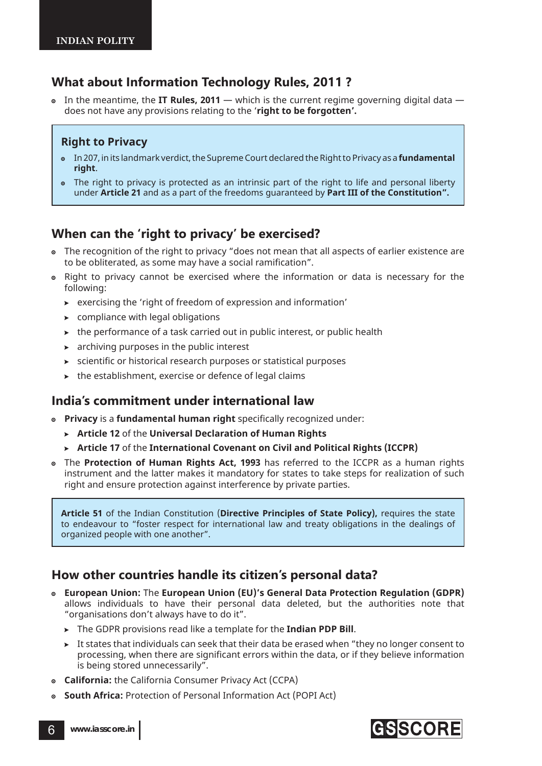## What about Information Technology Rules, 2011 ?

- In the meantime, the **IT Rules, 2011** — which is the current regime governing digital data — does not have any provisions relating to the '**right to be forgotten'.**

> ### Right to Privacy
>
> - In 207, in its landmark verdict, the Supreme Court declared the Right to Privacy as a **fundamental right**.
> - The right to privacy is protected as an intrinsic part of the right to life and personal liberty under **Article 21** and as a part of the freedoms guaranteed by **Part III of the Constitution".**

## When can the 'right to privacy' be exercised?

- The recognition of the right to privacy "does not mean that all aspects of earlier existence are to be obliterated, as some may have a social ramification".
- Right to privacy cannot be exercised where the information or data is necessary for the following:
  - exercising the 'right of freedom of expression and information'
  - compliance with legal obligations
  - the performance of a task carried out in public interest, or public health
  - archiving purposes in the public interest
  - scientific or historical research purposes or statistical purposes
  - the establishment, exercise or defence of legal claims

## India's commitment under international law

- **Privacy** is a **fundamental human right** specifically recognized under:
  - **Article 12** of the **Universal Declaration of Human Rights**
  - **Article 17** of the **International Covenant on Civil and Political Rights (ICCPR)**
- The **Protection of Human Rights Act, 1993** has referred to the ICCPR as a human rights instrument and the latter makes it mandatory for states to take steps for realization of such right and ensure protection against interference by private parties.

> **Article 51** of the Indian Constitution (**Directive Principles of State Policy),** requires the state to endeavour to "foster respect for international law and treaty obligations in the dealings of organized people with one another".

## How other countries handle its citizen's personal data?

- **European Union:** The **European Union (EU)'s General Data Protection Regulation (GDPR)** allows individuals to have their personal data deleted, but the authorities note that "organisations don't always have to do it".
  - The GDPR provisions read like a template for the **Indian PDP Bill**.
  - It states that individuals can seek that their data be erased when "they no longer consent to processing, when there are significant errors within the data, or if they believe information is being stored unnecessarily".
- **California:** the California Consumer Privacy Act (CCPA)
- **South Africa:** Protection of Personal Information Act (POPI Act)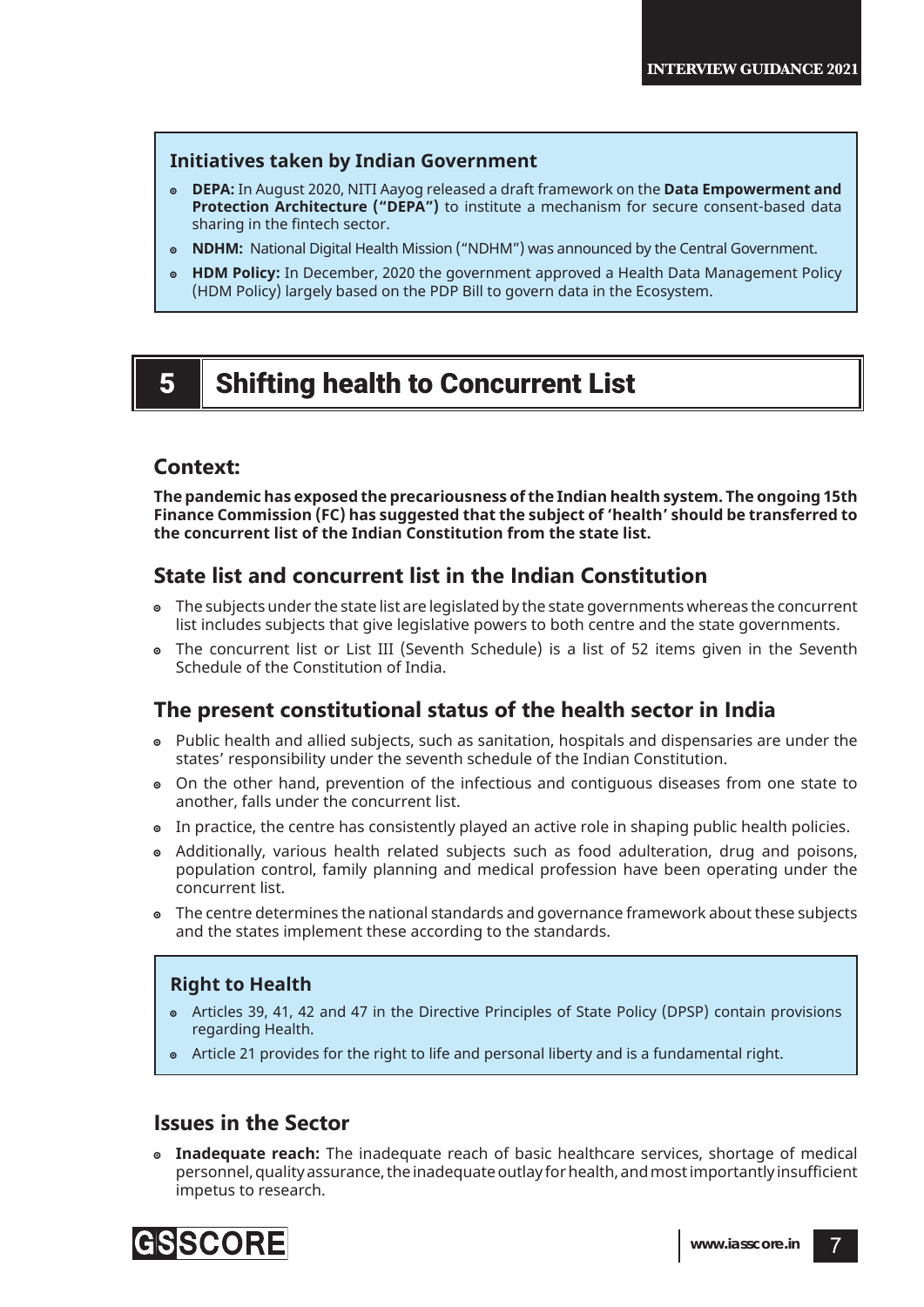### Initiatives taken by Indian Government

- **DEPA:** In August 2020, NITI Aayog released a draft framework on the **Data Empowerment and Protection Architecture ("DEPA")** to institute a mechanism for secure consent-based data sharing in the fintech sector.
- **NDHM:** National Digital Health Mission ("NDHM") was announced by the Central Government.
- **HDM Policy:** In December, 2020 the government approved a Health Data Management Policy (HDM Policy) largely based on the PDP Bill to govern data in the Ecosystem.

# 5 Shifting health to Concurrent List

## Context:

**The pandemic has exposed the precariousness of the Indian health system. The ongoing 15th Finance Commission (FC) has suggested that the subject of 'health' should be transferred to the concurrent list of the Indian Constitution from the state list.**

## State list and concurrent list in the Indian Constitution

- The subjects under the state list are legislated by the state governments whereas the concurrent list includes subjects that give legislative powers to both centre and the state governments.
- The concurrent list or List III (Seventh Schedule) is a list of 52 items given in the Seventh Schedule of the Constitution of India.

## The present constitutional status of the health sector in India

- Public health and allied subjects, such as sanitation, hospitals and dispensaries are under the states' responsibility under the seventh schedule of the Indian Constitution.
- On the other hand, prevention of the infectious and contiguous diseases from one state to another, falls under the concurrent list.
- In practice, the centre has consistently played an active role in shaping public health policies.
- Additionally, various health related subjects such as food adulteration, drug and poisons, population control, family planning and medical profession have been operating under the concurrent list.
- The centre determines the national standards and governance framework about these subjects and the states implement these according to the standards.

### Right to Health

- Articles 39, 41, 42 and 47 in the Directive Principles of State Policy (DPSP) contain provisions regarding Health.
- Article 21 provides for the right to life and personal liberty and is a fundamental right.

## Issues in the Sector

- **Inadequate reach:** The inadequate reach of basic healthcare services, shortage of medical personnel, quality assurance, the inadequate outlay for health, and most importantly insufficient impetus to research.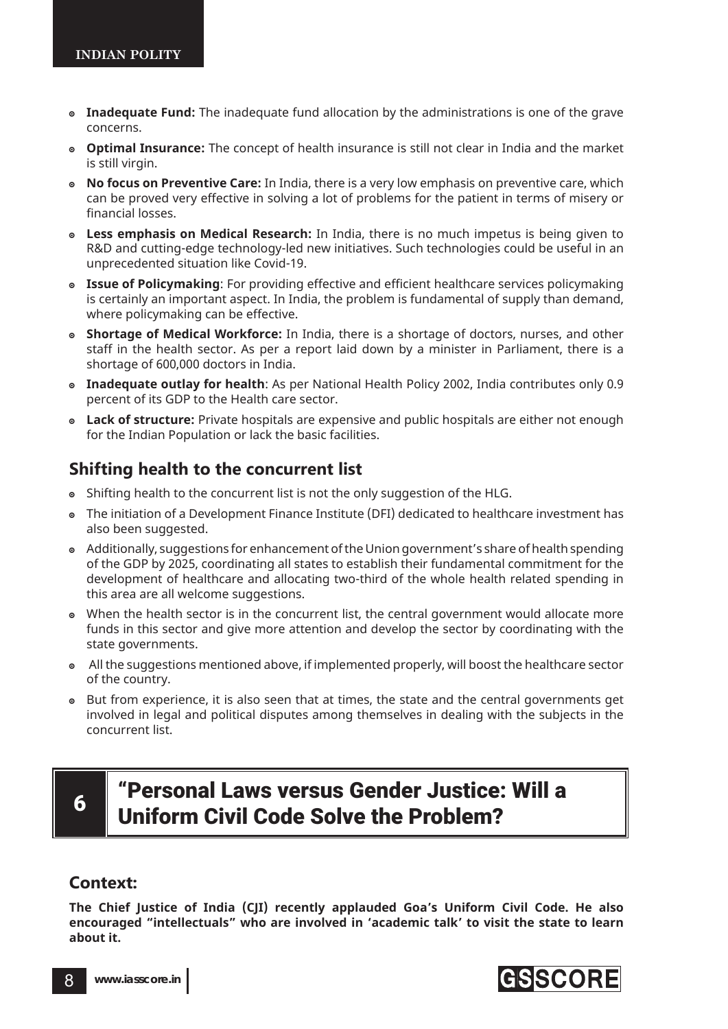- **Inadequate Fund:** The inadequate fund allocation by the administrations is one of the grave concerns.
- **Optimal Insurance:** The concept of health insurance is still not clear in India and the market is still virgin.
- **No focus on Preventive Care:** In India, there is a very low emphasis on preventive care, which can be proved very effective in solving a lot of problems for the patient in terms of misery or financial losses.
- **Less emphasis on Medical Research:** In India, there is no much impetus is being given to R&D and cutting-edge technology-led new initiatives. Such technologies could be useful in an unprecedented situation like Covid-19.
- **Issue of Policymaking**: For providing effective and efficient healthcare services policymaking is certainly an important aspect. In India, the problem is fundamental of supply than demand, where policymaking can be effective.
- **Shortage of Medical Workforce:** In India, there is a shortage of doctors, nurses, and other staff in the health sector. As per a report laid down by a minister in Parliament, there is a shortage of 600,000 doctors in India.
- **Inadequate outlay for health**: As per National Health Policy 2002, India contributes only 0.9 percent of its GDP to the Health care sector.
- **Lack of structure:** Private hospitals are expensive and public hospitals are either not enough for the Indian Population or lack the basic facilities.

## Shifting health to the concurrent list

- Shifting health to the concurrent list is not the only suggestion of the HLG.
- The initiation of a Development Finance Institute (DFI) dedicated to healthcare investment has also been suggested.
- Additionally, suggestions for enhancement of the Union government's share of health spending of the GDP by 2025, coordinating all states to establish their fundamental commitment for the development of healthcare and allocating two-third of the whole health related spending in this area are all welcome suggestions.
- When the health sector is in the concurrent list, the central government would allocate more funds in this sector and give more attention and develop the sector by coordinating with the state governments.
- All the suggestions mentioned above, if implemented properly, will boost the healthcare sector of the country.
- But from experience, it is also seen that at times, the state and the central governments get involved in legal and political disputes among themselves in dealing with the subjects in the concurrent list.

# 6 "Personal Laws versus Gender Justice: Will a Uniform Civil Code Solve the Problem?

## Context:

**The Chief Justice of India (CJI) recently applauded Goa's Uniform Civil Code. He also encouraged "intellectuals" who are involved in 'academic talk' to visit the state to learn about it.**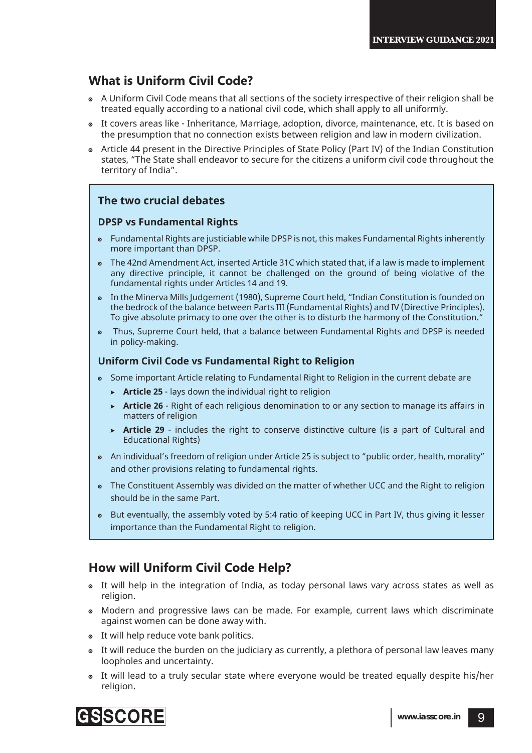## What is Uniform Civil Code?

- A Uniform Civil Code means that all sections of the society irrespective of their religion shall be treated equally according to a national civil code, which shall apply to all uniformly.
- It covers areas like - Inheritance, Marriage, adoption, divorce, maintenance, etc. It is based on the presumption that no connection exists between religion and law in modern civilization.
- Article 44 present in the Directive Principles of State Policy (Part IV) of the Indian Constitution states, "The State shall endeavor to secure for the citizens a uniform civil code throughout the territory of India".

### The two crucial debates

#### DPSP vs Fundamental Rights

- Fundamental Rights are justiciable while DPSP is not, this makes Fundamental Rights inherently more important than DPSP.
- The 42nd Amendment Act, inserted Article 31C which stated that, if a law is made to implement any directive principle, it cannot be challenged on the ground of being violative of the fundamental rights under Articles 14 and 19.
- In the Minerva Mills Judgement (1980), Supreme Court held, "Indian Constitution is founded on the bedrock of the balance between Parts III (Fundamental Rights) and IV (Directive Principles). To give absolute primacy to one over the other is to disturb the harmony of the Constitution."
- Thus, Supreme Court held, that a balance between Fundamental Rights and DPSP is needed in policy-making.

#### Uniform Civil Code vs Fundamental Right to Religion

- Some important Article relating to Fundamental Right to Religion in the current debate are
  - **Article 25** - lays down the individual right to religion
  - **Article 26** - Right of each religious denomination to or any section to manage its affairs in matters of religion
  - **Article 29** - includes the right to conserve distinctive culture (is a part of Cultural and Educational Rights)
- An individual's freedom of religion under Article 25 is subject to "public order, health, morality" and other provisions relating to fundamental rights.
- The Constituent Assembly was divided on the matter of whether UCC and the Right to religion should be in the same Part.
- But eventually, the assembly voted by 5:4 ratio of keeping UCC in Part IV, thus giving it lesser importance than the Fundamental Right to religion.

## How will Uniform Civil Code Help?

- It will help in the integration of India, as today personal laws vary across states as well as religion.
- Modern and progressive laws can be made. For example, current laws which discriminate against women can be done away with.
- It will help reduce vote bank politics.
- It will reduce the burden on the judiciary as currently, a plethora of personal law leaves many loopholes and uncertainty.
- It will lead to a truly secular state where everyone would be treated equally despite his/her religion.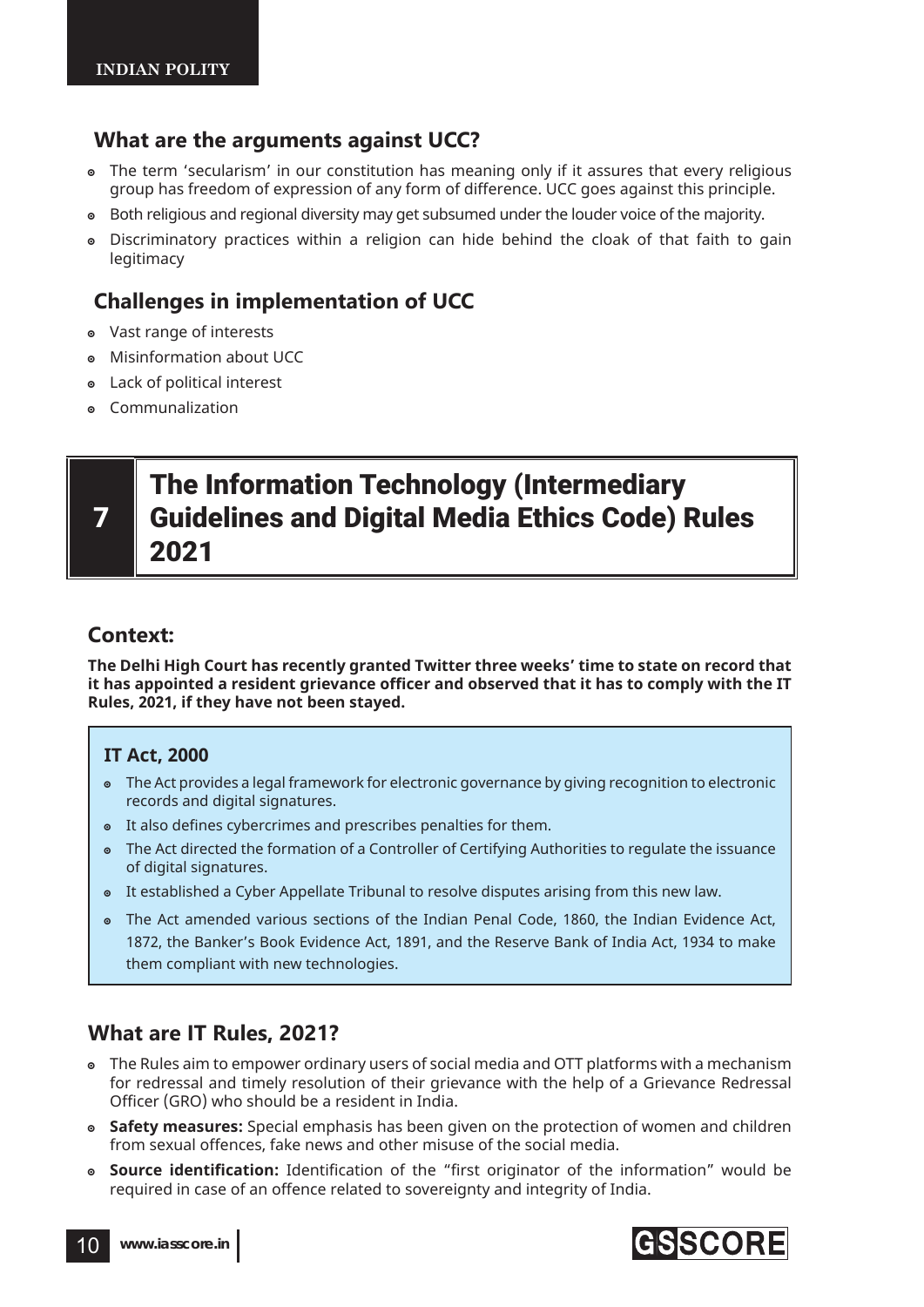## What are the arguments against UCC?

- The term 'secularism' in our constitution has meaning only if it assures that every religious group has freedom of expression of any form of difference. UCC goes against this principle.
- Both religious and regional diversity may get subsumed under the louder voice of the majority.
- Discriminatory practices within a religion can hide behind the cloak of that faith to gain legitimacy

## Challenges in implementation of UCC

- Vast range of interests
- Misinformation about UCC
- Lack of political interest
- Communalization

# 7 The Information Technology (Intermediary Guidelines and Digital Media Ethics Code) Rules 2021

## Context:

**The Delhi High Court has recently granted Twitter three weeks' time to state on record that it has appointed a resident grievance officer and observed that it has to comply with the IT Rules, 2021, if they have not been stayed.**

### IT Act, 2000

- The Act provides a legal framework for electronic governance by giving recognition to electronic records and digital signatures.
- It also defines cybercrimes and prescribes penalties for them.
- The Act directed the formation of a Controller of Certifying Authorities to regulate the issuance of digital signatures.
- It established a Cyber Appellate Tribunal to resolve disputes arising from this new law.
- The Act amended various sections of the Indian Penal Code, 1860, the Indian Evidence Act, 1872, the Banker's Book Evidence Act, 1891, and the Reserve Bank of India Act, 1934 to make them compliant with new technologies.

## What are IT Rules, 2021?

- The Rules aim to empower ordinary users of social media and OTT platforms with a mechanism for redressal and timely resolution of their grievance with the help of a Grievance Redressal Officer (GRO) who should be a resident in India.
- **Safety measures:** Special emphasis has been given on the protection of women and children from sexual offences, fake news and other misuse of the social media.
- **Source identification:** Identification of the "first originator of the information" would be required in case of an offence related to sovereignty and integrity of India.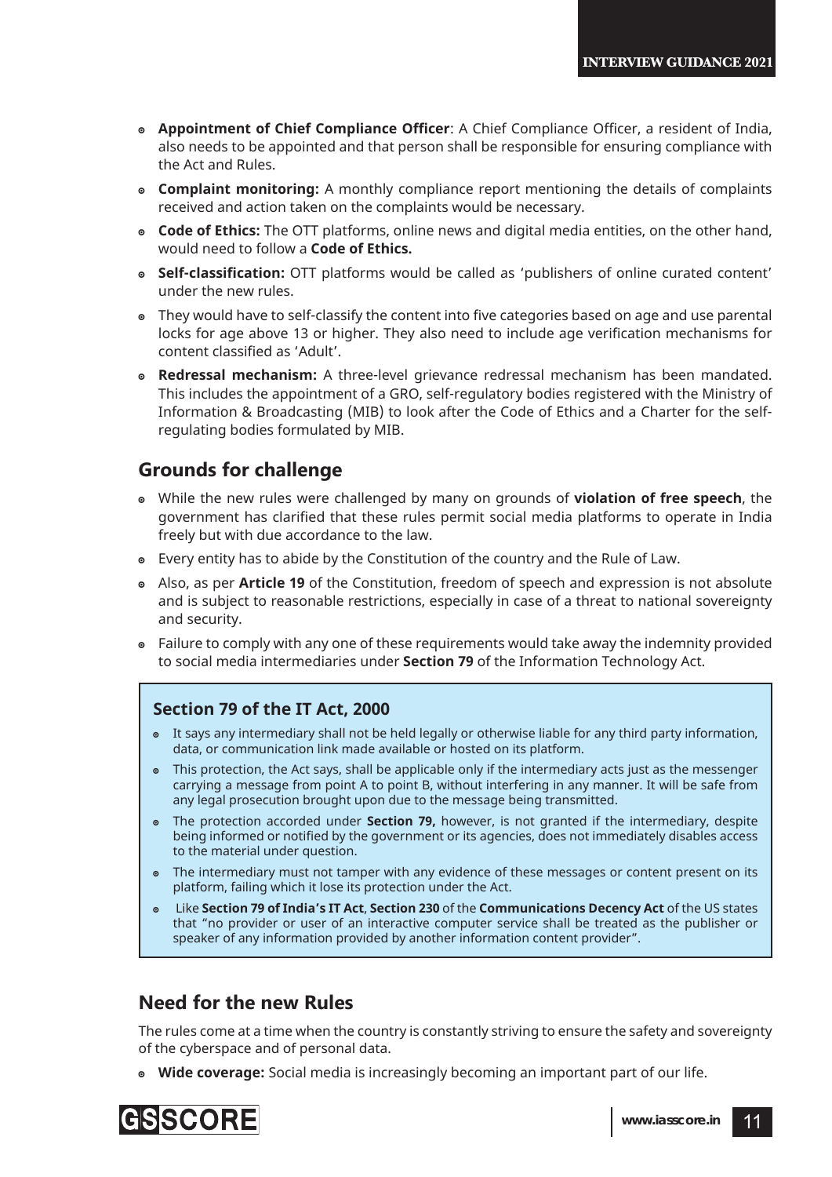- **Appointment of Chief Compliance Officer**: A Chief Compliance Officer, a resident of India, also needs to be appointed and that person shall be responsible for ensuring compliance with the Act and Rules.
- **Complaint monitoring:** A monthly compliance report mentioning the details of complaints received and action taken on the complaints would be necessary.
- **Code of Ethics:** The OTT platforms, online news and digital media entities, on the other hand, would need to follow a **Code of Ethics.**
- **Self-classification:** OTT platforms would be called as 'publishers of online curated content' under the new rules.
- They would have to self-classify the content into five categories based on age and use parental locks for age above 13 or higher. They also need to include age verification mechanisms for content classified as 'Adult'.
- **Redressal mechanism:** A three-level grievance redressal mechanism has been mandated. This includes the appointment of a GRO, self-regulatory bodies registered with the Ministry of Information & Broadcasting (MIB) to look after the Code of Ethics and a Charter for the self-regulating bodies formulated by MIB.

## Grounds for challenge

- While the new rules were challenged by many on grounds of **violation of free speech**, the government has clarified that these rules permit social media platforms to operate in India freely but with due accordance to the law.
- Every entity has to abide by the Constitution of the country and the Rule of Law.
- Also, as per **Article 19** of the Constitution, freedom of speech and expression is not absolute and is subject to reasonable restrictions, especially in case of a threat to national sovereignty and security.
- Failure to comply with any one of these requirements would take away the indemnity provided to social media intermediaries under **Section 79** of the Information Technology Act.

### Section 79 of the IT Act, 2000

- It says any intermediary shall not be held legally or otherwise liable for any third party information, data, or communication link made available or hosted on its platform.
- This protection, the Act says, shall be applicable only if the intermediary acts just as the messenger carrying a message from point A to point B, without interfering in any manner. It will be safe from any legal prosecution brought upon due to the message being transmitted.
- The protection accorded under **Section 79,** however, is not granted if the intermediary, despite being informed or notified by the government or its agencies, does not immediately disables access to the material under question.
- The intermediary must not tamper with any evidence of these messages or content present on its platform, failing which it lose its protection under the Act.
- Like **Section 79 of India's IT Act**, **Section 230** of the **Communications Decency Act** of the US states that "no provider or user of an interactive computer service shall be treated as the publisher or speaker of any information provided by another information content provider".

## Need for the new Rules

The rules come at a time when the country is constantly striving to ensure the safety and sovereignty of the cyberspace and of personal data.

- **Wide coverage:** Social media is increasingly becoming an important part of our life.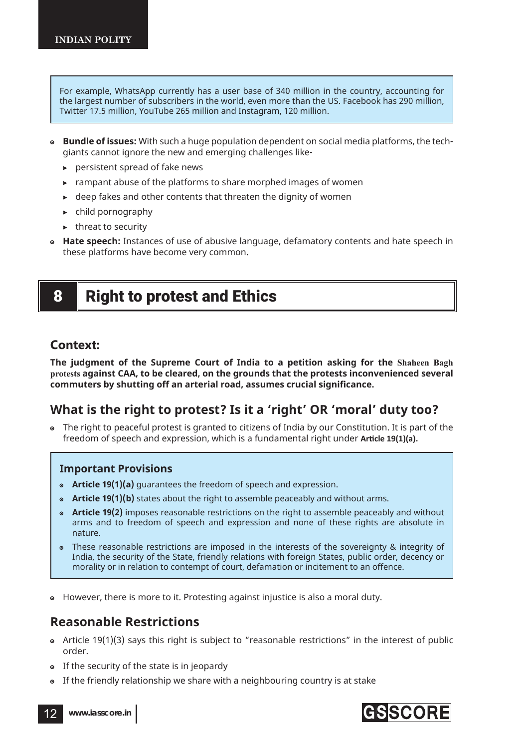For example, WhatsApp currently has a user base of 340 million in the country, accounting for the largest number of subscribers in the world, even more than the US. Facebook has 290 million, Twitter 17.5 million, YouTube 265 million and Instagram, 120 million.

- **Bundle of issues:** With such a huge population dependent on social media platforms, the tech-giants cannot ignore the new and emerging challenges like-
  - persistent spread of fake news
  - rampant abuse of the platforms to share morphed images of women
  - deep fakes and other contents that threaten the dignity of women
  - child pornography
  - threat to security
- **Hate speech:** Instances of use of abusive language, defamatory contents and hate speech in these platforms have become very common.

# 8 Right to protest and Ethics

## Context:

**The judgment of the Supreme Court of India to a petition asking for the Shaheen Bagh protests against CAA, to be cleared, on the grounds that the protests inconvenienced several commuters by shutting off an arterial road, assumes crucial significance.**

## What is the right to protest? Is it a 'right' OR 'moral' duty too?

- The right to peaceful protest is granted to citizens of India by our Constitution. It is part of the freedom of speech and expression, which is a fundamental right under **Article 19(1)(a).**

### Important Provisions

- **Article 19(1)(a)** guarantees the freedom of speech and expression.
- **Article 19(1)(b)** states about the right to assemble peaceably and without arms.
- **Article 19(2)** imposes reasonable restrictions on the right to assemble peaceably and without arms and to freedom of speech and expression and none of these rights are absolute in nature.
- These reasonable restrictions are imposed in the interests of the sovereignty & integrity of India, the security of the State, friendly relations with foreign States, public order, decency or morality or in relation to contempt of court, defamation or incitement to an offence.

- However, there is more to it. Protesting against injustice is also a moral duty.

## Reasonable Restrictions

- Article 19(1)(3) says this right is subject to "reasonable restrictions" in the interest of public order.
- If the security of the state is in jeopardy
- If the friendly relationship we share with a neighbouring country is at stake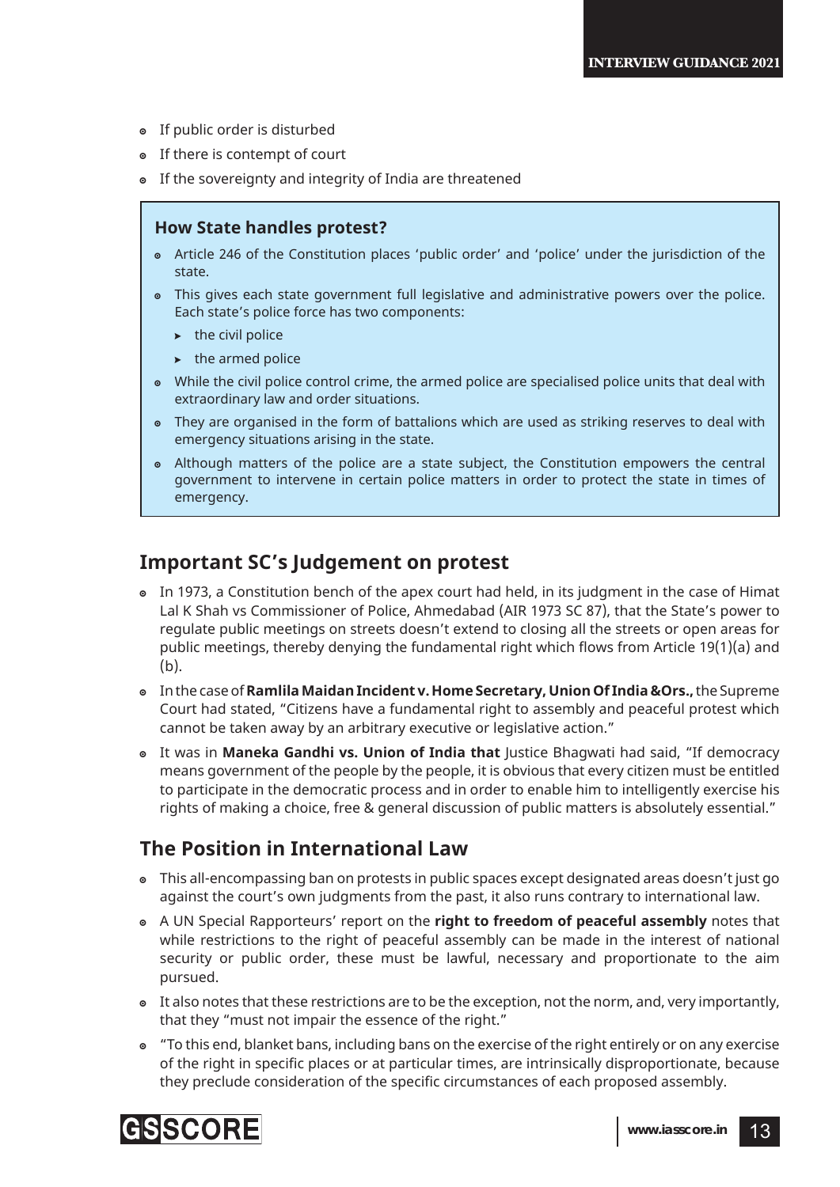- If public order is disturbed
- If there is contempt of court
- If the sovereignty and integrity of India are threatened

### How State handles protest?

- Article 246 of the Constitution places 'public order' and 'police' under the jurisdiction of the state.
- This gives each state government full legislative and administrative powers over the police. Each state's police force has two components:
  - the civil police
  - the armed police
- While the civil police control crime, the armed police are specialised police units that deal with extraordinary law and order situations.
- They are organised in the form of battalions which are used as striking reserves to deal with emergency situations arising in the state.
- Although matters of the police are a state subject, the Constitution empowers the central government to intervene in certain police matters in order to protect the state in times of emergency.

## Important SC's Judgement on protest

- In 1973, a Constitution bench of the apex court had held, in its judgment in the case of Himat Lal K Shah vs Commissioner of Police, Ahmedabad (AIR 1973 SC 87), that the State's power to regulate public meetings on streets doesn't extend to closing all the streets or open areas for public meetings, thereby denying the fundamental right which flows from Article 19(1)(a) and (b).
- In the case of **Ramlila Maidan Incident v. Home Secretary, Union Of India &Ors.,** the Supreme Court had stated, "Citizens have a fundamental right to assembly and peaceful protest which cannot be taken away by an arbitrary executive or legislative action."
- It was in **Maneka Gandhi vs. Union of India that** Justice Bhagwati had said, "If democracy means government of the people by the people, it is obvious that every citizen must be entitled to participate in the democratic process and in order to enable him to intelligently exercise his rights of making a choice, free & general discussion of public matters is absolutely essential."

## The Position in International Law

- This all-encompassing ban on protests in public spaces except designated areas doesn't just go against the court's own judgments from the past, it also runs contrary to international law.
- A UN Special Rapporteurs' report on the **right to freedom of peaceful assembly** notes that while restrictions to the right of peaceful assembly can be made in the interest of national security or public order, these must be lawful, necessary and proportionate to the aim pursued.
- It also notes that these restrictions are to be the exception, not the norm, and, very importantly, that they "must not impair the essence of the right."
- "To this end, blanket bans, including bans on the exercise of the right entirely or on any exercise of the right in specific places or at particular times, are intrinsically disproportionate, because they preclude consideration of the specific circumstances of each proposed assembly.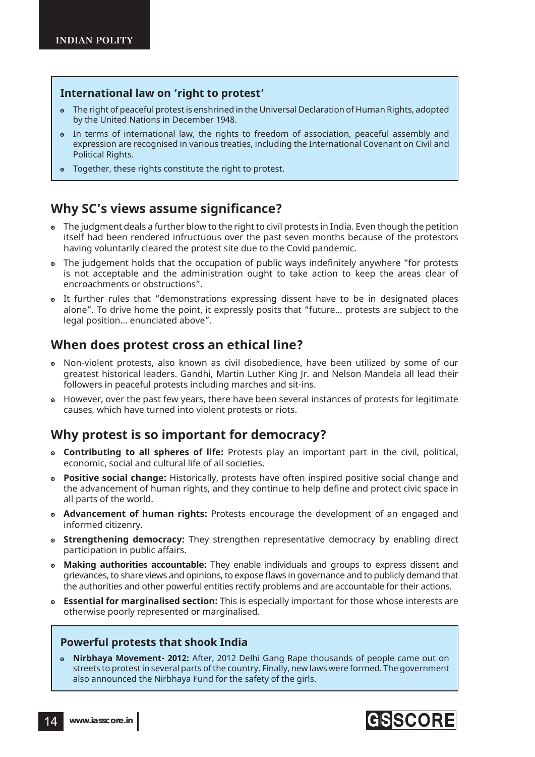### International law on 'right to protest'

- The right of peaceful protest is enshrined in the Universal Declaration of Human Rights, adopted by the United Nations in December 1948.
- In terms of international law, the rights to freedom of association, peaceful assembly and expression are recognised in various treaties, including the International Covenant on Civil and Political Rights.
- Together, these rights constitute the right to protest.

## Why SC's views assume significance?

- The judgment deals a further blow to the right to civil protests in India. Even though the petition itself had been rendered infructuous over the past seven months because of the protestors having voluntarily cleared the protest site due to the Covid pandemic.
- The judgement holds that the occupation of public ways indefinitely anywhere "for protests is not acceptable and the administration ought to take action to keep the areas clear of encroachments or obstructions".
- It further rules that "demonstrations expressing dissent have to be in designated places alone". To drive home the point, it expressly posits that "future... protests are subject to the legal position... enunciated above".

## When does protest cross an ethical line?

- Non-violent protests, also known as civil disobedience, have been utilized by some of our greatest historical leaders. Gandhi, Martin Luther King Jr. and Nelson Mandela all lead their followers in peaceful protests including marches and sit-ins.
- However, over the past few years, there have been several instances of protests for legitimate causes, which have turned into violent protests or riots.

## Why protest is so important for democracy?

- **Contributing to all spheres of life:** Protests play an important part in the civil, political, economic, social and cultural life of all societies.
- **Positive social change:** Historically, protests have often inspired positive social change and the advancement of human rights, and they continue to help define and protect civic space in all parts of the world.
- **Advancement of human rights:** Protests encourage the development of an engaged and informed citizenry.
- **Strengthening democracy:** They strengthen representative democracy by enabling direct participation in public affairs.
- **Making authorities accountable:** They enable individuals and groups to express dissent and grievances, to share views and opinions, to expose flaws in governance and to publicly demand that the authorities and other powerful entities rectify problems and are accountable for their actions.
- **Essential for marginalised section:** This is especially important for those whose interests are otherwise poorly represented or marginalised.

### Powerful protests that shook India

- **Nirbhaya Movement- 2012:** After, 2012 Delhi Gang Rape thousands of people came out on streets to protest in several parts of the country. Finally, new laws were formed. The government also announced the Nirbhaya Fund for the safety of the girls.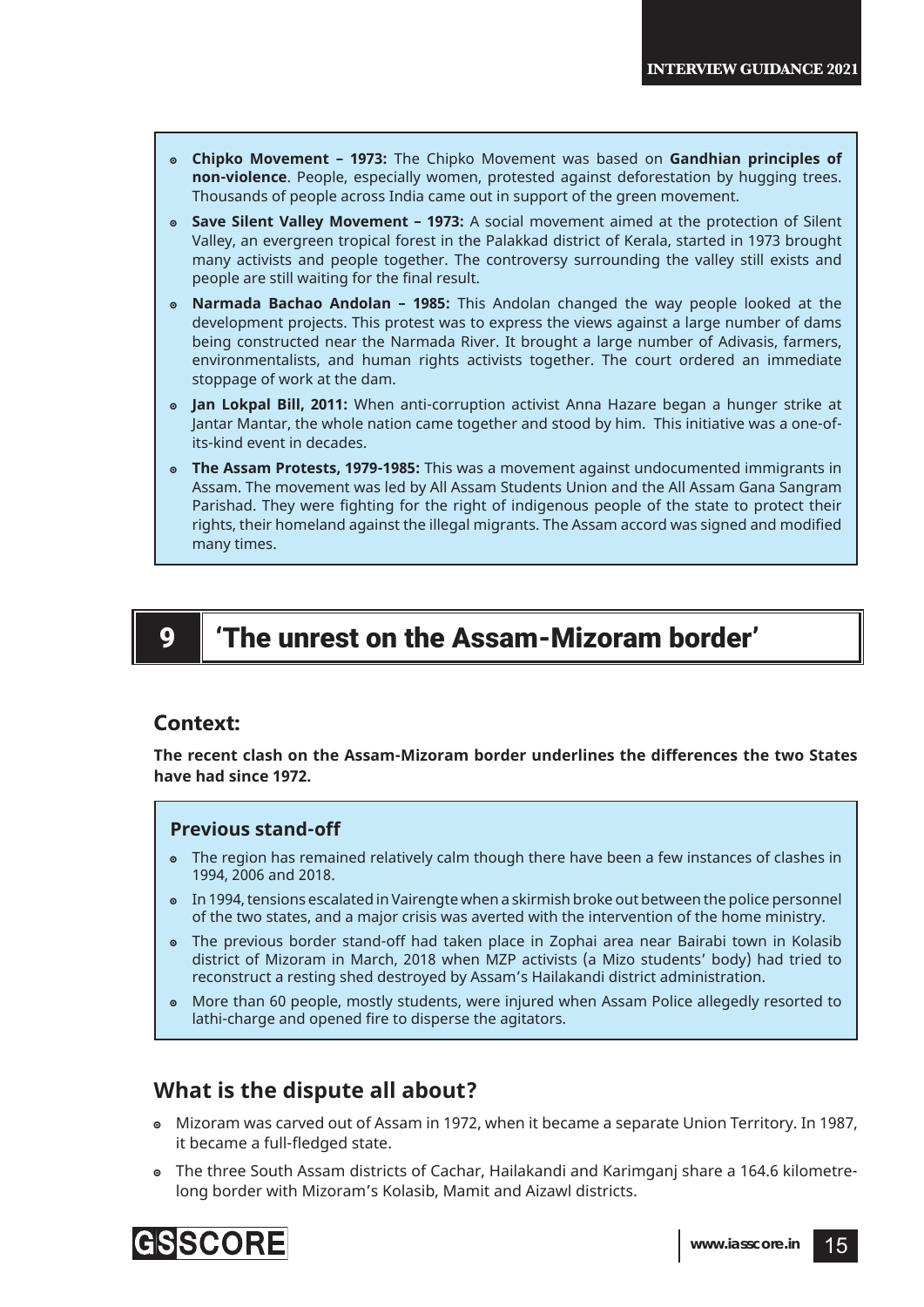- **Chipko Movement – 1973:** The Chipko Movement was based on **Gandhian principles of non-violence**. People, especially women, protested against deforestation by hugging trees. Thousands of people across India came out in support of the green movement.
- **Save Silent Valley Movement – 1973:** A social movement aimed at the protection of Silent Valley, an evergreen tropical forest in the Palakkad district of Kerala, started in 1973 brought many activists and people together. The controversy surrounding the valley still exists and people are still waiting for the final result.
- **Narmada Bachao Andolan – 1985:** This Andolan changed the way people looked at the development projects. This protest was to express the views against a large number of dams being constructed near the Narmada River. It brought a large number of Adivasis, farmers, environmentalists, and human rights activists together. The court ordered an immediate stoppage of work at the dam.
- **Jan Lokpal Bill, 2011:** When anti-corruption activist Anna Hazare began a hunger strike at Jantar Mantar, the whole nation came together and stood by him. This initiative was a one-of-its-kind event in decades.
- **The Assam Protests, 1979-1985:** This was a movement against undocumented immigrants in Assam. The movement was led by All Assam Students Union and the All Assam Gana Sangram Parishad. They were fighting for the right of indigenous people of the state to protect their rights, their homeland against the illegal migrants. The Assam accord was signed and modified many times.

# 9 'The unrest on the Assam-Mizoram border'

## Context:

**The recent clash on the Assam-Mizoram border underlines the differences the two States have had since 1972.**

### Previous stand-off

- The region has remained relatively calm though there have been a few instances of clashes in 1994, 2006 and 2018.
- In 1994, tensions escalated in Vairengte when a skirmish broke out between the police personnel of the two states, and a major crisis was averted with the intervention of the home ministry.
- The previous border stand-off had taken place in Zophai area near Bairabi town in Kolasib district of Mizoram in March, 2018 when MZP activists (a Mizo students' body) had tried to reconstruct a resting shed destroyed by Assam's Hailakandi district administration.
- More than 60 people, mostly students, were injured when Assam Police allegedly resorted to lathi-charge and opened fire to disperse the agitators.

## What is the dispute all about?

- Mizoram was carved out of Assam in 1972, when it became a separate Union Territory. In 1987, it became a full-fledged state.
- The three South Assam districts of Cachar, Hailakandi and Karimganj share a 164.6 kilometre-long border with Mizoram's Kolasib, Mamit and Aizawl districts.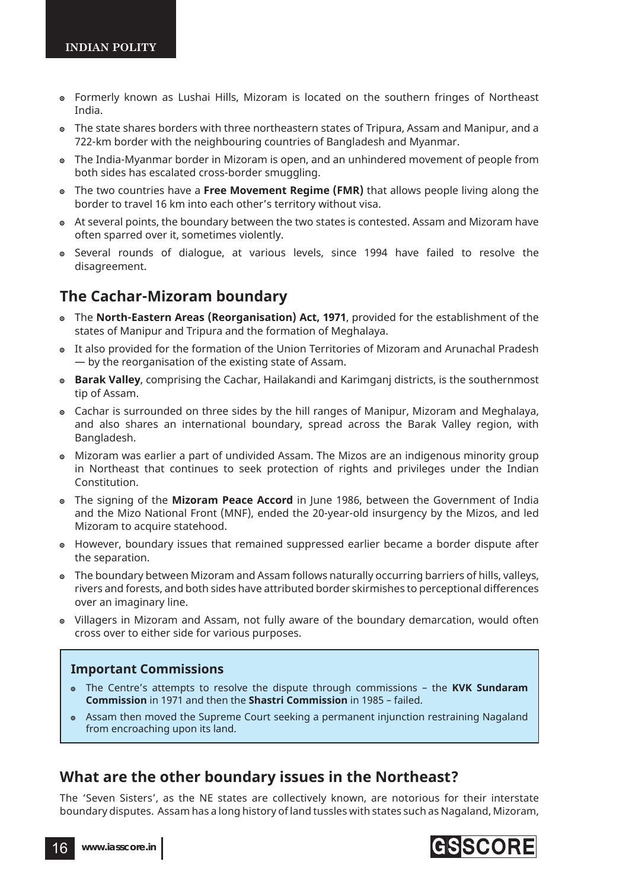- Formerly known as Lushai Hills, Mizoram is located on the southern fringes of Northeast India.
- The state shares borders with three northeastern states of Tripura, Assam and Manipur, and a 722-km border with the neighbouring countries of Bangladesh and Myanmar.
- The India-Myanmar border in Mizoram is open, and an unhindered movement of people from both sides has escalated cross-border smuggling.
- The two countries have a **Free Movement Regime (FMR)** that allows people living along the border to travel 16 km into each other's territory without visa.
- At several points, the boundary between the two states is contested. Assam and Mizoram have often sparred over it, sometimes violently.
- Several rounds of dialogue, at various levels, since 1994 have failed to resolve the disagreement.

## The Cachar-Mizoram boundary

- The **North-Eastern Areas (Reorganisation) Act, 1971**, provided for the establishment of the states of Manipur and Tripura and the formation of Meghalaya.
- It also provided for the formation of the Union Territories of Mizoram and Arunachal Pradesh — by the reorganisation of the existing state of Assam.
- **Barak Valley**, comprising the Cachar, Hailakandi and Karimganj districts, is the southernmost tip of Assam.
- Cachar is surrounded on three sides by the hill ranges of Manipur, Mizoram and Meghalaya, and also shares an international boundary, spread across the Barak Valley region, with Bangladesh.
- Mizoram was earlier a part of undivided Assam. The Mizos are an indigenous minority group in Northeast that continues to seek protection of rights and privileges under the Indian Constitution.
- The signing of the **Mizoram Peace Accord** in June 1986, between the Government of India and the Mizo National Front (MNF), ended the 20-year-old insurgency by the Mizos, and led Mizoram to acquire statehood.
- However, boundary issues that remained suppressed earlier became a border dispute after the separation.
- The boundary between Mizoram and Assam follows naturally occurring barriers of hills, valleys, rivers and forests, and both sides have attributed border skirmishes to perceptional differences over an imaginary line.
- Villagers in Mizoram and Assam, not fully aware of the boundary demarcation, would often cross over to either side for various purposes.

### Important Commissions

- The Centre's attempts to resolve the dispute through commissions – the **KVK Sundaram Commission** in 1971 and then the **Shastri Commission** in 1985 – failed.
- Assam then moved the Supreme Court seeking a permanent injunction restraining Nagaland from encroaching upon its land.

## What are the other boundary issues in the Northeast?

The 'Seven Sisters', as the NE states are collectively known, are notorious for their interstate boundary disputes. Assam has a long history of land tussles with states such as Nagaland, Mizoram,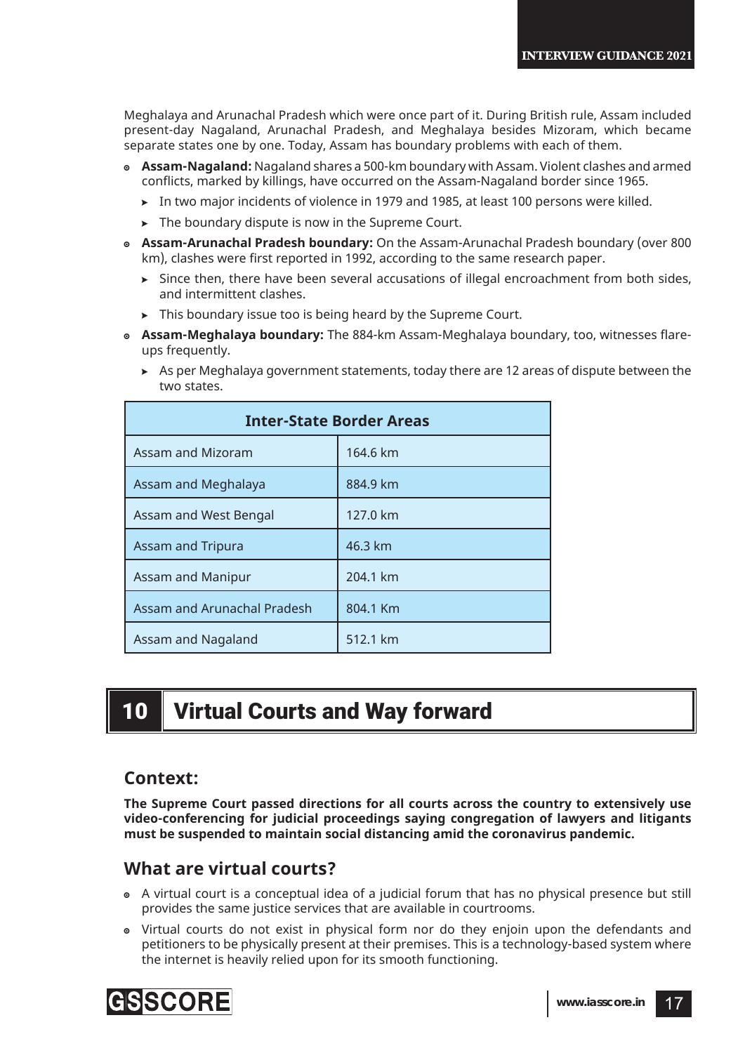Meghalaya and Arunachal Pradesh which were once part of it. During British rule, Assam included present-day Nagaland, Arunachal Pradesh, and Meghalaya besides Mizoram, which became separate states one by one. Today, Assam has boundary problems with each of them.

- **Assam-Nagaland:** Nagaland shares a 500-km boundary with Assam. Violent clashes and armed conflicts, marked by killings, have occurred on the Assam-Nagaland border since 1965.
  - In two major incidents of violence in 1979 and 1985, at least 100 persons were killed.
  - The boundary dispute is now in the Supreme Court.
- **Assam-Arunachal Pradesh boundary:** On the Assam-Arunachal Pradesh boundary (over 800 km), clashes were first reported in 1992, according to the same research paper.
  - Since then, there have been several accusations of illegal encroachment from both sides, and intermittent clashes.
  - This boundary issue too is being heard by the Supreme Court.
- **Assam-Meghalaya boundary:** The 884-km Assam-Meghalaya boundary, too, witnesses flare-ups frequently.
  - As per Meghalaya government statements, today there are 12 areas of dispute between the two states.

| Inter-State Border Areas | |
|---|---|
| Assam and Mizoram | 164.6 km |
| Assam and Meghalaya | 884.9 km |
| Assam and West Bengal | 127.0 km |
| Assam and Tripura | 46.3 km |
| Assam and Manipur | 204.1 km |
| Assam and Arunachal Pradesh | 804.1 Km |
| Assam and Nagaland | 512.1 km |

# 10 Virtual Courts and Way forward

## Context:

**The Supreme Court passed directions for all courts across the country to extensively use video-conferencing for judicial proceedings saying congregation of lawyers and litigants must be suspended to maintain social distancing amid the coronavirus pandemic.**

## What are virtual courts?

- A virtual court is a conceptual idea of a judicial forum that has no physical presence but still provides the same justice services that are available in courtrooms.
- Virtual courts do not exist in physical form nor do they enjoin upon the defendants and petitioners to be physically present at their premises. This is a technology-based system where the internet is heavily relied upon for its smooth functioning.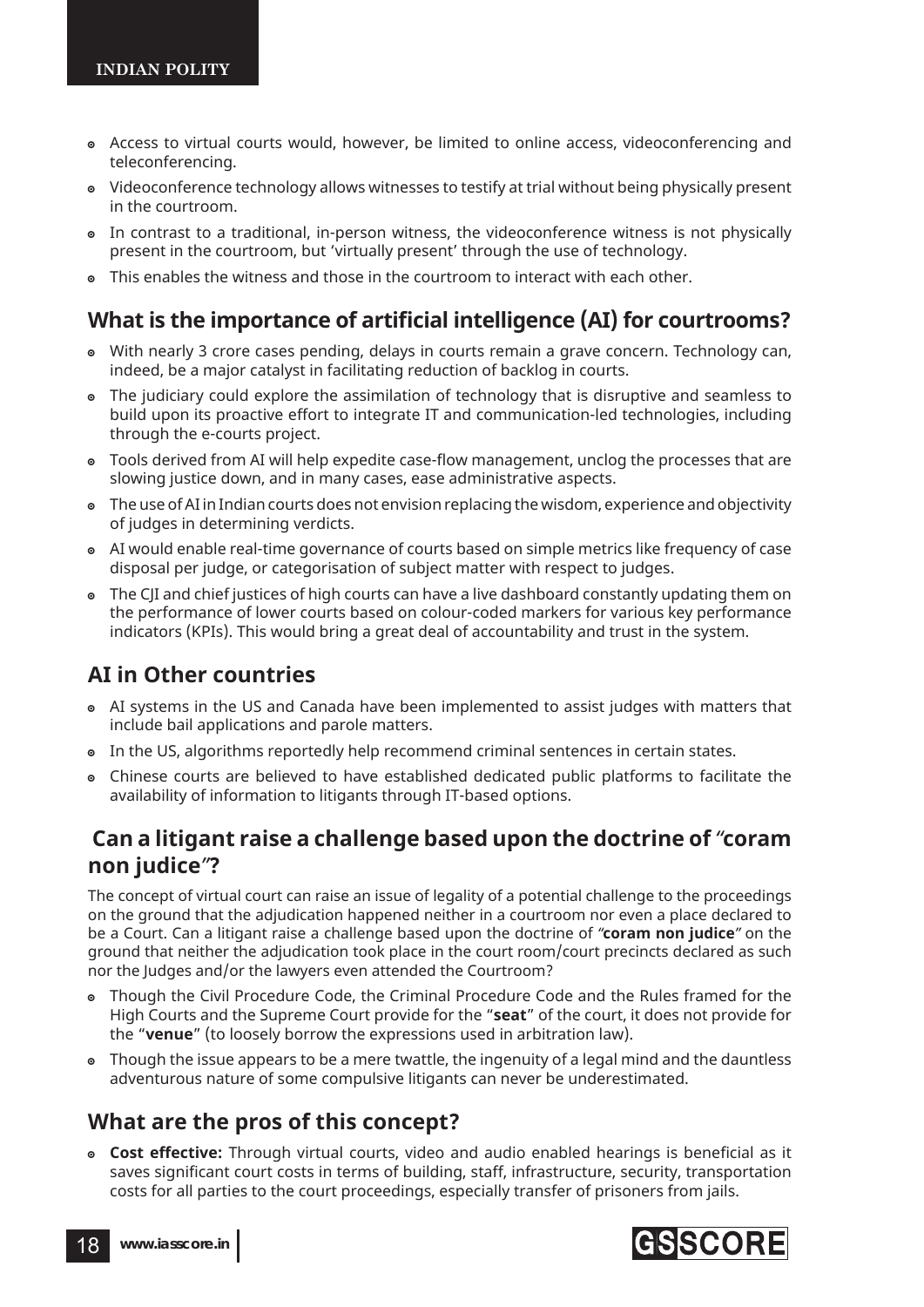- Access to virtual courts would, however, be limited to online access, videoconferencing and teleconferencing.
- Videoconference technology allows witnesses to testify at trial without being physically present in the courtroom.
- In contrast to a traditional, in-person witness, the videoconference witness is not physically present in the courtroom, but 'virtually present' through the use of technology.
- This enables the witness and those in the courtroom to interact with each other.

## What is the importance of artificial intelligence (AI) for courtrooms?

- With nearly 3 crore cases pending, delays in courts remain a grave concern. Technology can, indeed, be a major catalyst in facilitating reduction of backlog in courts.
- The judiciary could explore the assimilation of technology that is disruptive and seamless to build upon its proactive effort to integrate IT and communication-led technologies, including through the e-courts project.
- Tools derived from AI will help expedite case-flow management, unclog the processes that are slowing justice down, and in many cases, ease administrative aspects.
- The use of AI in Indian courts does not envision replacing the wisdom, experience and objectivity of judges in determining verdicts.
- AI would enable real-time governance of courts based on simple metrics like frequency of case disposal per judge, or categorisation of subject matter with respect to judges.
- The CJI and chief justices of high courts can have a live dashboard constantly updating them on the performance of lower courts based on colour-coded markers for various key performance indicators (KPIs). This would bring a great deal of accountability and trust in the system.

## AI in Other countries

- AI systems in the US and Canada have been implemented to assist judges with matters that include bail applications and parole matters.
- In the US, algorithms reportedly help recommend criminal sentences in certain states.
- Chinese courts are believed to have established dedicated public platforms to facilitate the availability of information to litigants through IT-based options.

## Can a litigant raise a challenge based upon the doctrine of "coram non judice"?

The concept of virtual court can raise an issue of legality of a potential challenge to the proceedings on the ground that the adjudication happened neither in a courtroom nor even a place declared to be a Court. Can a litigant raise a challenge based upon the doctrine of "**coram non judice**" on the ground that neither the adjudication took place in the court room/court precincts declared as such nor the Judges and/or the lawyers even attended the Courtroom?

- Though the Civil Procedure Code, the Criminal Procedure Code and the Rules framed for the High Courts and the Supreme Court provide for the "**seat**" of the court, it does not provide for the "**venue**" (to loosely borrow the expressions used in arbitration law).
- Though the issue appears to be a mere twattle, the ingenuity of a legal mind and the dauntless adventurous nature of some compulsive litigants can never be underestimated.

## What are the pros of this concept?

- **Cost effective:** Through virtual courts, video and audio enabled hearings is beneficial as it saves significant court costs in terms of building, staff, infrastructure, security, transportation costs for all parties to the court proceedings, especially transfer of prisoners from jails.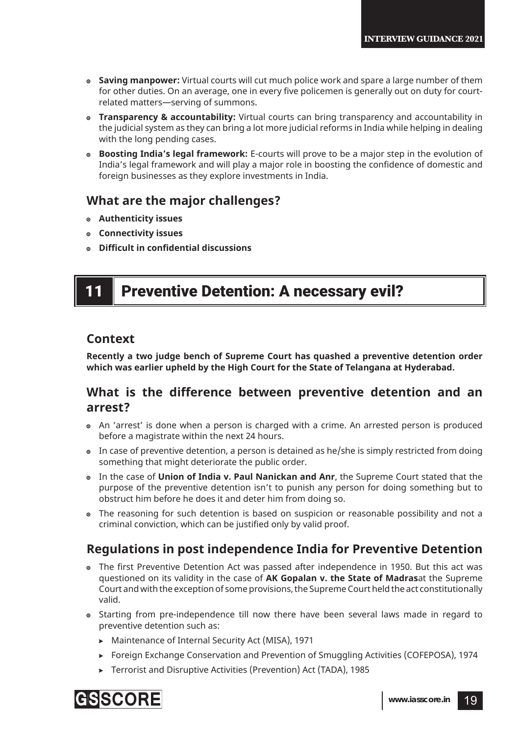- **Saving manpower:** Virtual courts will cut much police work and spare a large number of them for other duties. On an average, one in every five policemen is generally out on duty for court-related matters—serving of summons.
- **Transparency & accountability:** Virtual courts can bring transparency and accountability in the judicial system as they can bring a lot more judicial reforms in India while helping in dealing with the long pending cases.
- **Boosting India's legal framework:** E-courts will prove to be a major step in the evolution of India's legal framework and will play a major role in boosting the confidence of domestic and foreign businesses as they explore investments in India.

### What are the major challenges?

- **Authenticity issues**
- **Connectivity issues**
- **Difficult in confidential discussions**

## 11 Preventive Detention: A necessary evil?

### Context

**Recently a two judge bench of Supreme Court has quashed a preventive detention order which was earlier upheld by the High Court for the State of Telangana at Hyderabad.**

### What is the difference between preventive detention and an arrest?

- An 'arrest' is done when a person is charged with a crime. An arrested person is produced before a magistrate within the next 24 hours.
- In case of preventive detention, a person is detained as he/she is simply restricted from doing something that might deteriorate the public order.
- In the case of **Union of India v. Paul Nanickan and Anr**, the Supreme Court stated that the purpose of the preventive detention isn't to punish any person for doing something but to obstruct him before he does it and deter him from doing so.
- The reasoning for such detention is based on suspicion or reasonable possibility and not a criminal conviction, which can be justified only by valid proof.

### Regulations in post independence India for Preventive Detention

- The first Preventive Detention Act was passed after independence in 1950. But this act was questioned on its validity in the case of **AK Gopalan v. the State of Madras**at the Supreme Court and with the exception of some provisions, the Supreme Court held the act constitutionally valid.
- Starting from pre-independence till now there have been several laws made in regard to preventive detention such as:
  - Maintenance of Internal Security Act (MISA), 1971
  - Foreign Exchange Conservation and Prevention of Smuggling Activities (COFEPOSA), 1974
  - Terrorist and Disruptive Activities (Prevention) Act (TADA), 1985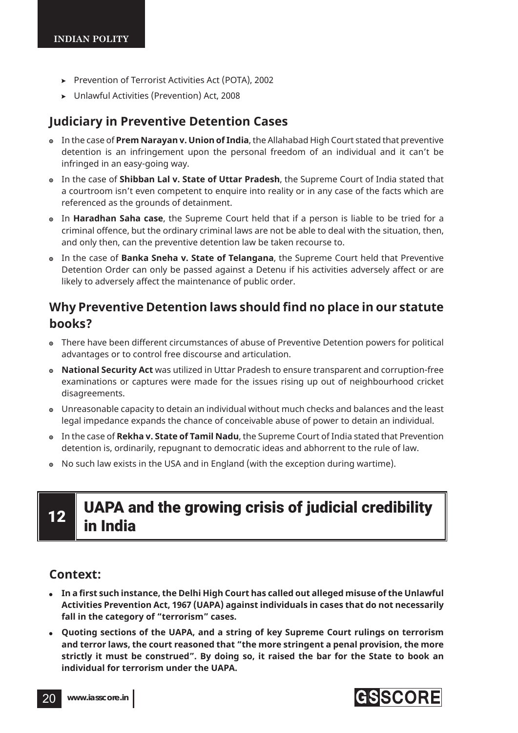- Prevention of Terrorist Activities Act (POTA), 2002
- Unlawful Activities (Prevention) Act, 2008

## Judiciary in Preventive Detention Cases

- In the case of **Prem Narayan v. Union of India**, the Allahabad High Court stated that preventive detention is an infringement upon the personal freedom of an individual and it can't be infringed in an easy-going way.
- In the case of **Shibban Lal v. State of Uttar Pradesh**, the Supreme Court of India stated that a courtroom isn't even competent to enquire into reality or in any case of the facts which are referenced as the grounds of detainment.
- In **Haradhan Saha case**, the Supreme Court held that if a person is liable to be tried for a criminal offence, but the ordinary criminal laws are not be able to deal with the situation, then, and only then, can the preventive detention law be taken recourse to.
- In the case of **Banka Sneha v. State of Telangana**, the Supreme Court held that Preventive Detention Order can only be passed against a Detenu if his activities adversely affect or are likely to adversely affect the maintenance of public order.

## Why Preventive Detention laws should find no place in our statute books?

- There have been different circumstances of abuse of Preventive Detention powers for political advantages or to control free discourse and articulation.
- **National Security Act** was utilized in Uttar Pradesh to ensure transparent and corruption-free examinations or captures were made for the issues rising up out of neighbourhood cricket disagreements.
- Unreasonable capacity to detain an individual without much checks and balances and the least legal impedance expands the chance of conceivable abuse of power to detain an individual.
- In the case of **Rekha v. State of Tamil Nadu**, the Supreme Court of India stated that Prevention detention is, ordinarily, repugnant to democratic ideas and abhorrent to the rule of law.
- No such law exists in the USA and in England (with the exception during wartime).

# 12 UAPA and the growing crisis of judicial credibility in India

## Context:

- **In a first such instance, the Delhi High Court has called out alleged misuse of the Unlawful Activities Prevention Act, 1967 (UAPA) against individuals in cases that do not necessarily fall in the category of "terrorism" cases.**
- **Quoting sections of the UAPA, and a string of key Supreme Court rulings on terrorism and terror laws, the court reasoned that "the more stringent a penal provision, the more strictly it must be construed". By doing so, it raised the bar for the State to book an individual for terrorism under the UAPA.**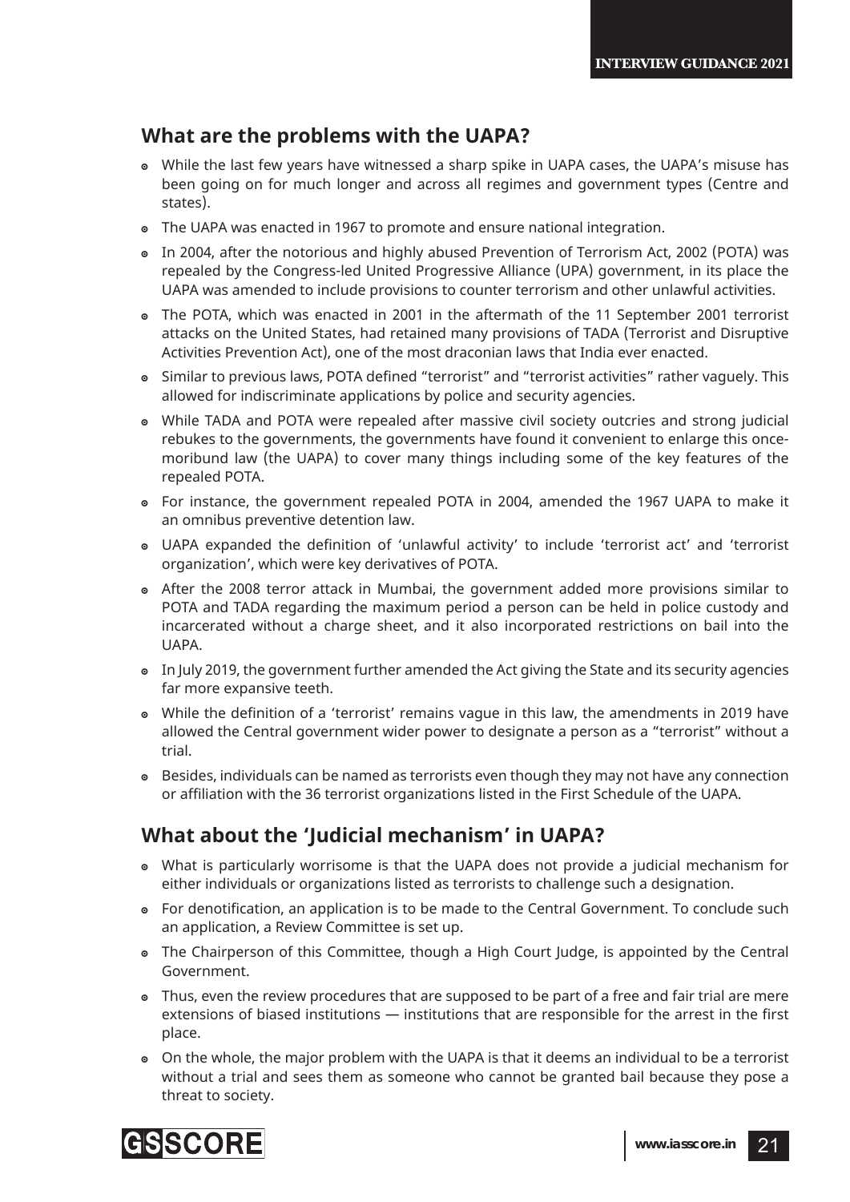## What are the problems with the UAPA?

- While the last few years have witnessed a sharp spike in UAPA cases, the UAPA's misuse has been going on for much longer and across all regimes and government types (Centre and states).
- The UAPA was enacted in 1967 to promote and ensure national integration.
- In 2004, after the notorious and highly abused Prevention of Terrorism Act, 2002 (POTA) was repealed by the Congress-led United Progressive Alliance (UPA) government, in its place the UAPA was amended to include provisions to counter terrorism and other unlawful activities.
- The POTA, which was enacted in 2001 in the aftermath of the 11 September 2001 terrorist attacks on the United States, had retained many provisions of TADA (Terrorist and Disruptive Activities Prevention Act), one of the most draconian laws that India ever enacted.
- Similar to previous laws, POTA defined "terrorist" and "terrorist activities" rather vaguely. This allowed for indiscriminate applications by police and security agencies.
- While TADA and POTA were repealed after massive civil society outcries and strong judicial rebukes to the governments, the governments have found it convenient to enlarge this once-moribund law (the UAPA) to cover many things including some of the key features of the repealed POTA.
- For instance, the government repealed POTA in 2004, amended the 1967 UAPA to make it an omnibus preventive detention law.
- UAPA expanded the definition of 'unlawful activity' to include 'terrorist act' and 'terrorist organization', which were key derivatives of POTA.
- After the 2008 terror attack in Mumbai, the government added more provisions similar to POTA and TADA regarding the maximum period a person can be held in police custody and incarcerated without a charge sheet, and it also incorporated restrictions on bail into the UAPA.
- In July 2019, the government further amended the Act giving the State and its security agencies far more expansive teeth.
- While the definition of a 'terrorist' remains vague in this law, the amendments in 2019 have allowed the Central government wider power to designate a person as a "terrorist" without a trial.
- Besides, individuals can be named as terrorists even though they may not have any connection or affiliation with the 36 terrorist organizations listed in the First Schedule of the UAPA.

## What about the 'Judicial mechanism' in UAPA?

- What is particularly worrisome is that the UAPA does not provide a judicial mechanism for either individuals or organizations listed as terrorists to challenge such a designation.
- For denotification, an application is to be made to the Central Government. To conclude such an application, a Review Committee is set up.
- The Chairperson of this Committee, though a High Court Judge, is appointed by the Central Government.
- Thus, even the review procedures that are supposed to be part of a free and fair trial are mere extensions of biased institutions — institutions that are responsible for the arrest in the first place.
- On the whole, the major problem with the UAPA is that it deems an individual to be a terrorist without a trial and sees them as someone who cannot be granted bail because they pose a threat to society.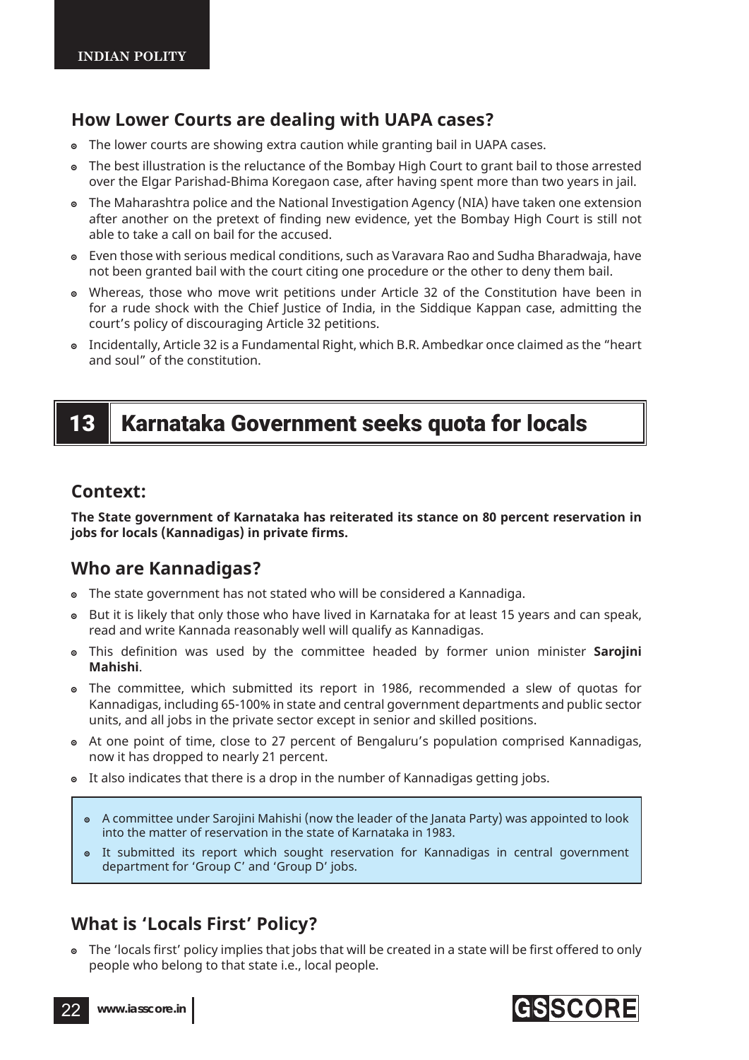## How Lower Courts are dealing with UAPA cases?

- The lower courts are showing extra caution while granting bail in UAPA cases.
- The best illustration is the reluctance of the Bombay High Court to grant bail to those arrested over the Elgar Parishad-Bhima Koregaon case, after having spent more than two years in jail.
- The Maharashtra police and the National Investigation Agency (NIA) have taken one extension after another on the pretext of finding new evidence, yet the Bombay High Court is still not able to take a call on bail for the accused.
- Even those with serious medical conditions, such as Varavara Rao and Sudha Bharadwaja, have not been granted bail with the court citing one procedure or the other to deny them bail.
- Whereas, those who move writ petitions under Article 32 of the Constitution have been in for a rude shock with the Chief Justice of India, in the Siddique Kappan case, admitting the court's policy of discouraging Article 32 petitions.
- Incidentally, Article 32 is a Fundamental Right, which B.R. Ambedkar once claimed as the "heart and soul" of the constitution.

# 13 Karnataka Government seeks quota for locals

## Context:

**The State government of Karnataka has reiterated its stance on 80 percent reservation in jobs for locals (Kannadigas) in private firms.**

## Who are Kannadigas?

- The state government has not stated who will be considered a Kannadiga.
- But it is likely that only those who have lived in Karnataka for at least 15 years and can speak, read and write Kannada reasonably well will qualify as Kannadigas.
- This definition was used by the committee headed by former union minister **Sarojini Mahishi**.
- The committee, which submitted its report in 1986, recommended a slew of quotas for Kannadigas, including 65-100% in state and central government departments and public sector units, and all jobs in the private sector except in senior and skilled positions.
- At one point of time, close to 27 percent of Bengaluru's population comprised Kannadigas, now it has dropped to nearly 21 percent.
- It also indicates that there is a drop in the number of Kannadigas getting jobs.

> - A committee under Sarojini Mahishi (now the leader of the Janata Party) was appointed to look into the matter of reservation in the state of Karnataka in 1983.
> - It submitted its report which sought reservation for Kannadigas in central government department for 'Group C' and 'Group D' jobs.

## What is 'Locals First' Policy?

- The 'locals first' policy implies that jobs that will be created in a state will be first offered to only people who belong to that state i.e., local people.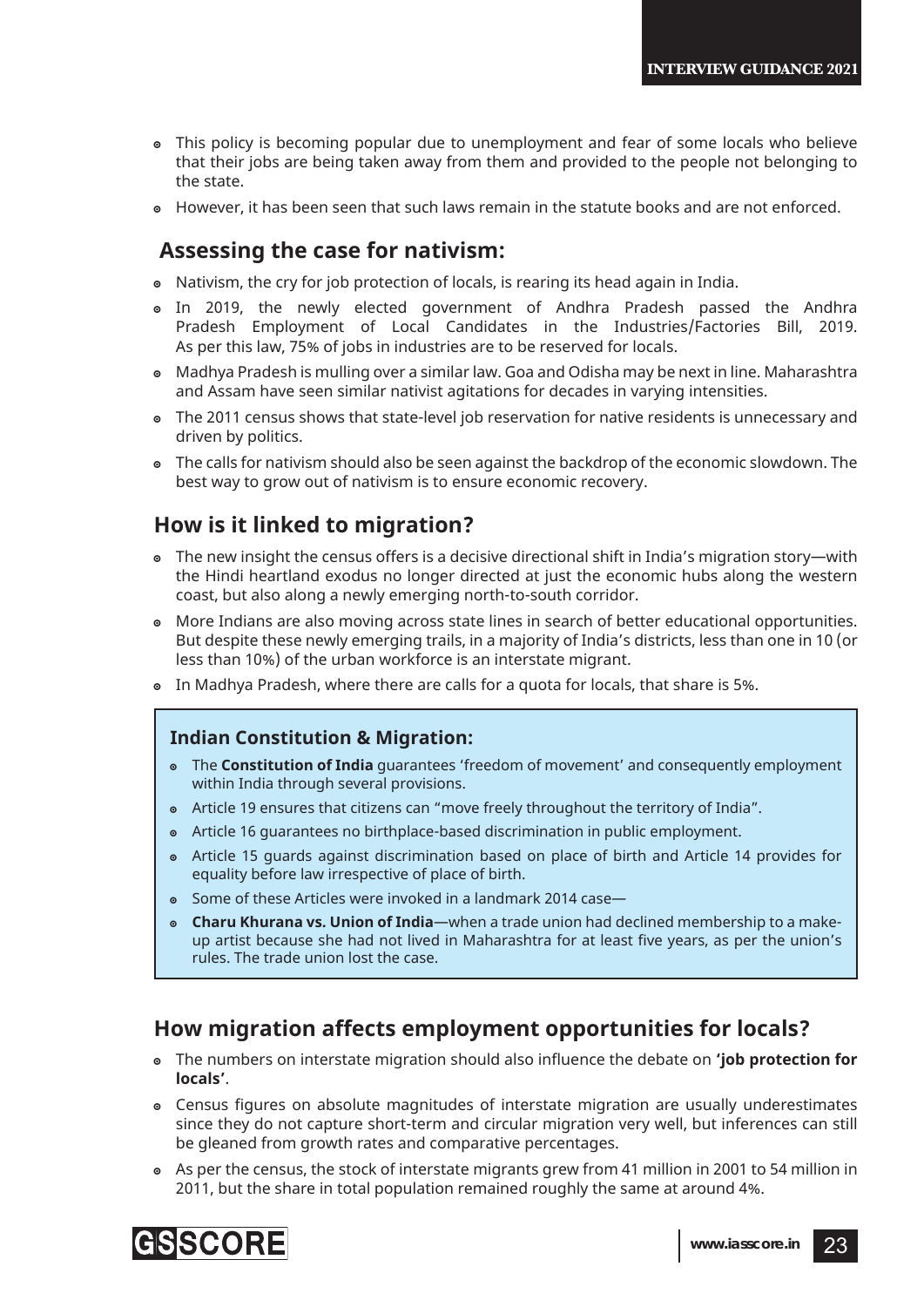- This policy is becoming popular due to unemployment and fear of some locals who believe that their jobs are being taken away from them and provided to the people not belonging to the state.
- However, it has been seen that such laws remain in the statute books and are not enforced.

## Assessing the case for nativism:

- Nativism, the cry for job protection of locals, is rearing its head again in India.
- In 2019, the newly elected government of Andhra Pradesh passed the Andhra Pradesh Employment of Local Candidates in the Industries/Factories Bill, 2019. As per this law, 75% of jobs in industries are to be reserved for locals.
- Madhya Pradesh is mulling over a similar law. Goa and Odisha may be next in line. Maharashtra and Assam have seen similar nativist agitations for decades in varying intensities.
- The 2011 census shows that state-level job reservation for native residents is unnecessary and driven by politics.
- The calls for nativism should also be seen against the backdrop of the economic slowdown. The best way to grow out of nativism is to ensure economic recovery.

## How is it linked to migration?

- The new insight the census offers is a decisive directional shift in India's migration story—with the Hindi heartland exodus no longer directed at just the economic hubs along the western coast, but also along a newly emerging north-to-south corridor.
- More Indians are also moving across state lines in search of better educational opportunities. But despite these newly emerging trails, in a majority of India's districts, less than one in 10 (or less than 10%) of the urban workforce is an interstate migrant.
- In Madhya Pradesh, where there are calls for a quota for locals, that share is 5%.

### Indian Constitution & Migration:

- The **Constitution of India** guarantees 'freedom of movement' and consequently employment within India through several provisions.
- Article 19 ensures that citizens can "move freely throughout the territory of India".
- Article 16 guarantees no birthplace-based discrimination in public employment.
- Article 15 guards against discrimination based on place of birth and Article 14 provides for equality before law irrespective of place of birth.
- Some of these Articles were invoked in a landmark 2014 case—
- **Charu Khurana vs. Union of India**—when a trade union had declined membership to a make-up artist because she had not lived in Maharashtra for at least five years, as per the union's rules. The trade union lost the case.

## How migration affects employment opportunities for locals?

- The numbers on interstate migration should also influence the debate on **'job protection for locals'**.
- Census figures on absolute magnitudes of interstate migration are usually underestimates since they do not capture short-term and circular migration very well, but inferences can still be gleaned from growth rates and comparative percentages.
- As per the census, the stock of interstate migrants grew from 41 million in 2001 to 54 million in 2011, but the share in total population remained roughly the same at around 4%.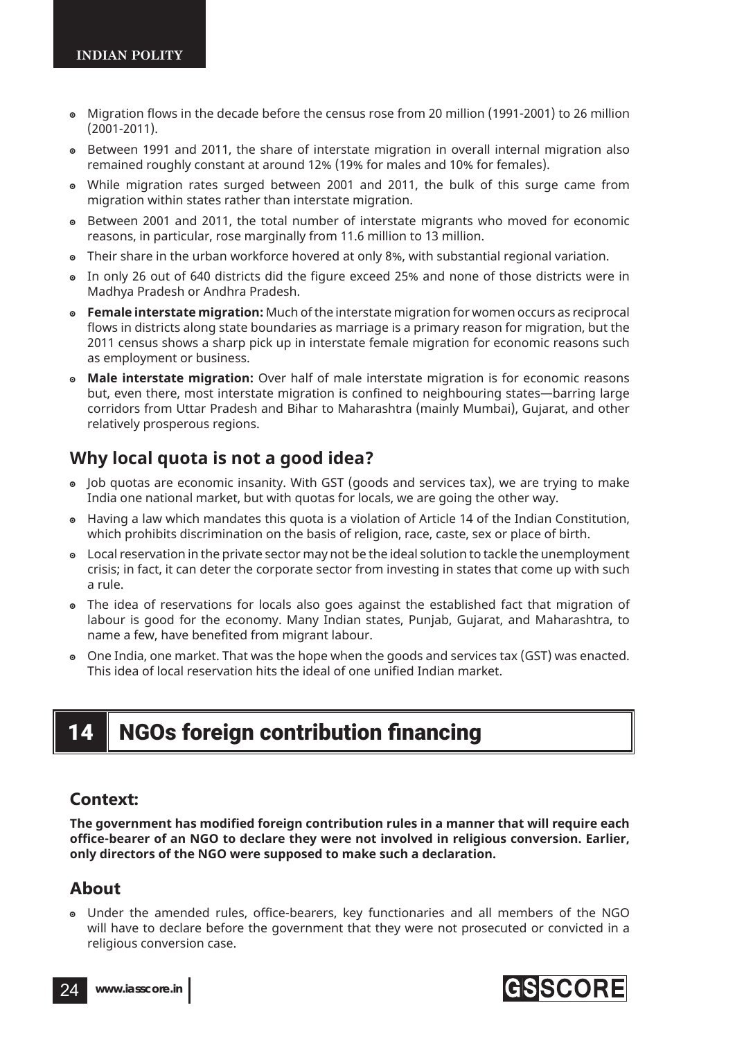- Migration flows in the decade before the census rose from 20 million (1991-2001) to 26 million (2001-2011).
- Between 1991 and 2011, the share of interstate migration in overall internal migration also remained roughly constant at around 12% (19% for males and 10% for females).
- While migration rates surged between 2001 and 2011, the bulk of this surge came from migration within states rather than interstate migration.
- Between 2001 and 2011, the total number of interstate migrants who moved for economic reasons, in particular, rose marginally from 11.6 million to 13 million.
- Their share in the urban workforce hovered at only 8%, with substantial regional variation.
- In only 26 out of 640 districts did the figure exceed 25% and none of those districts were in Madhya Pradesh or Andhra Pradesh.
- **Female interstate migration:** Much of the interstate migration for women occurs as reciprocal flows in districts along state boundaries as marriage is a primary reason for migration, but the 2011 census shows a sharp pick up in interstate female migration for economic reasons such as employment or business.
- **Male interstate migration:** Over half of male interstate migration is for economic reasons but, even there, most interstate migration is confined to neighbouring states—barring large corridors from Uttar Pradesh and Bihar to Maharashtra (mainly Mumbai), Gujarat, and other relatively prosperous regions.

## Why local quota is not a good idea?

- Job quotas are economic insanity. With GST (goods and services tax), we are trying to make India one national market, but with quotas for locals, we are going the other way.
- Having a law which mandates this quota is a violation of Article 14 of the Indian Constitution, which prohibits discrimination on the basis of religion, race, caste, sex or place of birth.
- Local reservation in the private sector may not be the ideal solution to tackle the unemployment crisis; in fact, it can deter the corporate sector from investing in states that come up with such a rule.
- The idea of reservations for locals also goes against the established fact that migration of labour is good for the economy. Many Indian states, Punjab, Gujarat, and Maharashtra, to name a few, have benefited from migrant labour.
- One India, one market. That was the hope when the goods and services tax (GST) was enacted. This idea of local reservation hits the ideal of one unified Indian market.

# 14 NGOs foreign contribution financing

## Context:

**The government has modified foreign contribution rules in a manner that will require each office-bearer of an NGO to declare they were not involved in religious conversion. Earlier, only directors of the NGO were supposed to make such a declaration.**

## About

- Under the amended rules, office-bearers, key functionaries and all members of the NGO will have to declare before the government that they were not prosecuted or convicted in a religious conversion case.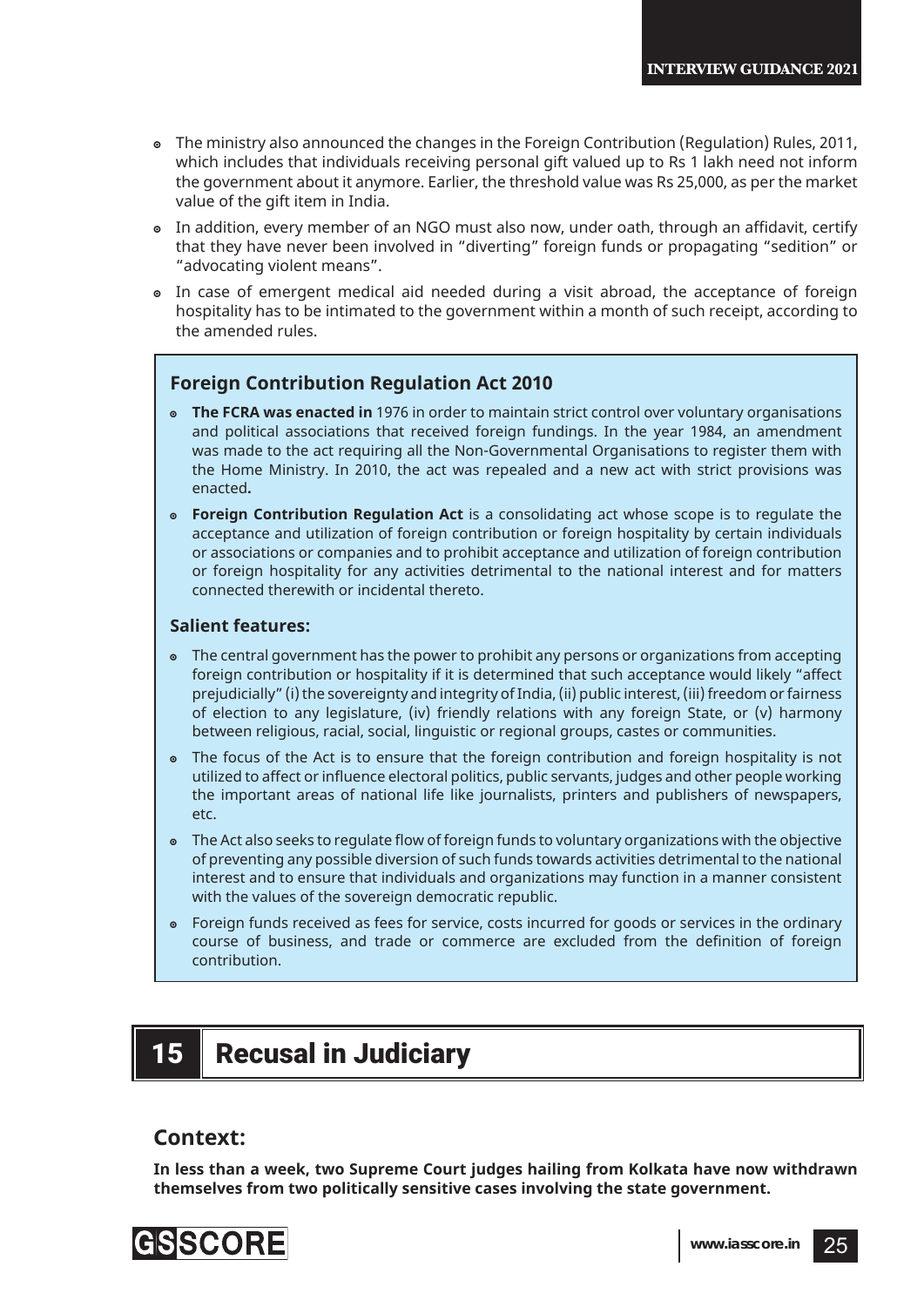- The ministry also announced the changes in the Foreign Contribution (Regulation) Rules, 2011, which includes that individuals receiving personal gift valued up to Rs 1 lakh need not inform the government about it anymore. Earlier, the threshold value was Rs 25,000, as per the market value of the gift item in India.
- In addition, every member of an NGO must also now, under oath, through an affidavit, certify that they have never been involved in "diverting" foreign funds or propagating "sedition" or "advocating violent means".
- In case of emergent medical aid needed during a visit abroad, the acceptance of foreign hospitality has to be intimated to the government within a month of such receipt, according to the amended rules.

### Foreign Contribution Regulation Act 2010

- **The FCRA was enacted in** 1976 in order to maintain strict control over voluntary organisations and political associations that received foreign fundings. In the year 1984, an amendment was made to the act requiring all the Non-Governmental Organisations to register them with the Home Ministry. In 2010, the act was repealed and a new act with strict provisions was enacted**.**
- **Foreign Contribution Regulation Act** is a consolidating act whose scope is to regulate the acceptance and utilization of foreign contribution or foreign hospitality by certain individuals or associations or companies and to prohibit acceptance and utilization of foreign contribution or foreign hospitality for any activities detrimental to the national interest and for matters connected therewith or incidental thereto.

**Salient features:**

- The central government has the power to prohibit any persons or organizations from accepting foreign contribution or hospitality if it is determined that such acceptance would likely "affect prejudicially" (i) the sovereignty and integrity of India, (ii) public interest, (iii) freedom or fairness of election to any legislature, (iv) friendly relations with any foreign State, or (v) harmony between religious, racial, social, linguistic or regional groups, castes or communities.
- The focus of the Act is to ensure that the foreign contribution and foreign hospitality is not utilized to affect or influence electoral politics, public servants, judges and other people working the important areas of national life like journalists, printers and publishers of newspapers, etc.
- The Act also seeks to regulate flow of foreign funds to voluntary organizations with the objective of preventing any possible diversion of such funds towards activities detrimental to the national interest and to ensure that individuals and organizations may function in a manner consistent with the values of the sovereign democratic republic.
- Foreign funds received as fees for service, costs incurred for goods or services in the ordinary course of business, and trade or commerce are excluded from the definition of foreign contribution.

# 15 Recusal in Judiciary

## Context:

**In less than a week, two Supreme Court judges hailing from Kolkata have now withdrawn themselves from two politically sensitive cases involving the state government.**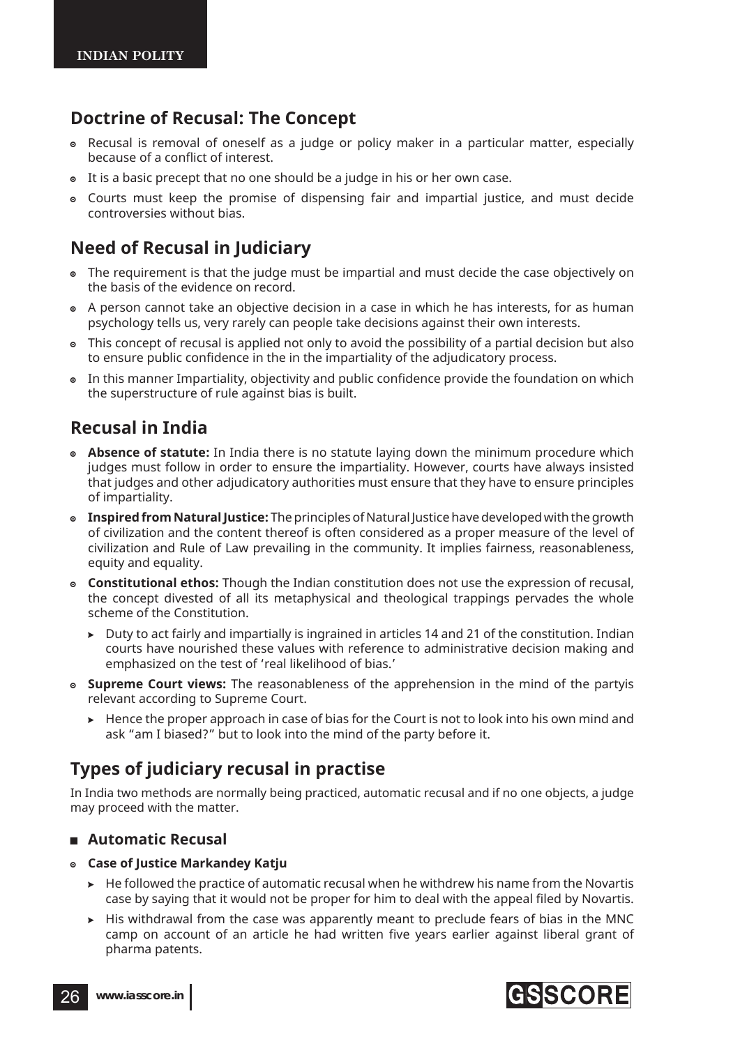## Doctrine of Recusal: The Concept

- Recusal is removal of oneself as a judge or policy maker in a particular matter, especially because of a conflict of interest.
- It is a basic precept that no one should be a judge in his or her own case.
- Courts must keep the promise of dispensing fair and impartial justice, and must decide controversies without bias.

## Need of Recusal in Judiciary

- The requirement is that the judge must be impartial and must decide the case objectively on the basis of the evidence on record.
- A person cannot take an objective decision in a case in which he has interests, for as human psychology tells us, very rarely can people take decisions against their own interests.
- This concept of recusal is applied not only to avoid the possibility of a partial decision but also to ensure public confidence in the in the impartiality of the adjudicatory process.
- In this manner Impartiality, objectivity and public confidence provide the foundation on which the superstructure of rule against bias is built.

## Recusal in India

- **Absence of statute:** In India there is no statute laying down the minimum procedure which judges must follow in order to ensure the impartiality. However, courts have always insisted that judges and other adjudicatory authorities must ensure that they have to ensure principles of impartiality.
- **Inspired from Natural Justice:** The principles of Natural Justice have developed with the growth of civilization and the content thereof is often considered as a proper measure of the level of civilization and Rule of Law prevailing in the community. It implies fairness, reasonableness, equity and equality.
- **Constitutional ethos:** Though the Indian constitution does not use the expression of recusal, the concept divested of all its metaphysical and theological trappings pervades the whole scheme of the Constitution.
  - Duty to act fairly and impartially is ingrained in articles 14 and 21 of the constitution. Indian courts have nourished these values with reference to administrative decision making and emphasized on the test of 'real likelihood of bias.'
- **Supreme Court views:** The reasonableness of the apprehension in the mind of the partyis relevant according to Supreme Court.
  - Hence the proper approach in case of bias for the Court is not to look into his own mind and ask "am I biased?" but to look into the mind of the party before it.

## Types of judiciary recusal in practise

In India two methods are normally being practiced, automatic recusal and if no one objects, a judge may proceed with the matter.

### Automatic Recusal

- **Case of Justice Markandey Katju**
  - He followed the practice of automatic recusal when he withdrew his name from the Novartis case by saying that it would not be proper for him to deal with the appeal filed by Novartis.
  - His withdrawal from the case was apparently meant to preclude fears of bias in the MNC camp on account of an article he had written five years earlier against liberal grant of pharma patents.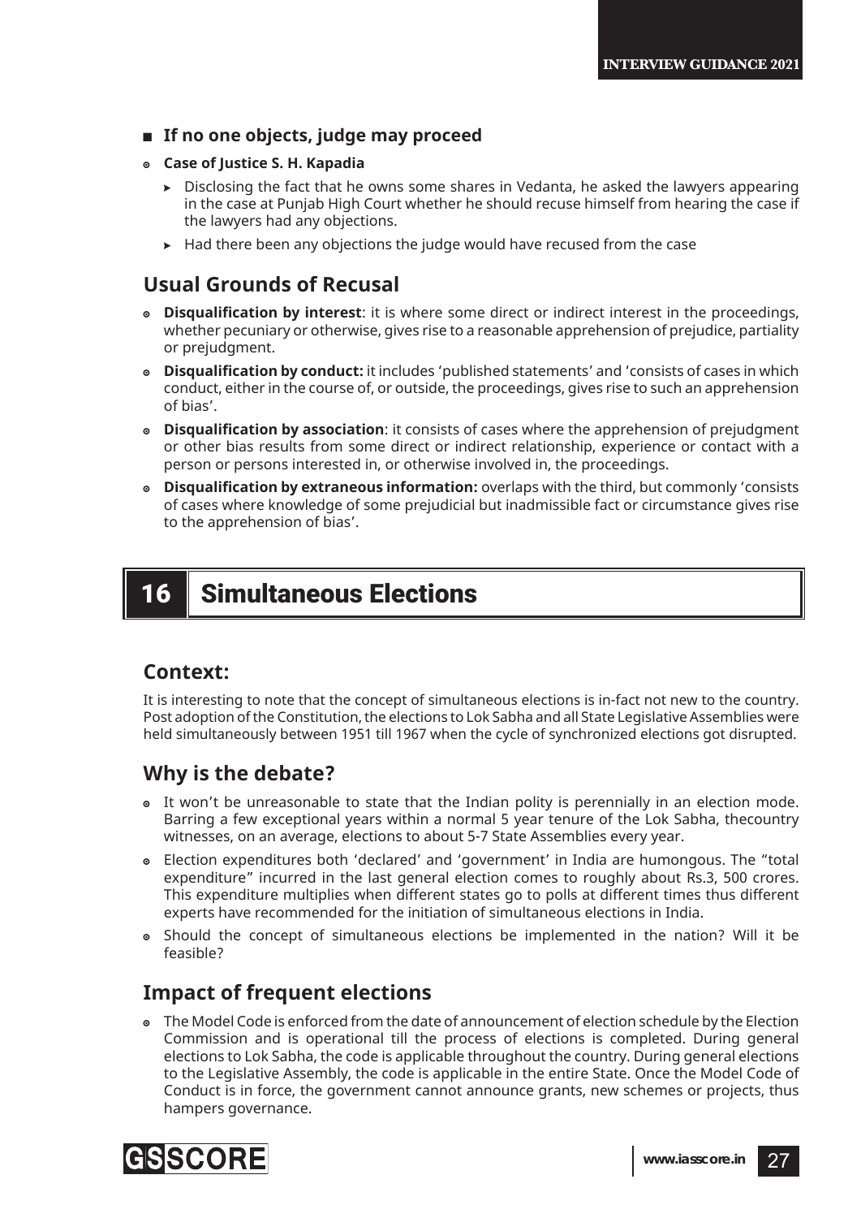- **If no one objects, judge may proceed**
  - **Case of Justice S. H. Kapadia**
    - Disclosing the fact that he owns some shares in Vedanta, he asked the lawyers appearing in the case at Punjab High Court whether he should recuse himself from hearing the case if the lawyers had any objections.
    - Had there been any objections the judge would have recused from the case

### Usual Grounds of Recusal

- **Disqualification by interest**: it is where some direct or indirect interest in the proceedings, whether pecuniary or otherwise, gives rise to a reasonable apprehension of prejudice, partiality or prejudgment.
- **Disqualification by conduct:** it includes 'published statements' and 'consists of cases in which conduct, either in the course of, or outside, the proceedings, gives rise to such an apprehension of bias'.
- **Disqualification by association**: it consists of cases where the apprehension of prejudgment or other bias results from some direct or indirect relationship, experience or contact with a person or persons interested in, or otherwise involved in, the proceedings.
- **Disqualification by extraneous information:** overlaps with the third, but commonly 'consists of cases where knowledge of some prejudicial but inadmissible fact or circumstance gives rise to the apprehension of bias'.

## 16 Simultaneous Elections

### Context:

It is interesting to note that the concept of simultaneous elections is in-fact not new to the country. Post adoption of the Constitution, the elections to Lok Sabha and all State Legislative Assemblies were held simultaneously between 1951 till 1967 when the cycle of synchronized elections got disrupted.

### Why is the debate?

- It won't be unreasonable to state that the Indian polity is perennially in an election mode. Barring a few exceptional years within a normal 5 year tenure of the Lok Sabha, thecountry witnesses, on an average, elections to about 5-7 State Assemblies every year.
- Election expenditures both 'declared' and 'government' in India are humongous. The "total expenditure" incurred in the last general election comes to roughly about Rs.3, 500 crores. This expenditure multiplies when different states go to polls at different times thus different experts have recommended for the initiation of simultaneous elections in India.
- Should the concept of simultaneous elections be implemented in the nation? Will it be feasible?

### Impact of frequent elections

- The Model Code is enforced from the date of announcement of election schedule by the Election Commission and is operational till the process of elections is completed. During general elections to Lok Sabha, the code is applicable throughout the country. During general elections to the Legislative Assembly, the code is applicable in the entire State. Once the Model Code of Conduct is in force, the government cannot announce grants, new schemes or projects, thus hampers governance.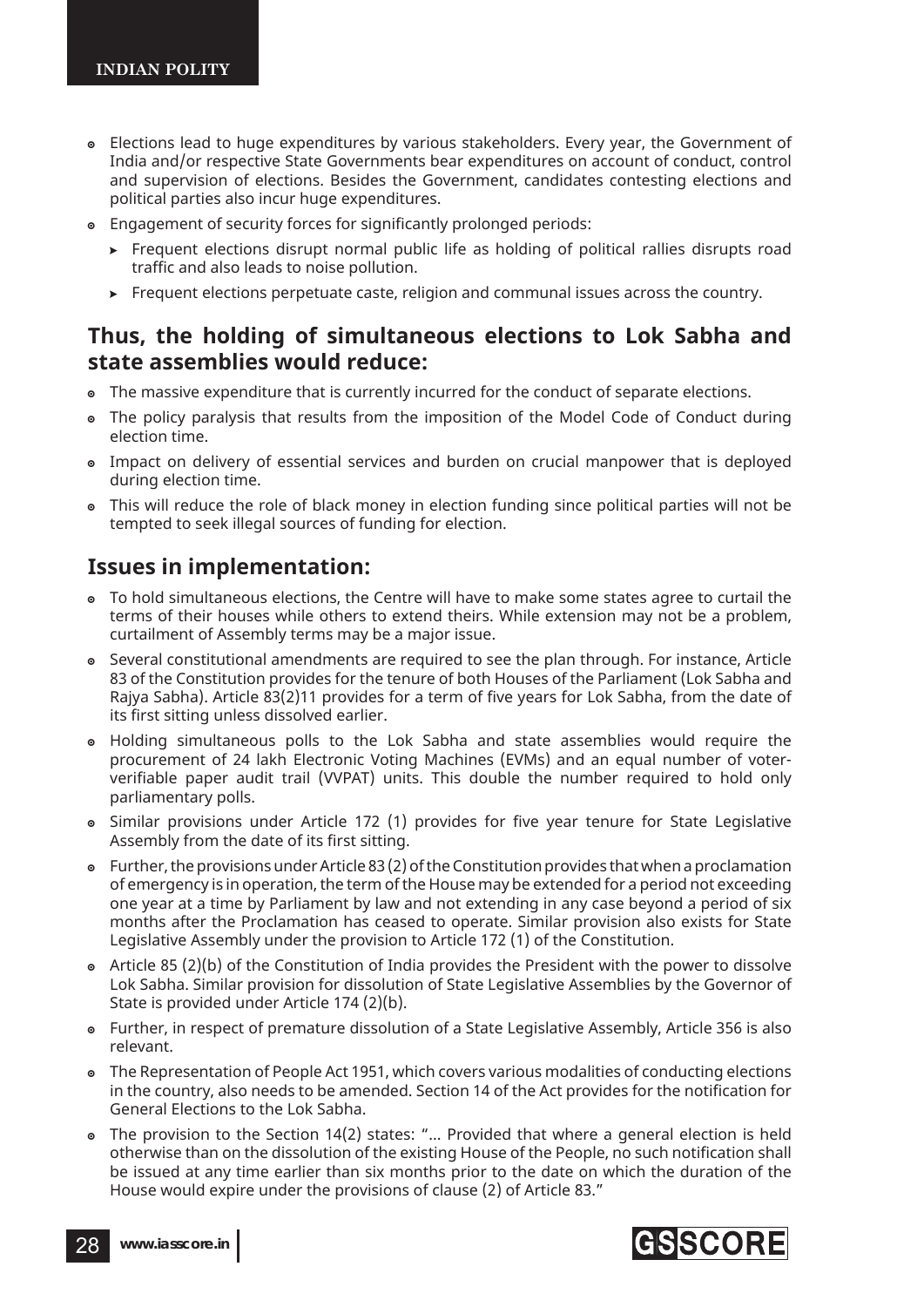- Elections lead to huge expenditures by various stakeholders. Every year, the Government of India and/or respective State Governments bear expenditures on account of conduct, control and supervision of elections. Besides the Government, candidates contesting elections and political parties also incur huge expenditures.
- Engagement of security forces for significantly prolonged periods:
  - Frequent elections disrupt normal public life as holding of political rallies disrupts road traffic and also leads to noise pollution.
  - Frequent elections perpetuate caste, religion and communal issues across the country.

## Thus, the holding of simultaneous elections to Lok Sabha and state assemblies would reduce:

- The massive expenditure that is currently incurred for the conduct of separate elections.
- The policy paralysis that results from the imposition of the Model Code of Conduct during election time.
- Impact on delivery of essential services and burden on crucial manpower that is deployed during election time.
- This will reduce the role of black money in election funding since political parties will not be tempted to seek illegal sources of funding for election.

## Issues in implementation:

- To hold simultaneous elections, the Centre will have to make some states agree to curtail the terms of their houses while others to extend theirs. While extension may not be a problem, curtailment of Assembly terms may be a major issue.
- Several constitutional amendments are required to see the plan through. For instance, Article 83 of the Constitution provides for the tenure of both Houses of the Parliament (Lok Sabha and Rajya Sabha). Article 83(2)11 provides for a term of five years for Lok Sabha, from the date of its first sitting unless dissolved earlier.
- Holding simultaneous polls to the Lok Sabha and state assemblies would require the procurement of 24 lakh Electronic Voting Machines (EVMs) and an equal number of voter-verifiable paper audit trail (VVPAT) units. This double the number required to hold only parliamentary polls.
- Similar provisions under Article 172 (1) provides for five year tenure for State Legislative Assembly from the date of its first sitting.
- Further, the provisions under Article 83 (2) of the Constitution provides that when a proclamation of emergency is in operation, the term of the House may be extended for a period not exceeding one year at a time by Parliament by law and not extending in any case beyond a period of six months after the Proclamation has ceased to operate. Similar provision also exists for State Legislative Assembly under the provision to Article 172 (1) of the Constitution.
- Article 85 (2)(b) of the Constitution of India provides the President with the power to dissolve Lok Sabha. Similar provision for dissolution of State Legislative Assemblies by the Governor of State is provided under Article 174 (2)(b).
- Further, in respect of premature dissolution of a State Legislative Assembly, Article 356 is also relevant.
- The Representation of People Act 1951, which covers various modalities of conducting elections in the country, also needs to be amended. Section 14 of the Act provides for the notification for General Elections to the Lok Sabha.
- The provision to the Section 14(2) states: "... Provided that where a general election is held otherwise than on the dissolution of the existing House of the People, no such notification shall be issued at any time earlier than six months prior to the date on which the duration of the House would expire under the provisions of clause (2) of Article 83."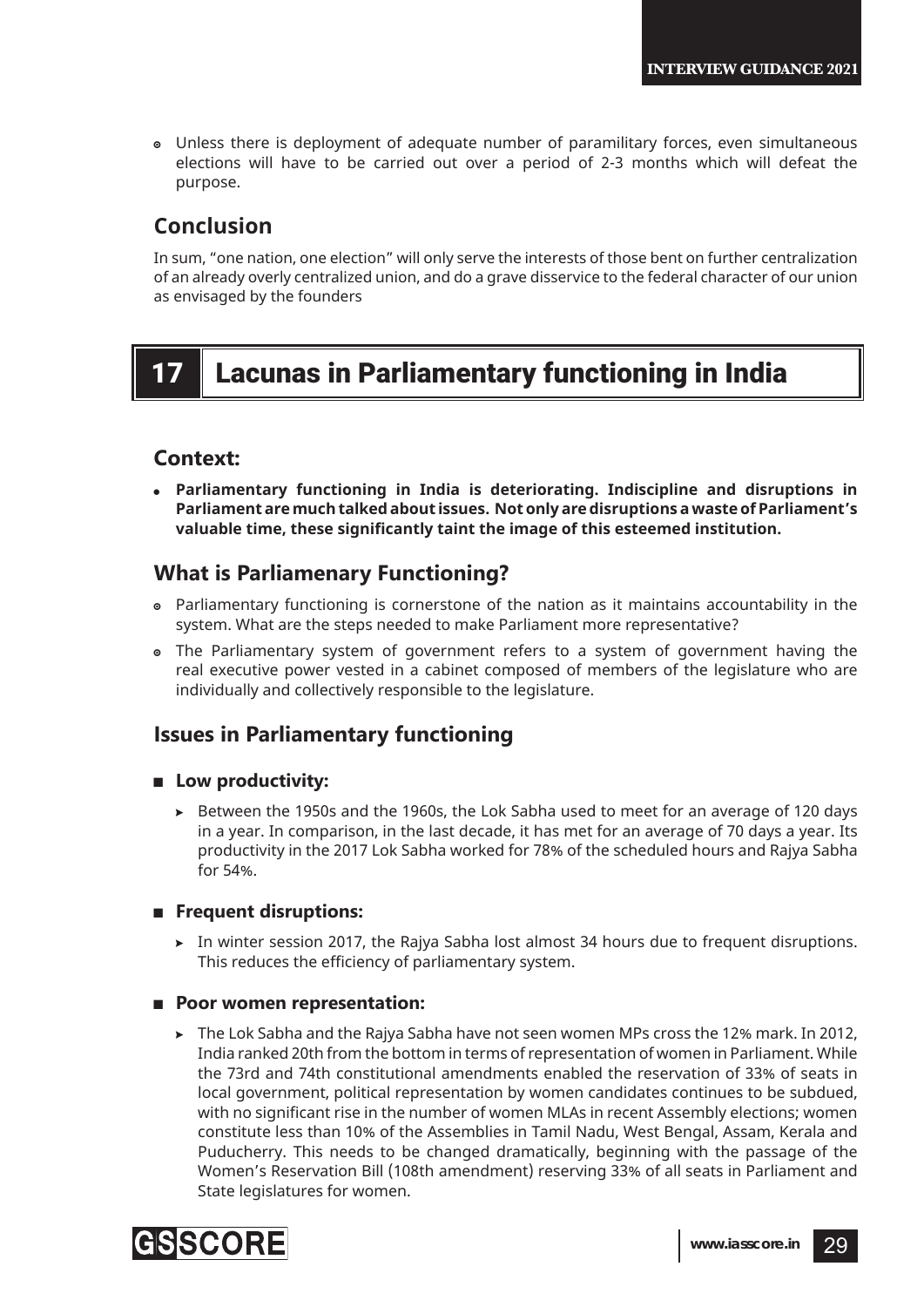- Unless there is deployment of adequate number of paramilitary forces, even simultaneous elections will have to be carried out over a period of 2-3 months which will defeat the purpose.

## Conclusion

In sum, "one nation, one election" will only serve the interests of those bent on further centralization of an already overly centralized union, and do a grave disservice to the federal character of our union as envisaged by the founders

# 17 Lacunas in Parliamentary functioning in India

## Context:

- **Parliamentary functioning in India is deteriorating. Indiscipline and disruptions in Parliament are much talked about issues. Not only are disruptions a waste of Parliament's valuable time, these significantly taint the image of this esteemed institution.**

## What is Parliamenary Functioning?

- Parliamentary functioning is cornerstone of the nation as it maintains accountability in the system. What are the steps needed to make Parliament more representative?
- The Parliamentary system of government refers to a system of government having the real executive power vested in a cabinet composed of members of the legislature who are individually and collectively responsible to the legislature.

## Issues in Parliamentary functioning

- **Low productivity:**
  - Between the 1950s and the 1960s, the Lok Sabha used to meet for an average of 120 days in a year. In comparison, in the last decade, it has met for an average of 70 days a year. Its productivity in the 2017 Lok Sabha worked for 78% of the scheduled hours and Rajya Sabha for 54%.
- **Frequent disruptions:**
  - In winter session 2017, the Rajya Sabha lost almost 34 hours due to frequent disruptions. This reduces the efficiency of parliamentary system.
- **Poor women representation:**
  - The Lok Sabha and the Rajya Sabha have not seen women MPs cross the 12% mark. In 2012, India ranked 20th from the bottom in terms of representation of women in Parliament. While the 73rd and 74th constitutional amendments enabled the reservation of 33% of seats in local government, political representation by women candidates continues to be subdued, with no significant rise in the number of women MLAs in recent Assembly elections; women constitute less than 10% of the Assemblies in Tamil Nadu, West Bengal, Assam, Kerala and Puducherry. This needs to be changed dramatically, beginning with the passage of the Women's Reservation Bill (108th amendment) reserving 33% of all seats in Parliament and State legislatures for women.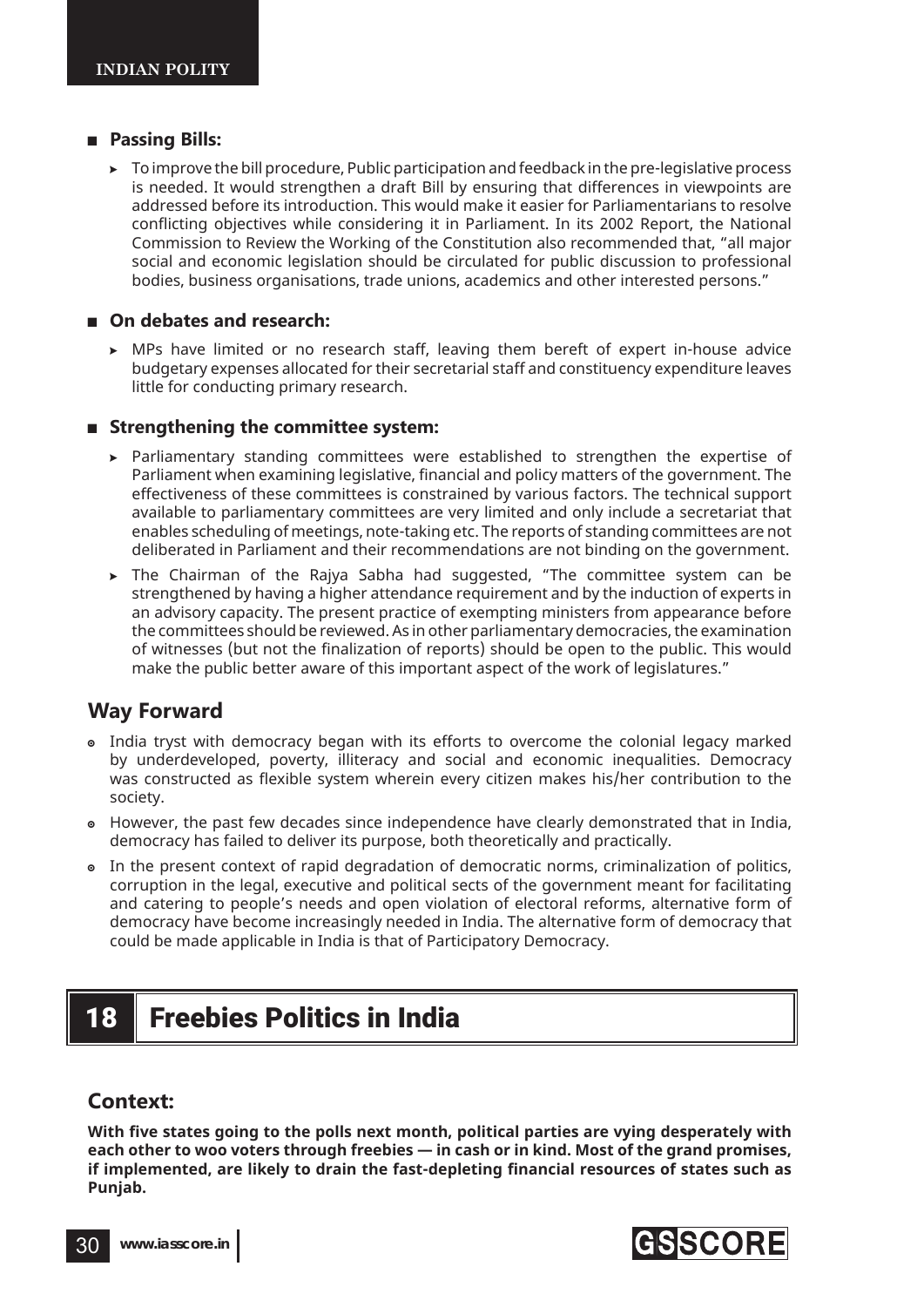- **Passing Bills:**
  - To improve the bill procedure, Public participation and feedback in the pre-legislative process is needed. It would strengthen a draft Bill by ensuring that differences in viewpoints are addressed before its introduction. This would make it easier for Parliamentarians to resolve conflicting objectives while considering it in Parliament. In its 2002 Report, the National Commission to Review the Working of the Constitution also recommended that, "all major social and economic legislation should be circulated for public discussion to professional bodies, business organisations, trade unions, academics and other interested persons."

- **On debates and research:**
  - MPs have limited or no research staff, leaving them bereft of expert in-house advice budgetary expenses allocated for their secretarial staff and constituency expenditure leaves little for conducting primary research.

- **Strengthening the committee system:**
  - Parliamentary standing committees were established to strengthen the expertise of Parliament when examining legislative, financial and policy matters of the government. The effectiveness of these committees is constrained by various factors. The technical support available to parliamentary committees are very limited and only include a secretariat that enables scheduling of meetings, note-taking etc. The reports of standing committees are not deliberated in Parliament and their recommendations are not binding on the government.
  - The Chairman of the Rajya Sabha had suggested, "The committee system can be strengthened by having a higher attendance requirement and by the induction of experts in an advisory capacity. The present practice of exempting ministers from appearance before the committees should be reviewed. As in other parliamentary democracies, the examination of witnesses (but not the finalization of reports) should be open to the public. This would make the public better aware of this important aspect of the work of legislatures."

## Way Forward

- India tryst with democracy began with its efforts to overcome the colonial legacy marked by underdeveloped, poverty, illiteracy and social and economic inequalities. Democracy was constructed as flexible system wherein every citizen makes his/her contribution to the society.
- However, the past few decades since independence have clearly demonstrated that in India, democracy has failed to deliver its purpose, both theoretically and practically.
- In the present context of rapid degradation of democratic norms, criminalization of politics, corruption in the legal, executive and political sects of the government meant for facilitating and catering to people's needs and open violation of electoral reforms, alternative form of democracy have become increasingly needed in India. The alternative form of democracy that could be made applicable in India is that of Participatory Democracy.

# 18 Freebies Politics in India

## Context:

**With five states going to the polls next month, political parties are vying desperately with each other to woo voters through freebies — in cash or in kind. Most of the grand promises, if implemented, are likely to drain the fast-depleting financial resources of states such as Punjab.**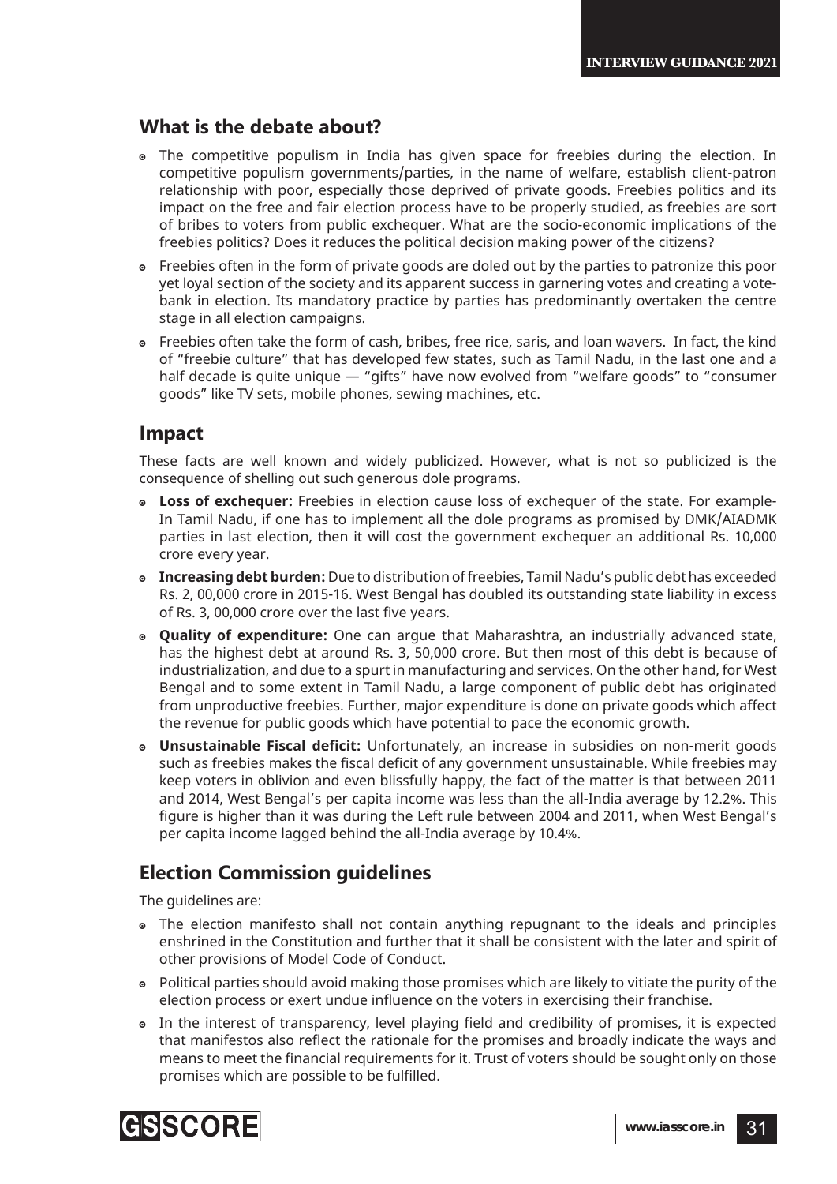## What is the debate about?

- The competitive populism in India has given space for freebies during the election. In competitive populism governments/parties, in the name of welfare, establish client-patron relationship with poor, especially those deprived of private goods. Freebies politics and its impact on the free and fair election process have to be properly studied, as freebies are sort of bribes to voters from public exchequer. What are the socio-economic implications of the freebies politics? Does it reduces the political decision making power of the citizens?
- Freebies often in the form of private goods are doled out by the parties to patronize this poor yet loyal section of the society and its apparent success in garnering votes and creating a vote-bank in election. Its mandatory practice by parties has predominantly overtaken the centre stage in all election campaigns.
- Freebies often take the form of cash, bribes, free rice, saris, and loan wavers. In fact, the kind of "freebie culture" that has developed few states, such as Tamil Nadu, in the last one and a half decade is quite unique — "gifts" have now evolved from "welfare goods" to "consumer goods" like TV sets, mobile phones, sewing machines, etc.

## Impact

These facts are well known and widely publicized. However, what is not so publicized is the consequence of shelling out such generous dole programs.

- **Loss of exchequer:** Freebies in election cause loss of exchequer of the state. For example- In Tamil Nadu, if one has to implement all the dole programs as promised by DMK/AIADMK parties in last election, then it will cost the government exchequer an additional Rs. 10,000 crore every year.
- **Increasing debt burden:** Due to distribution of freebies, Tamil Nadu's public debt has exceeded Rs. 2, 00,000 crore in 2015-16. West Bengal has doubled its outstanding state liability in excess of Rs. 3, 00,000 crore over the last five years.
- **Quality of expenditure:** One can argue that Maharashtra, an industrially advanced state, has the highest debt at around Rs. 3, 50,000 crore. But then most of this debt is because of industrialization, and due to a spurt in manufacturing and services. On the other hand, for West Bengal and to some extent in Tamil Nadu, a large component of public debt has originated from unproductive freebies. Further, major expenditure is done on private goods which affect the revenue for public goods which have potential to pace the economic growth.
- **Unsustainable Fiscal deficit:** Unfortunately, an increase in subsidies on non-merit goods such as freebies makes the fiscal deficit of any government unsustainable. While freebies may keep voters in oblivion and even blissfully happy, the fact of the matter is that between 2011 and 2014, West Bengal's per capita income was less than the all-India average by 12.2%. This figure is higher than it was during the Left rule between 2004 and 2011, when West Bengal's per capita income lagged behind the all-India average by 10.4%.

## Election Commission guidelines

The guidelines are:

- The election manifesto shall not contain anything repugnant to the ideals and principles enshrined in the Constitution and further that it shall be consistent with the later and spirit of other provisions of Model Code of Conduct.
- Political parties should avoid making those promises which are likely to vitiate the purity of the election process or exert undue influence on the voters in exercising their franchise.
- In the interest of transparency, level playing field and credibility of promises, it is expected that manifestos also reflect the rationale for the promises and broadly indicate the ways and means to meet the financial requirements for it. Trust of voters should be sought only on those promises which are possible to be fulfilled.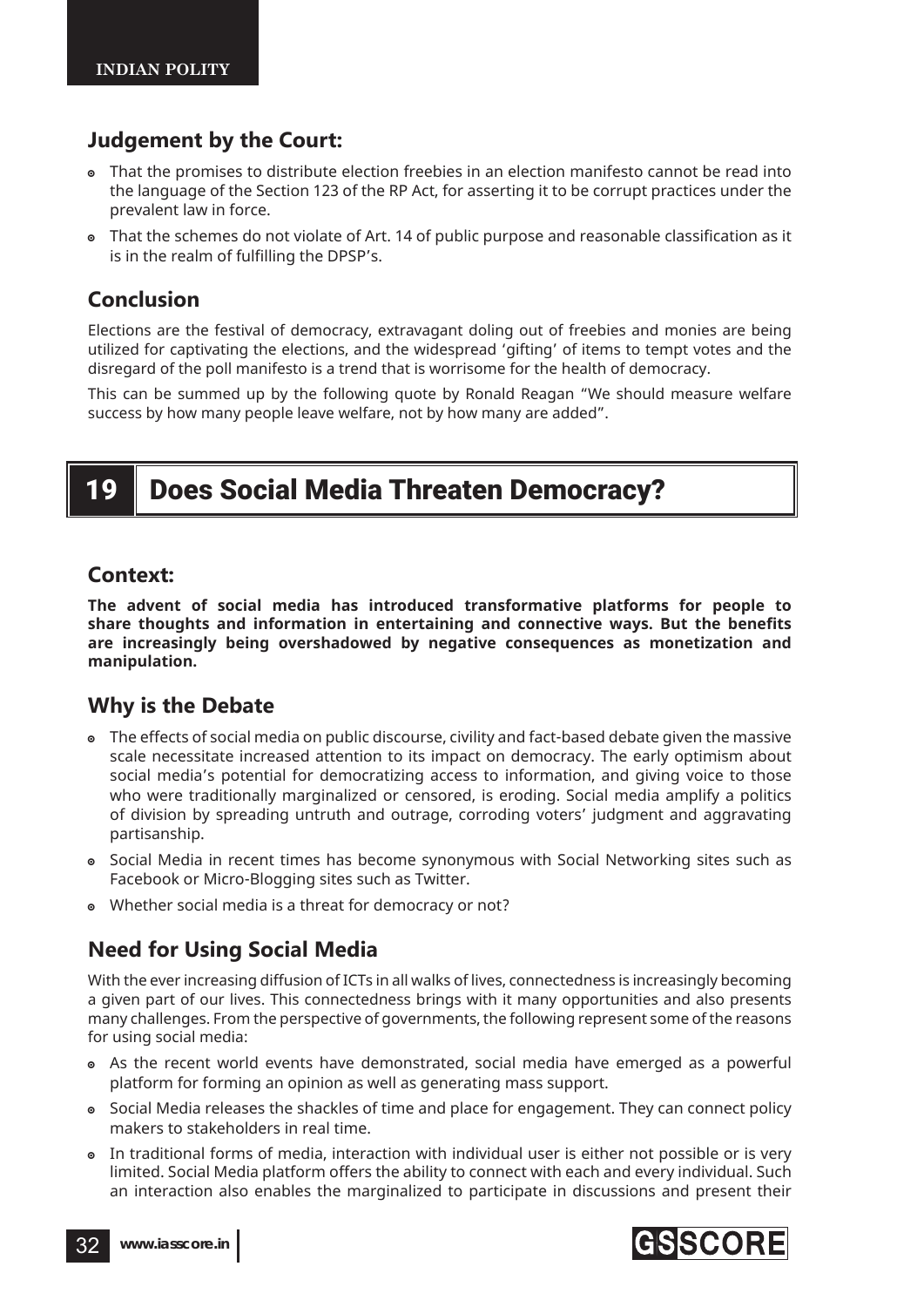## Judgement by the Court:

- That the promises to distribute election freebies in an election manifesto cannot be read into the language of the Section 123 of the RP Act, for asserting it to be corrupt practices under the prevalent law in force.
- That the schemes do not violate of Art. 14 of public purpose and reasonable classification as it is in the realm of fulfilling the DPSP's.

## Conclusion

Elections are the festival of democracy, extravagant doling out of freebies and monies are being utilized for captivating the elections, and the widespread 'gifting' of items to tempt votes and the disregard of the poll manifesto is a trend that is worrisome for the health of democracy.

This can be summed up by the following quote by Ronald Reagan "We should measure welfare success by how many people leave welfare, not by how many are added".

# 19 Does Social Media Threaten Democracy?

## Context:

**The advent of social media has introduced transformative platforms for people to share thoughts and information in entertaining and connective ways. But the benefits are increasingly being overshadowed by negative consequences as monetization and manipulation.**

## Why is the Debate

- The effects of social media on public discourse, civility and fact-based debate given the massive scale necessitate increased attention to its impact on democracy. The early optimism about social media's potential for democratizing access to information, and giving voice to those who were traditionally marginalized or censored, is eroding. Social media amplify a politics of division by spreading untruth and outrage, corroding voters' judgment and aggravating partisanship.
- Social Media in recent times has become synonymous with Social Networking sites such as Facebook or Micro-Blogging sites such as Twitter.
- Whether social media is a threat for democracy or not?

## Need for Using Social Media

With the ever increasing diffusion of ICTs in all walks of lives, connectedness is increasingly becoming a given part of our lives. This connectedness brings with it many opportunities and also presents many challenges. From the perspective of governments, the following represent some of the reasons for using social media:

- As the recent world events have demonstrated, social media have emerged as a powerful platform for forming an opinion as well as generating mass support.
- Social Media releases the shackles of time and place for engagement. They can connect policy makers to stakeholders in real time.
- In traditional forms of media, interaction with individual user is either not possible or is very limited. Social Media platform offers the ability to connect with each and every individual. Such an interaction also enables the marginalized to participate in discussions and present their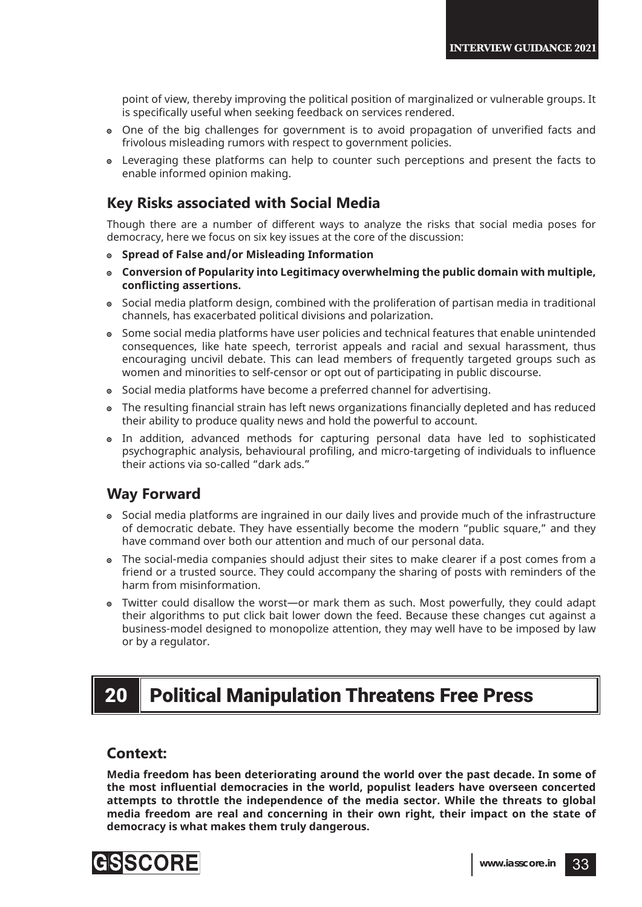point of view, thereby improving the political position of marginalized or vulnerable groups. It is specifically useful when seeking feedback on services rendered.

- One of the big challenges for government is to avoid propagation of unverified facts and frivolous misleading rumors with respect to government policies.
- Leveraging these platforms can help to counter such perceptions and present the facts to enable informed opinion making.

## Key Risks associated with Social Media

Though there are a number of different ways to analyze the risks that social media poses for democracy, here we focus on six key issues at the core of the discussion:

- **Spread of False and/or Misleading Information**
- **Conversion of Popularity into Legitimacy overwhelming the public domain with multiple, conflicting assertions.**
- Social media platform design, combined with the proliferation of partisan media in traditional channels, has exacerbated political divisions and polarization.
- Some social media platforms have user policies and technical features that enable unintended consequences, like hate speech, terrorist appeals and racial and sexual harassment, thus encouraging uncivil debate. This can lead members of frequently targeted groups such as women and minorities to self-censor or opt out of participating in public discourse.
- Social media platforms have become a preferred channel for advertising.
- The resulting financial strain has left news organizations financially depleted and has reduced their ability to produce quality news and hold the powerful to account.
- In addition, advanced methods for capturing personal data have led to sophisticated psychographic analysis, behavioural profiling, and micro-targeting of individuals to influence their actions via so-called "dark ads."

## Way Forward

- Social media platforms are ingrained in our daily lives and provide much of the infrastructure of democratic debate. They have essentially become the modern "public square," and they have command over both our attention and much of our personal data.
- The social-media companies should adjust their sites to make clearer if a post comes from a friend or a trusted source. They could accompany the sharing of posts with reminders of the harm from misinformation.
- Twitter could disallow the worst—or mark them as such. Most powerfully, they could adapt their algorithms to put click bait lower down the feed. Because these changes cut against a business-model designed to monopolize attention, they may well have to be imposed by law or by a regulator.

# 20 Political Manipulation Threatens Free Press

## Context:

**Media freedom has been deteriorating around the world over the past decade. In some of the most influential democracies in the world, populist leaders have overseen concerted attempts to throttle the independence of the media sector. While the threats to global media freedom are real and concerning in their own right, their impact on the state of democracy is what makes them truly dangerous.**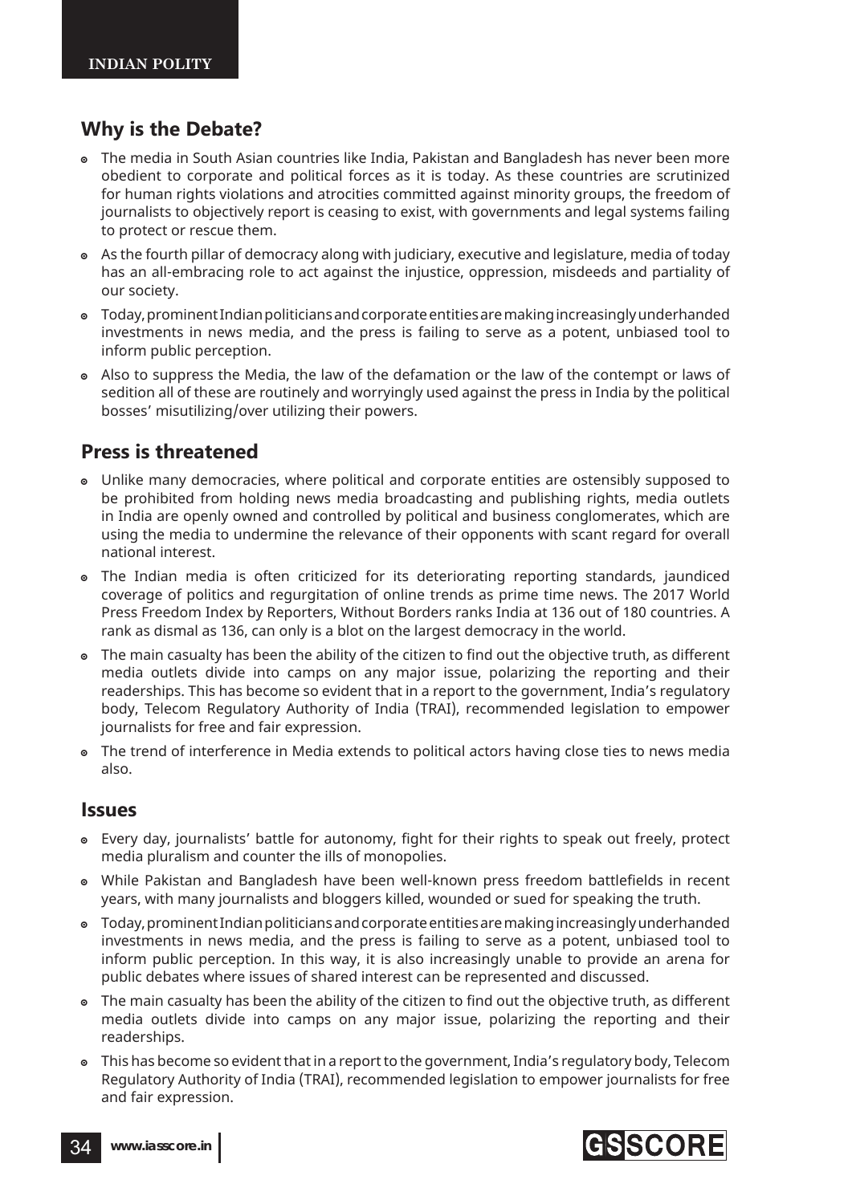## Why is the Debate?

- The media in South Asian countries like India, Pakistan and Bangladesh has never been more obedient to corporate and political forces as it is today. As these countries are scrutinized for human rights violations and atrocities committed against minority groups, the freedom of journalists to objectively report is ceasing to exist, with governments and legal systems failing to protect or rescue them.
- As the fourth pillar of democracy along with judiciary, executive and legislature, media of today has an all-embracing role to act against the injustice, oppression, misdeeds and partiality of our society.
- Today, prominent Indian politicians and corporate entities are making increasingly underhanded investments in news media, and the press is failing to serve as a potent, unbiased tool to inform public perception.
- Also to suppress the Media, the law of the defamation or the law of the contempt or laws of sedition all of these are routinely and worryingly used against the press in India by the political bosses' misutilizing/over utilizing their powers.

## Press is threatened

- Unlike many democracies, where political and corporate entities are ostensibly supposed to be prohibited from holding news media broadcasting and publishing rights, media outlets in India are openly owned and controlled by political and business conglomerates, which are using the media to undermine the relevance of their opponents with scant regard for overall national interest.
- The Indian media is often criticized for its deteriorating reporting standards, jaundiced coverage of politics and regurgitation of online trends as prime time news. The 2017 World Press Freedom Index by Reporters, Without Borders ranks India at 136 out of 180 countries. A rank as dismal as 136, can only is a blot on the largest democracy in the world.
- The main casualty has been the ability of the citizen to find out the objective truth, as different media outlets divide into camps on any major issue, polarizing the reporting and their readerships. This has become so evident that in a report to the government, India's regulatory body, Telecom Regulatory Authority of India (TRAI), recommended legislation to empower journalists for free and fair expression.
- The trend of interference in Media extends to political actors having close ties to news media also.

## Issues

- Every day, journalists' battle for autonomy, fight for their rights to speak out freely, protect media pluralism and counter the ills of monopolies.
- While Pakistan and Bangladesh have been well-known press freedom battlefields in recent years, with many journalists and bloggers killed, wounded or sued for speaking the truth.
- Today, prominent Indian politicians and corporate entities are making increasingly underhanded investments in news media, and the press is failing to serve as a potent, unbiased tool to inform public perception. In this way, it is also increasingly unable to provide an arena for public debates where issues of shared interest can be represented and discussed.
- The main casualty has been the ability of the citizen to find out the objective truth, as different media outlets divide into camps on any major issue, polarizing the reporting and their readerships.
- This has become so evident that in a report to the government, India's regulatory body, Telecom Regulatory Authority of India (TRAI), recommended legislation to empower journalists for free and fair expression.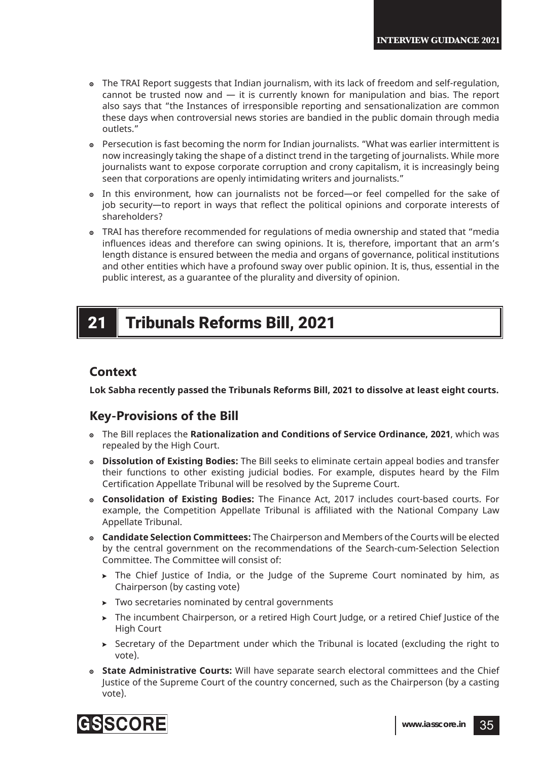- The TRAI Report suggests that Indian journalism, with its lack of freedom and self-regulation, cannot be trusted now and — it is currently known for manipulation and bias. The report also says that "the Instances of irresponsible reporting and sensationalization are common these days when controversial news stories are bandied in the public domain through media outlets."
- Persecution is fast becoming the norm for Indian journalists. "What was earlier intermittent is now increasingly taking the shape of a distinct trend in the targeting of journalists. While more journalists want to expose corporate corruption and crony capitalism, it is increasingly being seen that corporations are openly intimidating writers and journalists."
- In this environment, how can journalists not be forced—or feel compelled for the sake of job security—to report in ways that reflect the political opinions and corporate interests of shareholders?
- TRAI has therefore recommended for regulations of media ownership and stated that "media influences ideas and therefore can swing opinions. It is, therefore, important that an arm's length distance is ensured between the media and organs of governance, political institutions and other entities which have a profound sway over public opinion. It is, thus, essential in the public interest, as a guarantee of the plurality and diversity of opinion.

# 21 Tribunals Reforms Bill, 2021

## Context

**Lok Sabha recently passed the Tribunals Reforms Bill, 2021 to dissolve at least eight courts.**

## Key-Provisions of the Bill

- The Bill replaces the **Rationalization and Conditions of Service Ordinance, 2021**, which was repealed by the High Court.
- **Dissolution of Existing Bodies:** The Bill seeks to eliminate certain appeal bodies and transfer their functions to other existing judicial bodies. For example, disputes heard by the Film Certification Appellate Tribunal will be resolved by the Supreme Court.
- **Consolidation of Existing Bodies:** The Finance Act, 2017 includes court-based courts. For example, the Competition Appellate Tribunal is affiliated with the National Company Law Appellate Tribunal.
- **Candidate Selection Committees:** The Chairperson and Members of the Courts will be elected by the central government on the recommendations of the Search-cum-Selection Selection Committee. The Committee will consist of:
    - The Chief Justice of India, or the Judge of the Supreme Court nominated by him, as Chairperson (by casting vote)
    - Two secretaries nominated by central governments
    - The incumbent Chairperson, or a retired High Court Judge, or a retired Chief Justice of the High Court
    - Secretary of the Department under which the Tribunal is located (excluding the right to vote).
- **State Administrative Courts:** Will have separate search electoral committees and the Chief Justice of the Supreme Court of the country concerned, such as the Chairperson (by a casting vote).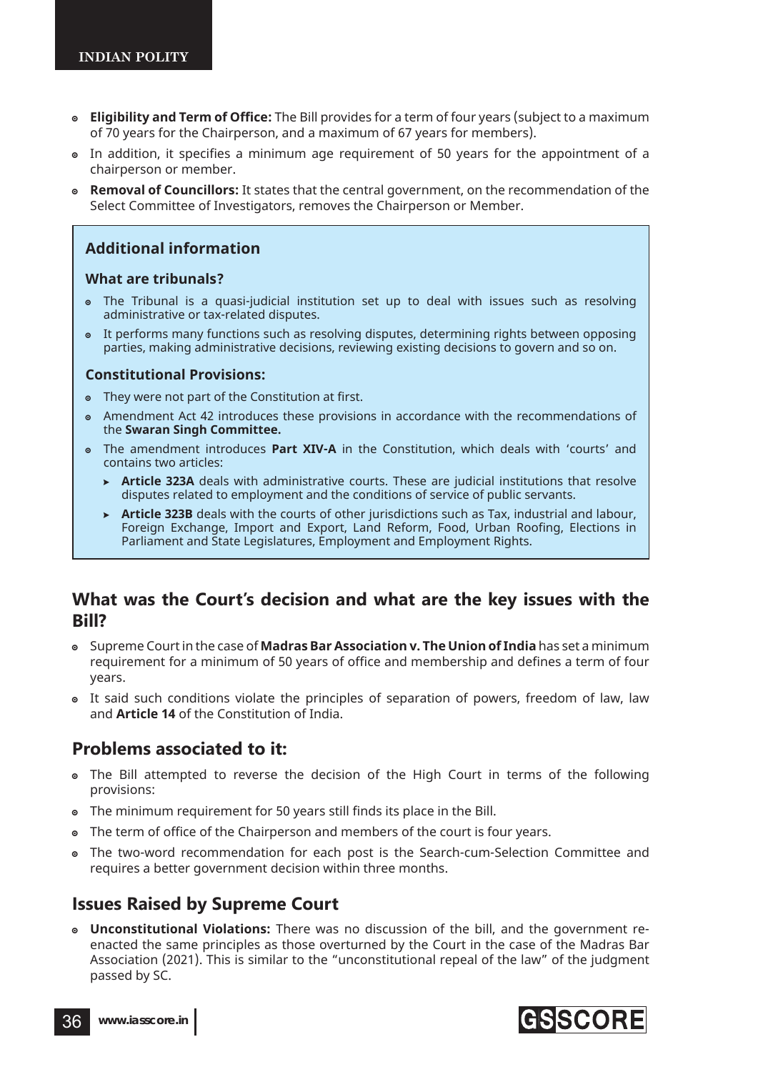- **Eligibility and Term of Office:** The Bill provides for a term of four years (subject to a maximum of 70 years for the Chairperson, and a maximum of 67 years for members).
- In addition, it specifies a minimum age requirement of 50 years for the appointment of a chairperson or member.
- **Removal of Councillors:** It states that the central government, on the recommendation of the Select Committee of Investigators, removes the Chairperson or Member.

### Additional information

#### What are tribunals?

- The Tribunal is a quasi-judicial institution set up to deal with issues such as resolving administrative or tax-related disputes.
- It performs many functions such as resolving disputes, determining rights between opposing parties, making administrative decisions, reviewing existing decisions to govern and so on.

#### Constitutional Provisions:

- They were not part of the Constitution at first.
- Amendment Act 42 introduces these provisions in accordance with the recommendations of the **Swaran Singh Committee.**
- The amendment introduces **Part XIV-A** in the Constitution, which deals with 'courts' and contains two articles:
  - **Article 323A** deals with administrative courts. These are judicial institutions that resolve disputes related to employment and the conditions of service of public servants.
  - **Article 323B** deals with the courts of other jurisdictions such as Tax, industrial and labour, Foreign Exchange, Import and Export, Land Reform, Food, Urban Roofing, Elections in Parliament and State Legislatures, Employment and Employment Rights.

## What was the Court's decision and what are the key issues with the Bill?

- Supreme Court in the case of **Madras Bar Association v. The Union of India** has set a minimum requirement for a minimum of 50 years of office and membership and defines a term of four years.
- It said such conditions violate the principles of separation of powers, freedom of law, law and **Article 14** of the Constitution of India.

## Problems associated to it:

- The Bill attempted to reverse the decision of the High Court in terms of the following provisions:
- The minimum requirement for 50 years still finds its place in the Bill.
- The term of office of the Chairperson and members of the court is four years.
- The two-word recommendation for each post is the Search-cum-Selection Committee and requires a better government decision within three months.

## Issues Raised by Supreme Court

- **Unconstitutional Violations:** There was no discussion of the bill, and the government re-enacted the same principles as those overturned by the Court in the case of the Madras Bar Association (2021). This is similar to the "unconstitutional repeal of the law" of the judgment passed by SC.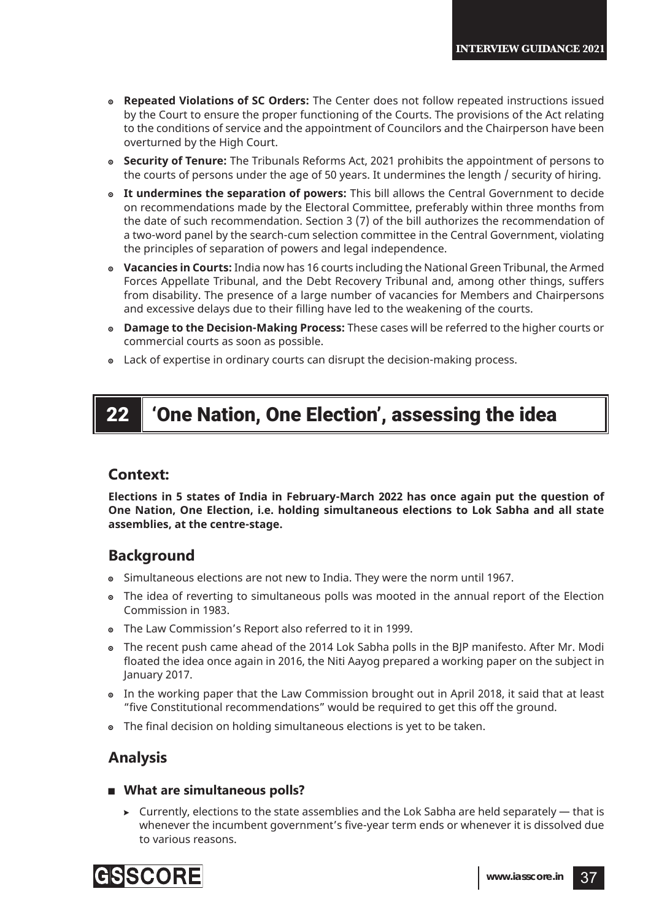- **Repeated Violations of SC Orders:** The Center does not follow repeated instructions issued by the Court to ensure the proper functioning of the Courts. The provisions of the Act relating to the conditions of service and the appointment of Councilors and the Chairperson have been overturned by the High Court.
- **Security of Tenure:** The Tribunals Reforms Act, 2021 prohibits the appointment of persons to the courts of persons under the age of 50 years. It undermines the length / security of hiring.
- **It undermines the separation of powers:** This bill allows the Central Government to decide on recommendations made by the Electoral Committee, preferably within three months from the date of such recommendation. Section 3 (7) of the bill authorizes the recommendation of a two-word panel by the search-cum selection committee in the Central Government, violating the principles of separation of powers and legal independence.
- **Vacancies in Courts:** India now has 16 courts including the National Green Tribunal, the Armed Forces Appellate Tribunal, and the Debt Recovery Tribunal and, among other things, suffers from disability. The presence of a large number of vacancies for Members and Chairpersons and excessive delays due to their filling have led to the weakening of the courts.
- **Damage to the Decision-Making Process:** These cases will be referred to the higher courts or commercial courts as soon as possible.
- Lack of expertise in ordinary courts can disrupt the decision-making process.

# 22 'One Nation, One Election', assessing the idea

## Context:

**Elections in 5 states of India in February-March 2022 has once again put the question of One Nation, One Election, i.e. holding simultaneous elections to Lok Sabha and all state assemblies, at the centre-stage.**

## Background

- Simultaneous elections are not new to India. They were the norm until 1967.
- The idea of reverting to simultaneous polls was mooted in the annual report of the Election Commission in 1983.
- The Law Commission's Report also referred to it in 1999.
- The recent push came ahead of the 2014 Lok Sabha polls in the BJP manifesto. After Mr. Modi floated the idea once again in 2016, the Niti Aayog prepared a working paper on the subject in January 2017.
- In the working paper that the Law Commission brought out in April 2018, it said that at least "five Constitutional recommendations" would be required to get this off the ground.
- The final decision on holding simultaneous elections is yet to be taken.

## Analysis

- **What are simultaneous polls?**
  - Currently, elections to the state assemblies and the Lok Sabha are held separately — that is whenever the incumbent government's five-year term ends or whenever it is dissolved due to various reasons.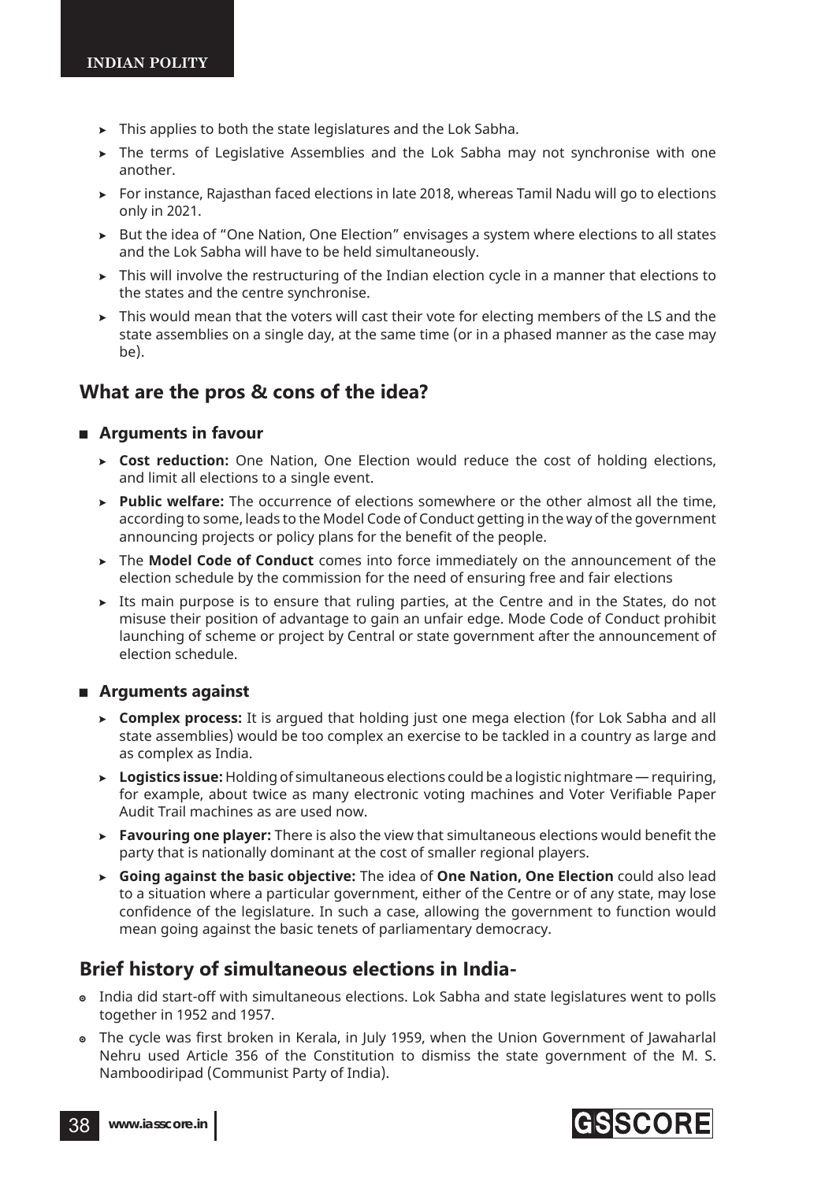- This applies to both the state legislatures and the Lok Sabha.
- The terms of Legislative Assemblies and the Lok Sabha may not synchronise with one another.
- For instance, Rajasthan faced elections in late 2018, whereas Tamil Nadu will go to elections only in 2021.
- But the idea of "One Nation, One Election" envisages a system where elections to all states and the Lok Sabha will have to be held simultaneously.
- This will involve the restructuring of the Indian election cycle in a manner that elections to the states and the centre synchronise.
- This would mean that the voters will cast their vote for electing members of the LS and the state assemblies on a single day, at the same time (or in a phased manner as the case may be).

## What are the pros & cons of the idea?

### Arguments in favour

- **Cost reduction:** One Nation, One Election would reduce the cost of holding elections, and limit all elections to a single event.
- **Public welfare:** The occurrence of elections somewhere or the other almost all the time, according to some, leads to the Model Code of Conduct getting in the way of the government announcing projects or policy plans for the benefit of the people.
- The **Model Code of Conduct** comes into force immediately on the announcement of the election schedule by the commission for the need of ensuring free and fair elections
- Its main purpose is to ensure that ruling parties, at the Centre and in the States, do not misuse their position of advantage to gain an unfair edge. Mode Code of Conduct prohibit launching of scheme or project by Central or state government after the announcement of election schedule.

### Arguments against

- **Complex process:** It is argued that holding just one mega election (for Lok Sabha and all state assemblies) would be too complex an exercise to be tackled in a country as large and as complex as India.
- **Logistics issue:** Holding of simultaneous elections could be a logistic nightmare — requiring, for example, about twice as many electronic voting machines and Voter Verifiable Paper Audit Trail machines as are used now.
- **Favouring one player:** There is also the view that simultaneous elections would benefit the party that is nationally dominant at the cost of smaller regional players.
- **Going against the basic objective:** The idea of **One Nation, One Election** could also lead to a situation where a particular government, either of the Centre or of any state, may lose confidence of the legislature. In such a case, allowing the government to function would mean going against the basic tenets of parliamentary democracy.

## Brief history of simultaneous elections in India-

- India did start-off with simultaneous elections. Lok Sabha and state legislatures went to polls together in 1952 and 1957.
- The cycle was first broken in Kerala, in July 1959, when the Union Government of Jawaharlal Nehru used Article 356 of the Constitution to dismiss the state government of the M. S. Namboodiripad (Communist Party of India).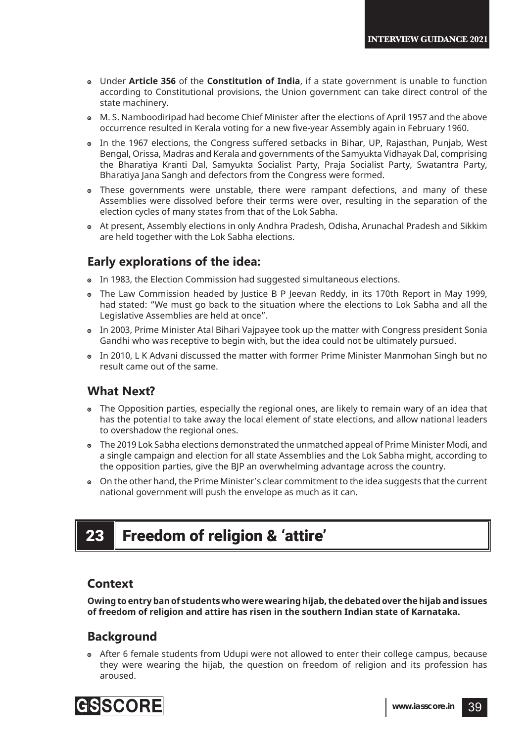- Under **Article 356** of the **Constitution of India**, if a state government is unable to function according to Constitutional provisions, the Union government can take direct control of the state machinery.
- M. S. Namboodiripad had become Chief Minister after the elections of April 1957 and the above occurrence resulted in Kerala voting for a new five-year Assembly again in February 1960.
- In the 1967 elections, the Congress suffered setbacks in Bihar, UP, Rajasthan, Punjab, West Bengal, Orissa, Madras and Kerala and governments of the Samyukta Vidhayak Dal, comprising the Bharatiya Kranti Dal, Samyukta Socialist Party, Praja Socialist Party, Swatantra Party, Bharatiya Jana Sangh and defectors from the Congress were formed.
- These governments were unstable, there were rampant defections, and many of these Assemblies were dissolved before their terms were over, resulting in the separation of the election cycles of many states from that of the Lok Sabha.
- At present, Assembly elections in only Andhra Pradesh, Odisha, Arunachal Pradesh and Sikkim are held together with the Lok Sabha elections.

### Early explorations of the idea:

- In 1983, the Election Commission had suggested simultaneous elections.
- The Law Commission headed by Justice B P Jeevan Reddy, in its 170th Report in May 1999, had stated: "We must go back to the situation where the elections to Lok Sabha and all the Legislative Assemblies are held at once".
- In 2003, Prime Minister Atal Bihari Vajpayee took up the matter with Congress president Sonia Gandhi who was receptive to begin with, but the idea could not be ultimately pursued.
- In 2010, L K Advani discussed the matter with former Prime Minister Manmohan Singh but no result came out of the same.

### What Next?

- The Opposition parties, especially the regional ones, are likely to remain wary of an idea that has the potential to take away the local element of state elections, and allow national leaders to overshadow the regional ones.
- The 2019 Lok Sabha elections demonstrated the unmatched appeal of Prime Minister Modi, and a single campaign and election for all state Assemblies and the Lok Sabha might, according to the opposition parties, give the BJP an overwhelming advantage across the country.
- On the other hand, the Prime Minister's clear commitment to the idea suggests that the current national government will push the envelope as much as it can.

## 23 Freedom of religion & 'attire'

### Context

**Owing to entry ban of students who were wearing hijab, the debated over the hijab and issues of freedom of religion and attire has risen in the southern Indian state of Karnataka.**

### Background

- After 6 female students from Udupi were not allowed to enter their college campus, because they were wearing the hijab, the question on freedom of religion and its profession has aroused.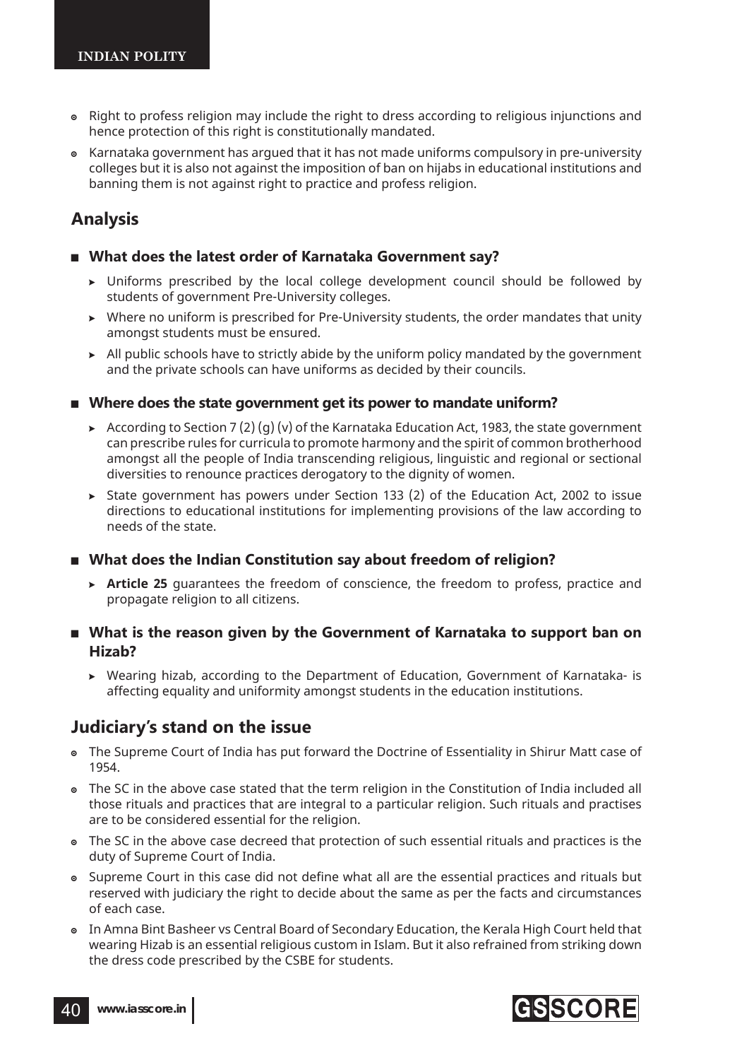- Right to profess religion may include the right to dress according to religious injunctions and hence protection of this right is constitutionally mandated.
- Karnataka government has argued that it has not made uniforms compulsory in pre-university colleges but it is also not against the imposition of ban on hijabs in educational institutions and banning them is not against right to practice and profess religion.

## Analysis

- **What does the latest order of Karnataka Government say?**
  - Uniforms prescribed by the local college development council should be followed by students of government Pre-University colleges.
  - Where no uniform is prescribed for Pre-University students, the order mandates that unity amongst students must be ensured.
  - All public schools have to strictly abide by the uniform policy mandated by the government and the private schools can have uniforms as decided by their councils.

- **Where does the state government get its power to mandate uniform?**
  - According to Section 7 (2) (g) (v) of the Karnataka Education Act, 1983, the state government can prescribe rules for curricula to promote harmony and the spirit of common brotherhood amongst all the people of India transcending religious, linguistic and regional or sectional diversities to renounce practices derogatory to the dignity of women.
  - State government has powers under Section 133 (2) of the Education Act, 2002 to issue directions to educational institutions for implementing provisions of the law according to needs of the state.

- **What does the Indian Constitution say about freedom of religion?**
  - **Article 25** guarantees the freedom of conscience, the freedom to profess, practice and propagate religion to all citizens.

- **What is the reason given by the Government of Karnataka to support ban on Hizab?**
  - Wearing hizab, according to the Department of Education, Government of Karnataka- is affecting equality and uniformity amongst students in the education institutions.

## Judiciary's stand on the issue

- The Supreme Court of India has put forward the Doctrine of Essentiality in Shirur Matt case of 1954.
- The SC in the above case stated that the term religion in the Constitution of India included all those rituals and practices that are integral to a particular religion. Such rituals and practises are to be considered essential for the religion.
- The SC in the above case decreed that protection of such essential rituals and practices is the duty of Supreme Court of India.
- Supreme Court in this case did not define what all are the essential practices and rituals but reserved with judiciary the right to decide about the same as per the facts and circumstances of each case.
- In Amna Bint Basheer vs Central Board of Secondary Education, the Kerala High Court held that wearing Hizab is an essential religious custom in Islam. But it also refrained from striking down the dress code prescribed by the CSBE for students.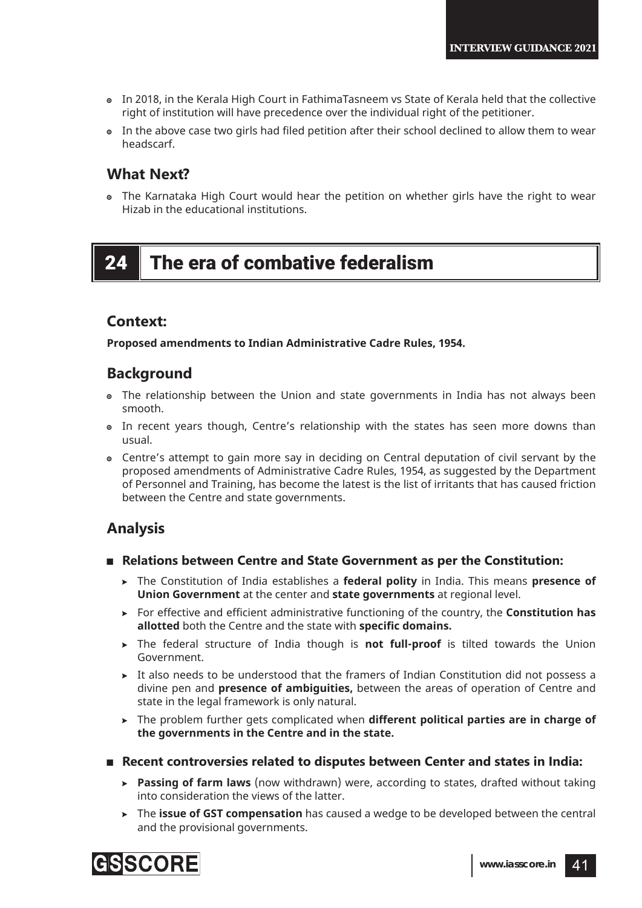- In 2018, in the Kerala High Court in FathimaTasneem vs State of Kerala held that the collective right of institution will have precedence over the individual right of the petitioner.
- In the above case two girls had filed petition after their school declined to allow them to wear headscarf.

### What Next?

- The Karnataka High Court would hear the petition on whether girls have the right to wear Hizab in the educational institutions.

## 24 The era of combative federalism

### Context:

**Proposed amendments to Indian Administrative Cadre Rules, 1954.**

### Background

- The relationship between the Union and state governments in India has not always been smooth.
- In recent years though, Centre's relationship with the states has seen more downs than usual.
- Centre's attempt to gain more say in deciding on Central deputation of civil servant by the proposed amendments of Administrative Cadre Rules, 1954, as suggested by the Department of Personnel and Training, has become the latest is the list of irritants that has caused friction between the Centre and state governments.

### Analysis

- **Relations between Centre and State Government as per the Constitution:**
  - The Constitution of India establishes a **federal polity** in India. This means **presence of Union Government** at the center and **state governments** at regional level.
  - For effective and efficient administrative functioning of the country, the **Constitution has allotted** both the Centre and the state with **specific domains.**
  - The federal structure of India though is **not full-proof** is tilted towards the Union Government.
  - It also needs to be understood that the framers of Indian Constitution did not possess a divine pen and **presence of ambiguities,** between the areas of operation of Centre and state in the legal framework is only natural.
  - The problem further gets complicated when **different political parties are in charge of the governments in the Centre and in the state.**
- **Recent controversies related to disputes between Center and states in India:**
  - **Passing of farm laws** (now withdrawn) were, according to states, drafted without taking into consideration the views of the latter.
  - The **issue of GST compensation** has caused a wedge to be developed between the central and the provisional governments.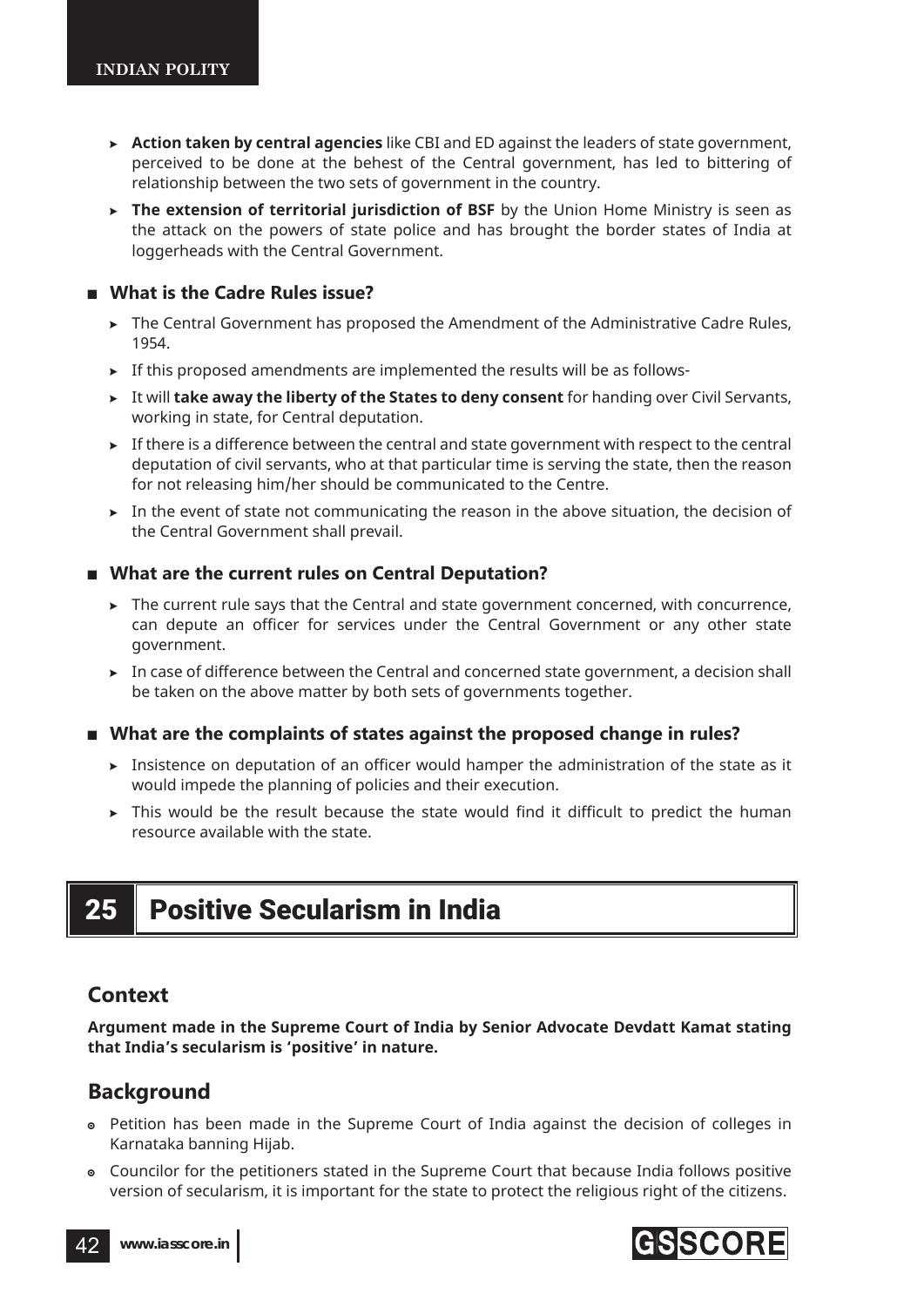- **Action taken by central agencies** like CBI and ED against the leaders of state government, perceived to be done at the behest of the Central government, has led to bittering of relationship between the two sets of government in the country.
- **The extension of territorial jurisdiction of BSF** by the Union Home Ministry is seen as the attack on the powers of state police and has brought the border states of India at loggerheads with the Central Government.

### What is the Cadre Rules issue?

- The Central Government has proposed the Amendment of the Administrative Cadre Rules, 1954.
- If this proposed amendments are implemented the results will be as follows-
- It will **take away the liberty of the States to deny consent** for handing over Civil Servants, working in state, for Central deputation.
- If there is a difference between the central and state government with respect to the central deputation of civil servants, who at that particular time is serving the state, then the reason for not releasing him/her should be communicated to the Centre.
- In the event of state not communicating the reason in the above situation, the decision of the Central Government shall prevail.

### What are the current rules on Central Deputation?

- The current rule says that the Central and state government concerned, with concurrence, can depute an officer for services under the Central Government or any other state government.
- In case of difference between the Central and concerned state government, a decision shall be taken on the above matter by both sets of governments together.

### What are the complaints of states against the proposed change in rules?

- Insistence on deputation of an officer would hamper the administration of the state as it would impede the planning of policies and their execution.
- This would be the result because the state would find it difficult to predict the human resource available with the state.

# 25 Positive Secularism in India

## Context

**Argument made in the Supreme Court of India by Senior Advocate Devdatt Kamat stating that India's secularism is 'positive' in nature.**

## Background

- Petition has been made in the Supreme Court of India against the decision of colleges in Karnataka banning Hijab.
- Councilor for the petitioners stated in the Supreme Court that because India follows positive version of secularism, it is important for the state to protect the religious right of the citizens.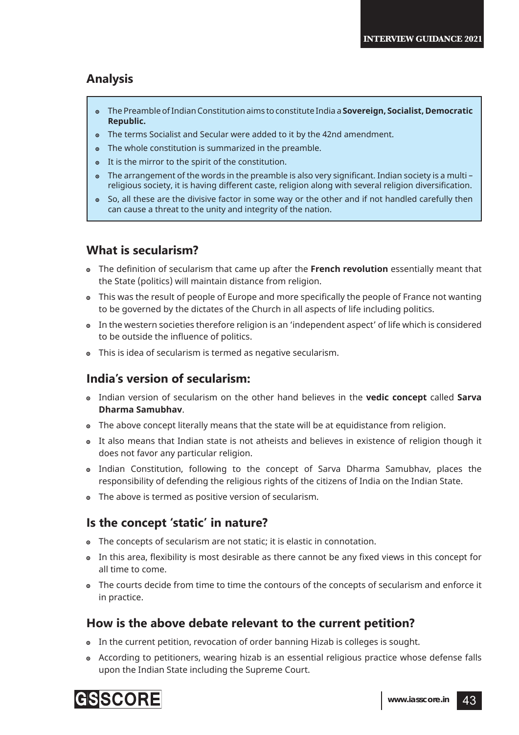## Analysis

- The Preamble of Indian Constitution aims to constitute India a **Sovereign, Socialist, Democratic Republic.**
- The terms Socialist and Secular were added to it by the 42nd amendment.
- The whole constitution is summarized in the preamble.
- It is the mirror to the spirit of the constitution.
- The arrangement of the words in the preamble is also very significant. Indian society is a multi – religious society, it is having different caste, religion along with several religion diversification.
- So, all these are the divisive factor in some way or the other and if not handled carefully then can cause a threat to the unity and integrity of the nation.

## What is secularism?

- The definition of secularism that came up after the **French revolution** essentially meant that the State (politics) will maintain distance from religion.
- This was the result of people of Europe and more specifically the people of France not wanting to be governed by the dictates of the Church in all aspects of life including politics.
- In the western societies therefore religion is an 'independent aspect' of life which is considered to be outside the influence of politics.
- This is idea of secularism is termed as negative secularism.

## India's version of secularism:

- Indian version of secularism on the other hand believes in the **vedic concept** called **Sarva Dharma Samubhav**.
- The above concept literally means that the state will be at equidistance from religion.
- It also means that Indian state is not atheists and believes in existence of religion though it does not favor any particular religion.
- Indian Constitution, following to the concept of Sarva Dharma Samubhav, places the responsibility of defending the religious rights of the citizens of India on the Indian State.
- The above is termed as positive version of secularism.

## Is the concept 'static' in nature?

- The concepts of secularism are not static; it is elastic in connotation.
- In this area, flexibility is most desirable as there cannot be any fixed views in this concept for all time to come.
- The courts decide from time to time the contours of the concepts of secularism and enforce it in practice.

## How is the above debate relevant to the current petition?

- In the current petition, revocation of order banning Hizab is colleges is sought.
- According to petitioners, wearing hizab is an essential religious practice whose defense falls upon the Indian State including the Supreme Court.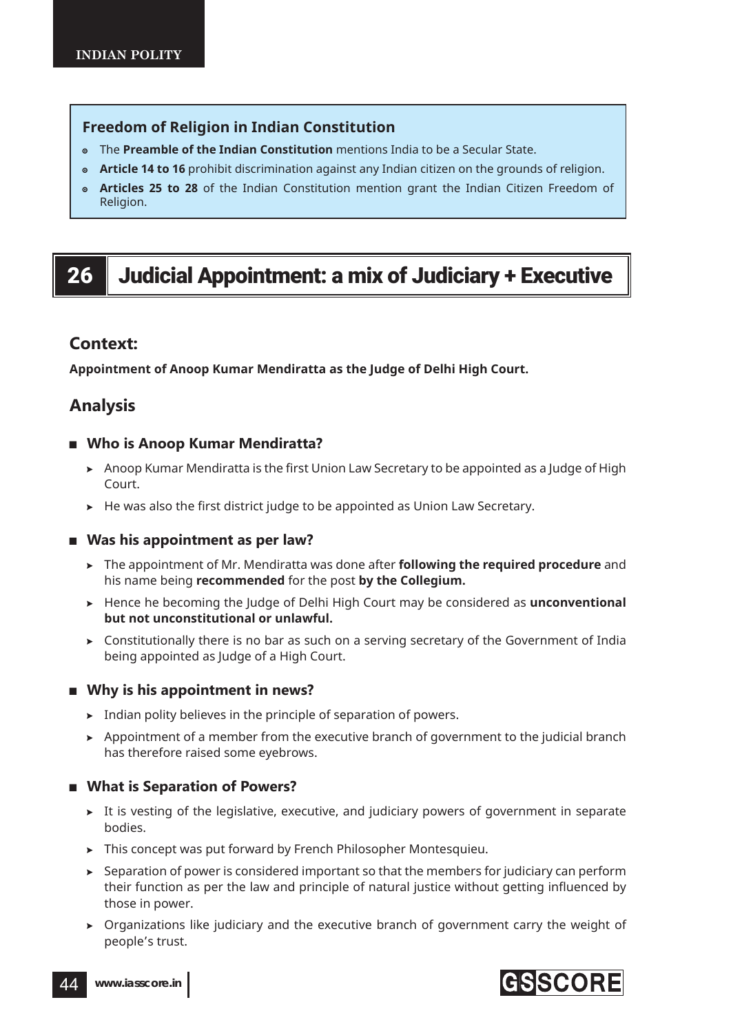### Freedom of Religion in Indian Constitution

- The **Preamble of the Indian Constitution** mentions India to be a Secular State.
- **Article 14 to 16** prohibit discrimination against any Indian citizen on the grounds of religion.
- **Articles 25 to 28** of the Indian Constitution mention grant the Indian Citizen Freedom of Religion.

# 26 Judicial Appointment: a mix of Judiciary + Executive

## Context:

**Appointment of Anoop Kumar Mendiratta as the Judge of Delhi High Court.**

## Analysis

### Who is Anoop Kumar Mendiratta?

- Anoop Kumar Mendiratta is the first Union Law Secretary to be appointed as a Judge of High Court.
- He was also the first district judge to be appointed as Union Law Secretary.

### Was his appointment as per law?

- The appointment of Mr. Mendiratta was done after **following the required procedure** and his name being **recommended** for the post **by the Collegium.**
- Hence he becoming the Judge of Delhi High Court may be considered as **unconventional but not unconstitutional or unlawful.**
- Constitutionally there is no bar as such on a serving secretary of the Government of India being appointed as Judge of a High Court.

### Why is his appointment in news?

- Indian polity believes in the principle of separation of powers.
- Appointment of a member from the executive branch of government to the judicial branch has therefore raised some eyebrows.

### What is Separation of Powers?

- It is vesting of the legislative, executive, and judiciary powers of government in separate bodies.
- This concept was put forward by French Philosopher Montesquieu.
- Separation of power is considered important so that the members for judiciary can perform their function as per the law and principle of natural justice without getting influenced by those in power.
- Organizations like judiciary and the executive branch of government carry the weight of people's trust.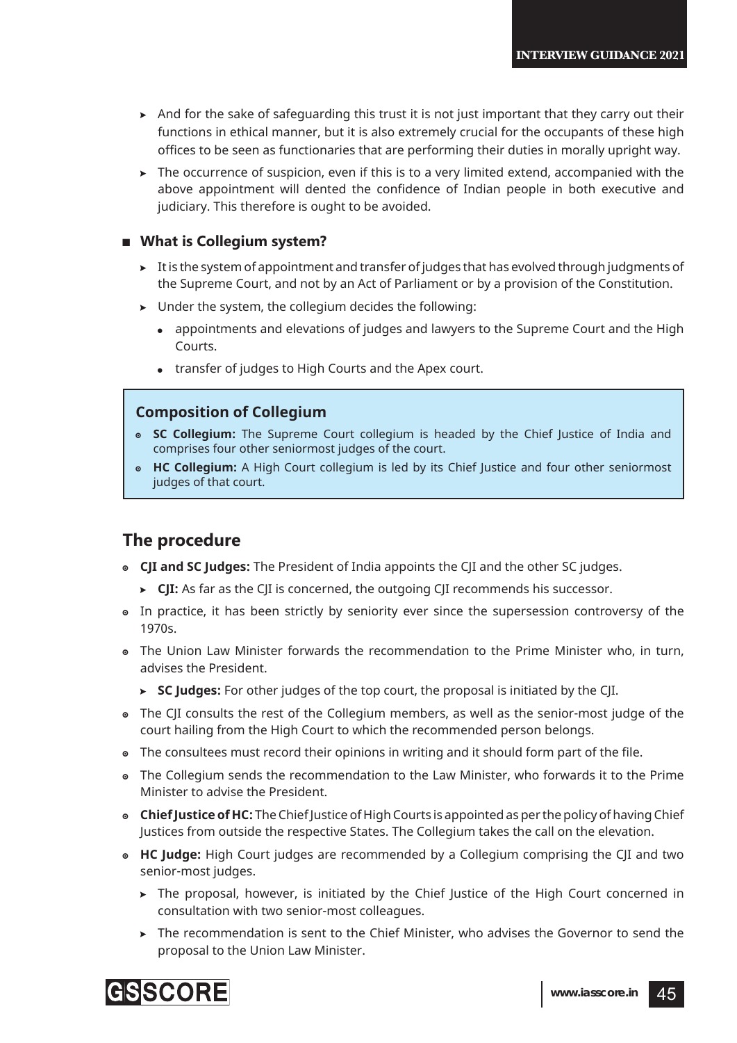- And for the sake of safeguarding this trust it is not just important that they carry out their functions in ethical manner, but it is also extremely crucial for the occupants of these high offices to be seen as functionaries that are performing their duties in morally upright way.
- The occurrence of suspicion, even if this is to a very limited extend, accompanied with the above appointment will dented the confidence of Indian people in both executive and judiciary. This therefore is ought to be avoided.

## What is Collegium system?

- It is the system of appointment and transfer of judges that has evolved through judgments of the Supreme Court, and not by an Act of Parliament or by a provision of the Constitution.
- Under the system, the collegium decides the following:
  - appointments and elevations of judges and lawyers to the Supreme Court and the High Courts.
  - transfer of judges to High Courts and the Apex court.

### Composition of Collegium

- **SC Collegium:** The Supreme Court collegium is headed by the Chief Justice of India and comprises four other seniormost judges of the court.
- **HC Collegium:** A High Court collegium is led by its Chief Justice and four other seniormost judges of that court.

## The procedure

- **CJI and SC Judges:** The President of India appoints the CJI and the other SC judges.
  - **CJI:** As far as the CJI is concerned, the outgoing CJI recommends his successor.
- In practice, it has been strictly by seniority ever since the supersession controversy of the 1970s.
- The Union Law Minister forwards the recommendation to the Prime Minister who, in turn, advises the President.
  - **SC Judges:** For other judges of the top court, the proposal is initiated by the CJI.
- The CJI consults the rest of the Collegium members, as well as the senior-most judge of the court hailing from the High Court to which the recommended person belongs.
- The consultees must record their opinions in writing and it should form part of the file.
- The Collegium sends the recommendation to the Law Minister, who forwards it to the Prime Minister to advise the President.
- **Chief Justice of HC:** The Chief Justice of High Courts is appointed as per the policy of having Chief Justices from outside the respective States. The Collegium takes the call on the elevation.
- **HC Judge:** High Court judges are recommended by a Collegium comprising the CJI and two senior-most judges.
  - The proposal, however, is initiated by the Chief Justice of the High Court concerned in consultation with two senior-most colleagues.
  - The recommendation is sent to the Chief Minister, who advises the Governor to send the proposal to the Union Law Minister.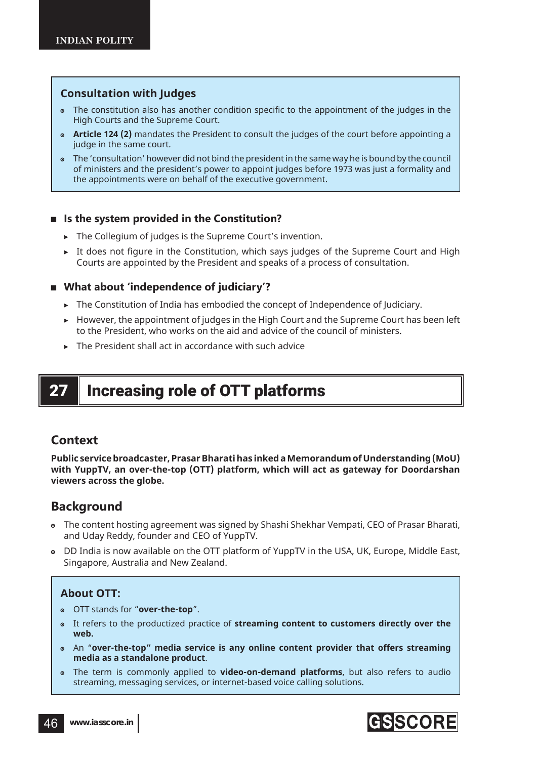### Consultation with Judges

- The constitution also has another condition specific to the appointment of the judges in the High Courts and the Supreme Court.
- **Article 124 (2)** mandates the President to consult the judges of the court before appointing a judge in the same court.
- The 'consultation' however did not bind the president in the same way he is bound by the council of ministers and the president's power to appoint judges before 1973 was just a formality and the appointments were on behalf of the executive government.

### Is the system provided in the Constitution?

- The Collegium of judges is the Supreme Court's invention.
- It does not figure in the Constitution, which says judges of the Supreme Court and High Courts are appointed by the President and speaks of a process of consultation.

### What about 'independence of judiciary'?

- The Constitution of India has embodied the concept of Independence of Judiciary.
- However, the appointment of judges in the High Court and the Supreme Court has been left to the President, who works on the aid and advice of the council of ministers.
- The President shall act in accordance with such advice

# 27 Increasing role of OTT platforms

## Context

**Public service broadcaster, Prasar Bharati has inked a Memorandum of Understanding (MoU) with YuppTV, an over-the-top (OTT) platform, which will act as gateway for Doordarshan viewers across the globe.**

## Background

- The content hosting agreement was signed by Shashi Shekhar Vempati, CEO of Prasar Bharati, and Uday Reddy, founder and CEO of YuppTV.
- DD India is now available on the OTT platform of YuppTV in the USA, UK, Europe, Middle East, Singapore, Australia and New Zealand.

### About OTT:

- OTT stands for "**over-the-top**".
- It refers to the productized practice of **streaming content to customers directly over the web.**
- An "**over-the-top" media service is any online content provider that offers streaming media as a standalone product**.
- The term is commonly applied to **video-on-demand platforms**, but also refers to audio streaming, messaging services, or internet-based voice calling solutions.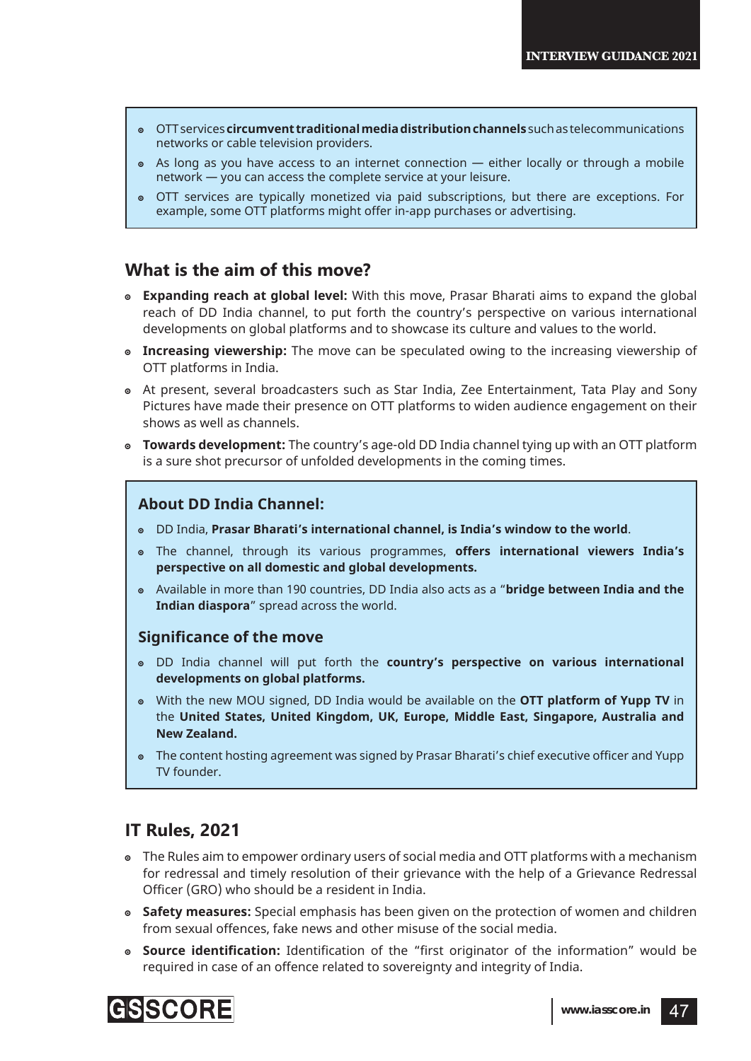- OTT services **circumvent traditional media distribution channels** such as telecommunications networks or cable television providers.
- As long as you have access to an internet connection — either locally or through a mobile network — you can access the complete service at your leisure.
- OTT services are typically monetized via paid subscriptions, but there are exceptions. For example, some OTT platforms might offer in-app purchases or advertising.

## What is the aim of this move?

- **Expanding reach at global level:** With this move, Prasar Bharati aims to expand the global reach of DD India channel, to put forth the country's perspective on various international developments on global platforms and to showcase its culture and values to the world.
- **Increasing viewership:** The move can be speculated owing to the increasing viewership of OTT platforms in India.
- At present, several broadcasters such as Star India, Zee Entertainment, Tata Play and Sony Pictures have made their presence on OTT platforms to widen audience engagement on their shows as well as channels.
- **Towards development:** The country's age-old DD India channel tying up with an OTT platform is a sure shot precursor of unfolded developments in the coming times.

### About DD India Channel:

- DD India, **Prasar Bharati's international channel, is India's window to the world**.
- The channel, through its various programmes, **offers international viewers India's perspective on all domestic and global developments.**
- Available in more than 190 countries, DD India also acts as a "**bridge between India and the Indian diaspora**" spread across the world.

### Significance of the move

- DD India channel will put forth the **country's perspective on various international developments on global platforms.**
- With the new MOU signed, DD India would be available on the **OTT platform of Yupp TV** in the **United States, United Kingdom, UK, Europe, Middle East, Singapore, Australia and New Zealand.**
- The content hosting agreement was signed by Prasar Bharati's chief executive officer and Yupp TV founder.

## IT Rules, 2021

- The Rules aim to empower ordinary users of social media and OTT platforms with a mechanism for redressal and timely resolution of their grievance with the help of a Grievance Redressal Officer (GRO) who should be a resident in India.
- **Safety measures:** Special emphasis has been given on the protection of women and children from sexual offences, fake news and other misuse of the social media.
- **Source identification:** Identification of the "first originator of the information" would be required in case of an offence related to sovereignty and integrity of India.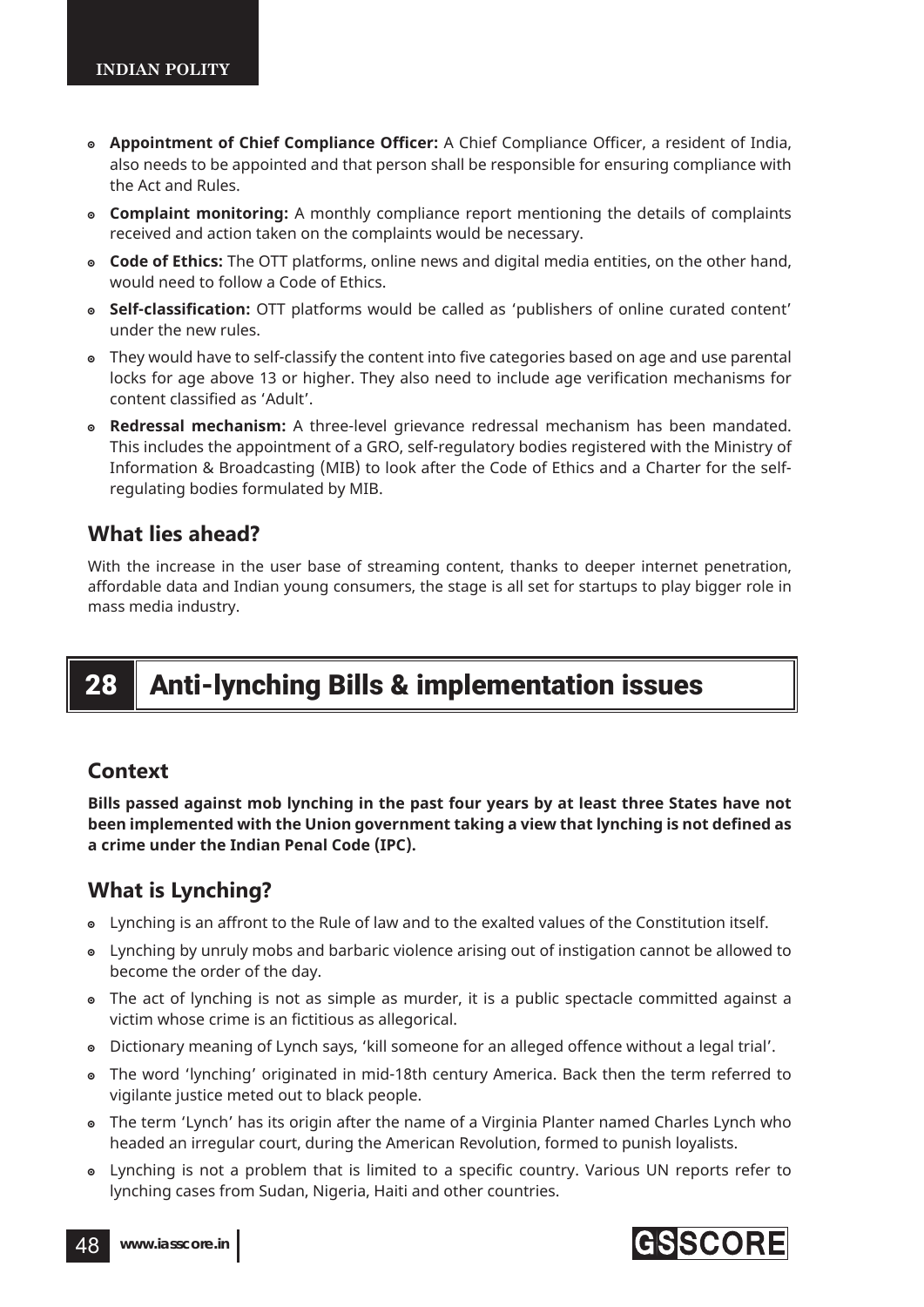- **Appointment of Chief Compliance Officer:** A Chief Compliance Officer, a resident of India, also needs to be appointed and that person shall be responsible for ensuring compliance with the Act and Rules.
- **Complaint monitoring:** A monthly compliance report mentioning the details of complaints received and action taken on the complaints would be necessary.
- **Code of Ethics:** The OTT platforms, online news and digital media entities, on the other hand, would need to follow a Code of Ethics.
- **Self-classification:** OTT platforms would be called as 'publishers of online curated content' under the new rules.
- They would have to self-classify the content into five categories based on age and use parental locks for age above 13 or higher. They also need to include age verification mechanisms for content classified as 'Adult'.
- **Redressal mechanism:** A three-level grievance redressal mechanism has been mandated. This includes the appointment of a GRO, self-regulatory bodies registered with the Ministry of Information & Broadcasting (MIB) to look after the Code of Ethics and a Charter for the self-regulating bodies formulated by MIB.

### What lies ahead?

With the increase in the user base of streaming content, thanks to deeper internet penetration, affordable data and Indian young consumers, the stage is all set for startups to play bigger role in mass media industry.

## 28 Anti-lynching Bills & implementation issues

### Context

**Bills passed against mob lynching in the past four years by at least three States have not been implemented with the Union government taking a view that lynching is not defined as a crime under the Indian Penal Code (IPC).**

### What is Lynching?

- Lynching is an affront to the Rule of law and to the exalted values of the Constitution itself.
- Lynching by unruly mobs and barbaric violence arising out of instigation cannot be allowed to become the order of the day.
- The act of lynching is not as simple as murder, it is a public spectacle committed against a victim whose crime is an fictitious as allegorical.
- Dictionary meaning of Lynch says, 'kill someone for an alleged offence without a legal trial'.
- The word 'lynching' originated in mid-18th century America. Back then the term referred to vigilante justice meted out to black people.
- The term 'Lynch' has its origin after the name of a Virginia Planter named Charles Lynch who headed an irregular court, during the American Revolution, formed to punish loyalists.
- Lynching is not a problem that is limited to a specific country. Various UN reports refer to lynching cases from Sudan, Nigeria, Haiti and other countries.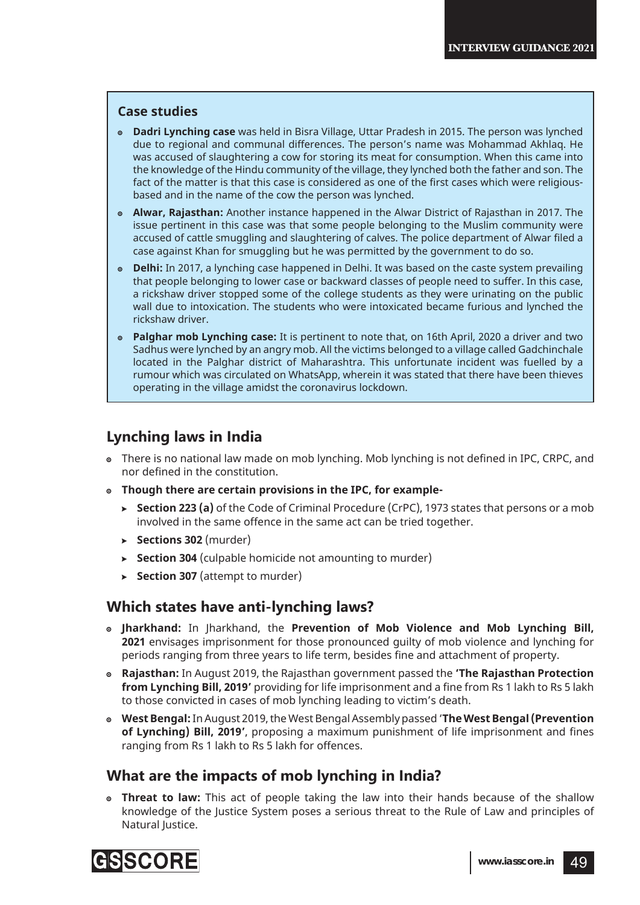### Case studies

- **Dadri Lynching case** was held in Bisra Village, Uttar Pradesh in 2015. The person was lynched due to regional and communal differences. The person's name was Mohammad Akhlaq. He was accused of slaughtering a cow for storing its meat for consumption. When this came into the knowledge of the Hindu community of the village, they lynched both the father and son. The fact of the matter is that this case is considered as one of the first cases which were religious-based and in the name of the cow the person was lynched.
- **Alwar, Rajasthan:** Another instance happened in the Alwar District of Rajasthan in 2017. The issue pertinent in this case was that some people belonging to the Muslim community were accused of cattle smuggling and slaughtering of calves. The police department of Alwar filed a case against Khan for smuggling but he was permitted by the government to do so.
- **Delhi:** In 2017, a lynching case happened in Delhi. It was based on the caste system prevailing that people belonging to lower case or backward classes of people need to suffer. In this case, a rickshaw driver stopped some of the college students as they were urinating on the public wall due to intoxication. The students who were intoxicated became furious and lynched the rickshaw driver.
- **Palghar mob Lynching case:** It is pertinent to note that, on 16th April, 2020 a driver and two Sadhus were lynched by an angry mob. All the victims belonged to a village called Gadchinchale located in the Palghar district of Maharashtra. This unfortunate incident was fuelled by a rumour which was circulated on WhatsApp, wherein it was stated that there have been thieves operating in the village amidst the coronavirus lockdown.

## Lynching laws in India

- There is no national law made on mob lynching. Mob lynching is not defined in IPC, CRPC, and nor defined in the constitution.
- **Though there are certain provisions in the IPC, for example-**
  - **Section 223 (a)** of the Code of Criminal Procedure (CrPC), 1973 states that persons or a mob involved in the same offence in the same act can be tried together.
  - **Sections 302** (murder)
  - **Section 304** (culpable homicide not amounting to murder)
  - **Section 307** (attempt to murder)

## Which states have anti-lynching laws?

- **Jharkhand:** In Jharkhand, the **Prevention of Mob Violence and Mob Lynching Bill, 2021** envisages imprisonment for those pronounced guilty of mob violence and lynching for periods ranging from three years to life term, besides fine and attachment of property.
- **Rajasthan:** In August 2019, the Rajasthan government passed the **'The Rajasthan Protection from Lynching Bill, 2019'** providing for life imprisonment and a fine from Rs 1 lakh to Rs 5 lakh to those convicted in cases of mob lynching leading to victim's death.
- **West Bengal:** In August 2019, the West Bengal Assembly passed '**The West Bengal (Prevention of Lynching) Bill, 2019'**, proposing a maximum punishment of life imprisonment and fines ranging from Rs 1 lakh to Rs 5 lakh for offences.

## What are the impacts of mob lynching in India?

- **Threat to law:** This act of people taking the law into their hands because of the shallow knowledge of the Justice System poses a serious threat to the Rule of Law and principles of Natural Justice.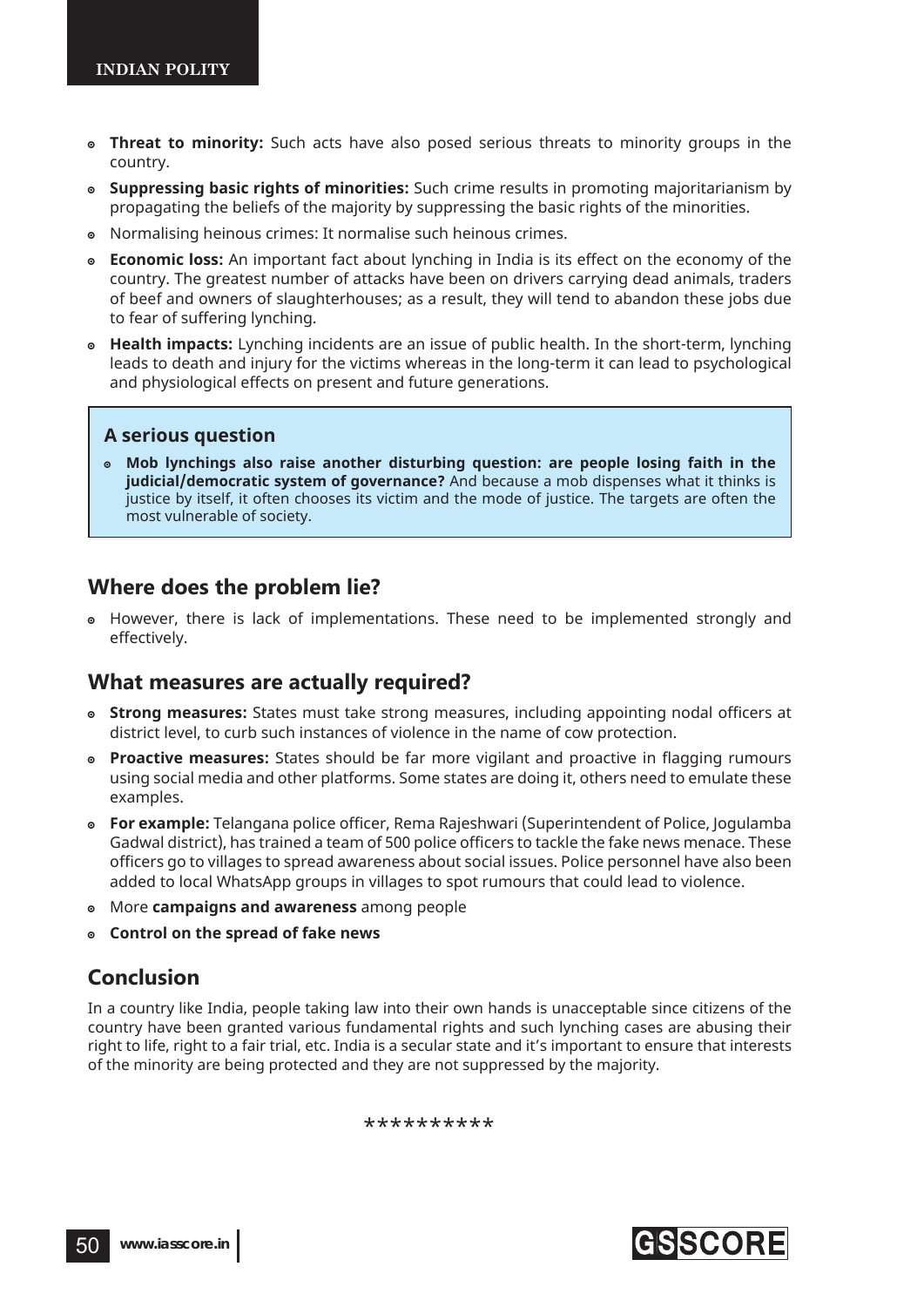- **Threat to minority:** Such acts have also posed serious threats to minority groups in the country.
- **Suppressing basic rights of minorities:** Such crime results in promoting majoritarianism by propagating the beliefs of the majority by suppressing the basic rights of the minorities.
- Normalising heinous crimes: It normalise such heinous crimes.
- **Economic loss:** An important fact about lynching in India is its effect on the economy of the country. The greatest number of attacks have been on drivers carrying dead animals, traders of beef and owners of slaughterhouses; as a result, they will tend to abandon these jobs due to fear of suffering lynching.
- **Health impacts:** Lynching incidents are an issue of public health. In the short-term, lynching leads to death and injury for the victims whereas in the long-term it can lead to psychological and physiological effects on present and future generations.

### A serious question

- **Mob lynchings also raise another disturbing question: are people losing faith in the judicial/democratic system of governance?** And because a mob dispenses what it thinks is justice by itself, it often chooses its victim and the mode of justice. The targets are often the most vulnerable of society.

## Where does the problem lie?

- However, there is lack of implementations. These need to be implemented strongly and effectively.

## What measures are actually required?

- **Strong measures:** States must take strong measures, including appointing nodal officers at district level, to curb such instances of violence in the name of cow protection.
- **Proactive measures:** States should be far more vigilant and proactive in flagging rumours using social media and other platforms. Some states are doing it, others need to emulate these examples.
- **For example:** Telangana police officer, Rema Rajeshwari (Superintendent of Police, Jogulamba Gadwal district), has trained a team of 500 police officers to tackle the fake news menace. These officers go to villages to spread awareness about social issues. Police personnel have also been added to local WhatsApp groups in villages to spot rumours that could lead to violence.
- More **campaigns and awareness** among people
- **Control on the spread of fake news**

## Conclusion

In a country like India, people taking law into their own hands is unacceptable since citizens of the country have been granted various fundamental rights and such lynching cases are abusing their right to life, right to a fair trial, etc. India is a secular state and it's important to ensure that interests of the minority are being protected and they are not suppressed by the majority.

**********